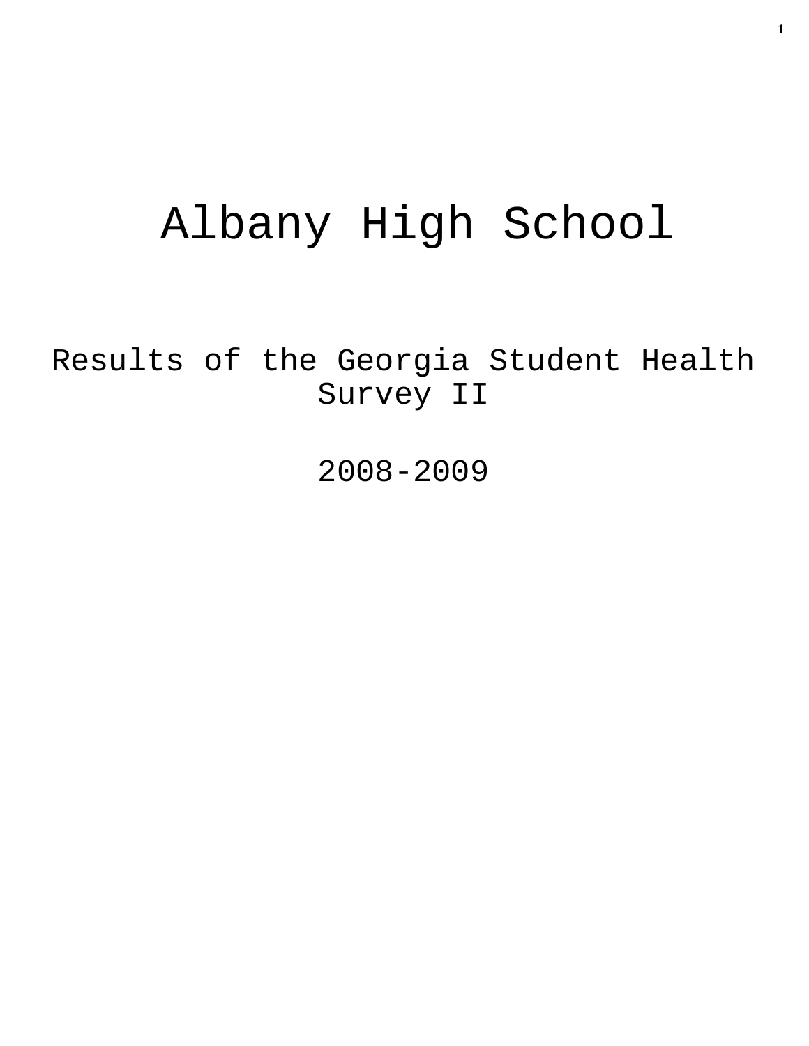# Albany High School

## Results of the Georgia Student Health Survey II

## 2008-2009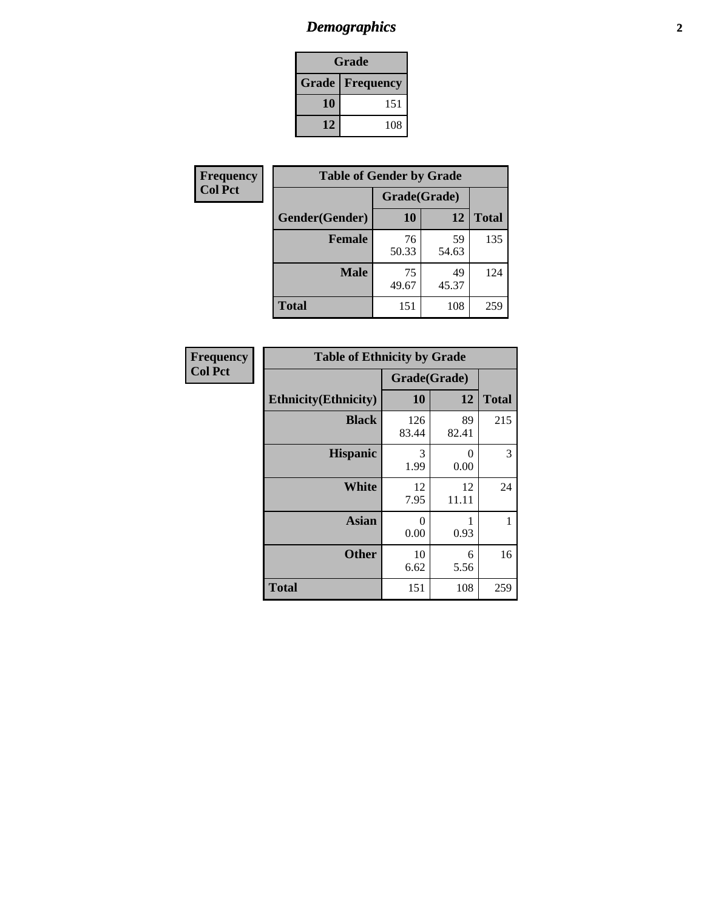## *Demographics*

| Grade | |
|---|---|
| **Grade** | **Frequency** |
| **10** | 151 |
| **12** | 108 |

**Frequency**
**Col Pct**

| Table of Gender by Grade | | | |
|---|---|---|---|
| | Grade(Grade) | | |
| **Gender(Gender)** | **10** | **12** | **Total** |
| **Female** | 76<br>50.33 | 59<br>54.63 | 135 |
| **Male** | 75<br>49.67 | 49<br>45.37 | 124 |
| **Total** | 151 | 108 | 259 |

**Frequency**
**Col Pct**

| Table of Ethnicity by Grade | | | |
|---|---|---|---|
| | Grade(Grade) | | |
| **Ethnicity(Ethnicity)** | **10** | **12** | **Total** |
| **Black** | 126<br>83.44 | 89<br>82.41 | 215 |
| **Hispanic** | 3<br>1.99 | 0<br>0.00 | 3 |
| **White** | 12<br>7.95 | 12<br>11.11 | 24 |
| **Asian** | 0<br>0.00 | 1<br>0.93 | 1 |
| **Other** | 10<br>6.62 | 6<br>5.56 | 16 |
| **Total** | 151 | 108 | 259 |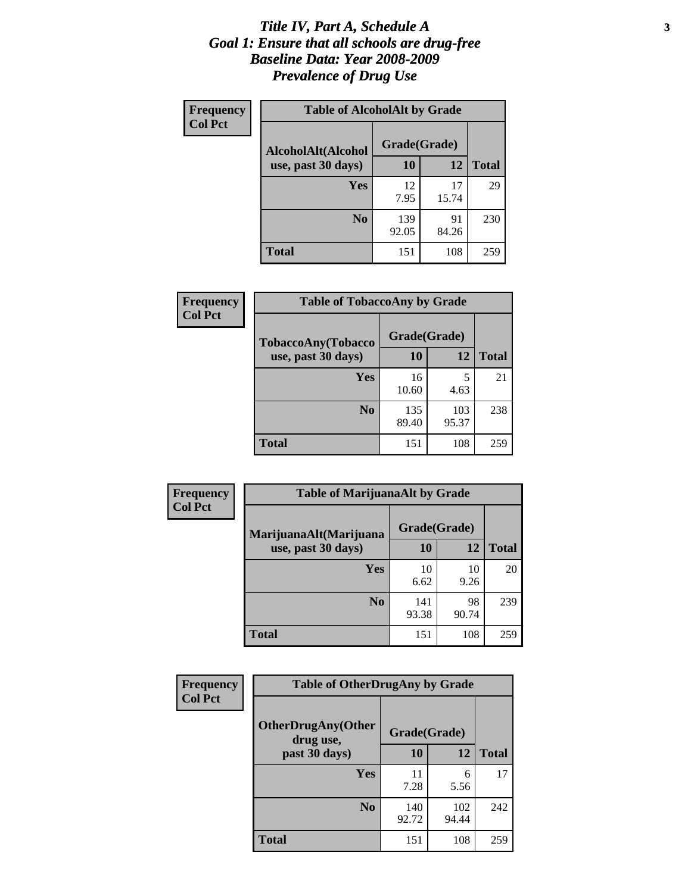# *Title IV, Part A, Schedule A*
## *Goal 1: Ensure that all schools are drug-free*
## *Baseline Data: Year 2008-2009*
## *Prevalence of Drug Use*

**Frequency**
**Col Pct**

**Table of AlcoholAlt by Grade**

| AlcoholAlt(Alcohol use, past 30 days) | Grade(Grade) 10 | 12 | Total |
|---|---|---|---|
| **Yes** | 12<br>7.95 | 17<br>15.74 | 29 |
| **No** | 139<br>92.05 | 91<br>84.26 | 230 |
| **Total** | 151 | 108 | 259 |

**Frequency**
**Col Pct**

**Table of TobaccoAny by Grade**

| TobaccoAny(Tobacco use, past 30 days) | Grade(Grade) 10 | 12 | Total |
|---|---|---|---|
| **Yes** | 16<br>10.60 | 5<br>4.63 | 21 |
| **No** | 135<br>89.40 | 103<br>95.37 | 238 |
| **Total** | 151 | 108 | 259 |

**Frequency**
**Col Pct**

**Table of MarijuanaAlt by Grade**

| MarijuanaAlt(Marijuana use, past 30 days) | Grade(Grade) 10 | 12 | Total |
|---|---|---|---|
| **Yes** | 10<br>6.62 | 10<br>9.26 | 20 |
| **No** | 141<br>93.38 | 98<br>90.74 | 239 |
| **Total** | 151 | 108 | 259 |

**Frequency**
**Col Pct**

**Table of OtherDrugAny by Grade**

| OtherDrugAny(Other drug use, past 30 days) | Grade(Grade) 10 | 12 | Total |
|---|---|---|---|
| **Yes** | 11<br>7.28 | 6<br>5.56 | 17 |
| **No** | 140<br>92.72 | 102<br>94.44 | 242 |
| **Total** | 151 | 108 | 259 |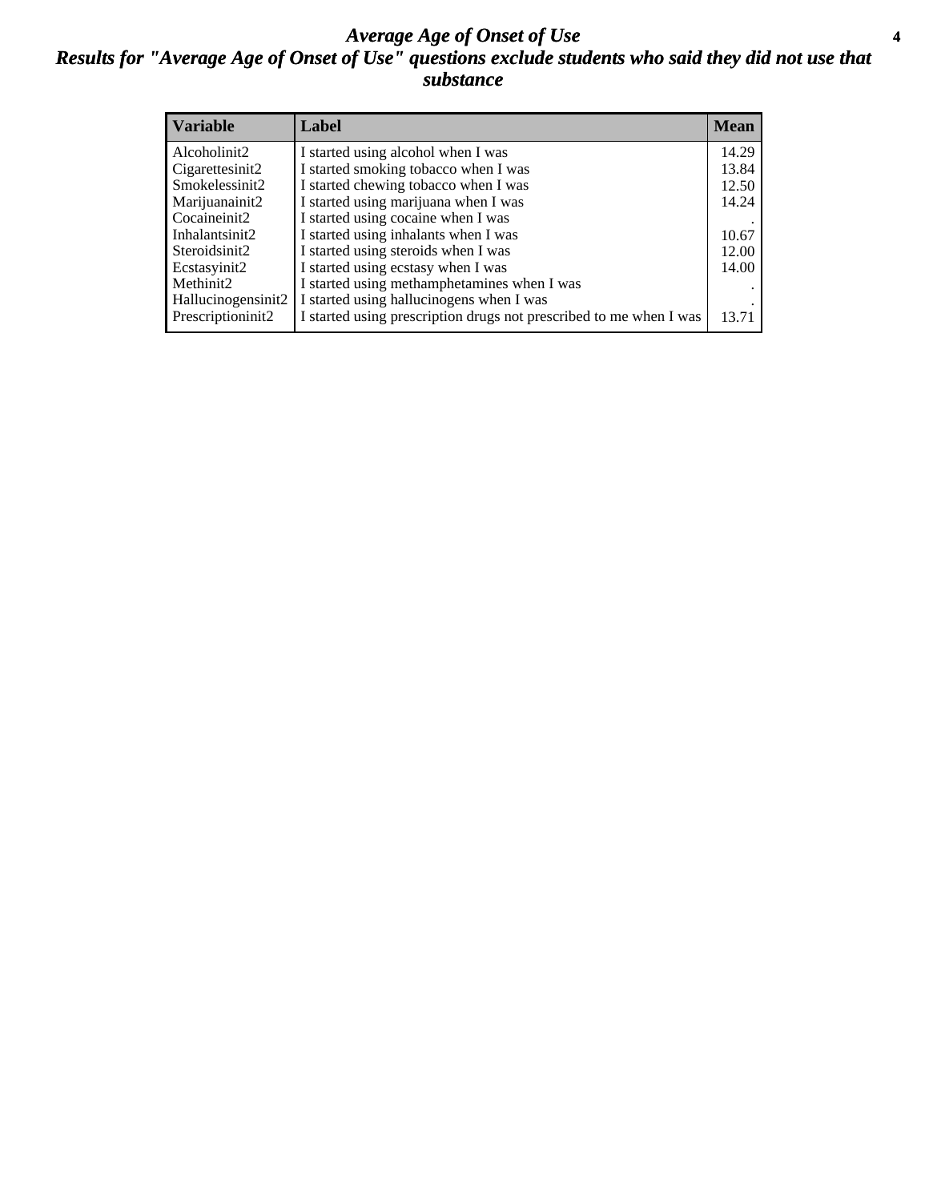# *Average Age of Onset of Use*

## *Results for "Average Age of Onset of Use" questions exclude students who said they did not use that substance*

| Variable | Label | Mean |
|---|---|---|
| Alcoholinit2 | I started using alcohol when I was | 14.29 |
| Cigarettesinit2 | I started smoking tobacco when I was | 13.84 |
| Smokelessinit2 | I started chewing tobacco when I was | 12.50 |
| Marijuanainit2 | I started using marijuana when I was | 14.24 |
| Cocaineinit2 | I started using cocaine when I was | . |
| Inhalantsinit2 | I started using inhalants when I was | 10.67 |
| Steroidsinit2 | I started using steroids when I was | 12.00 |
| Ecstasyinit2 | I started using ecstasy when I was | 14.00 |
| Methinit2 | I started using methamphetamines when I was | . |
| Hallucinogensinit2 | I started using hallucinogens when I was | . |
| Prescriptioninit2 | I started using prescription drugs not prescribed to me when I was | 13.71 |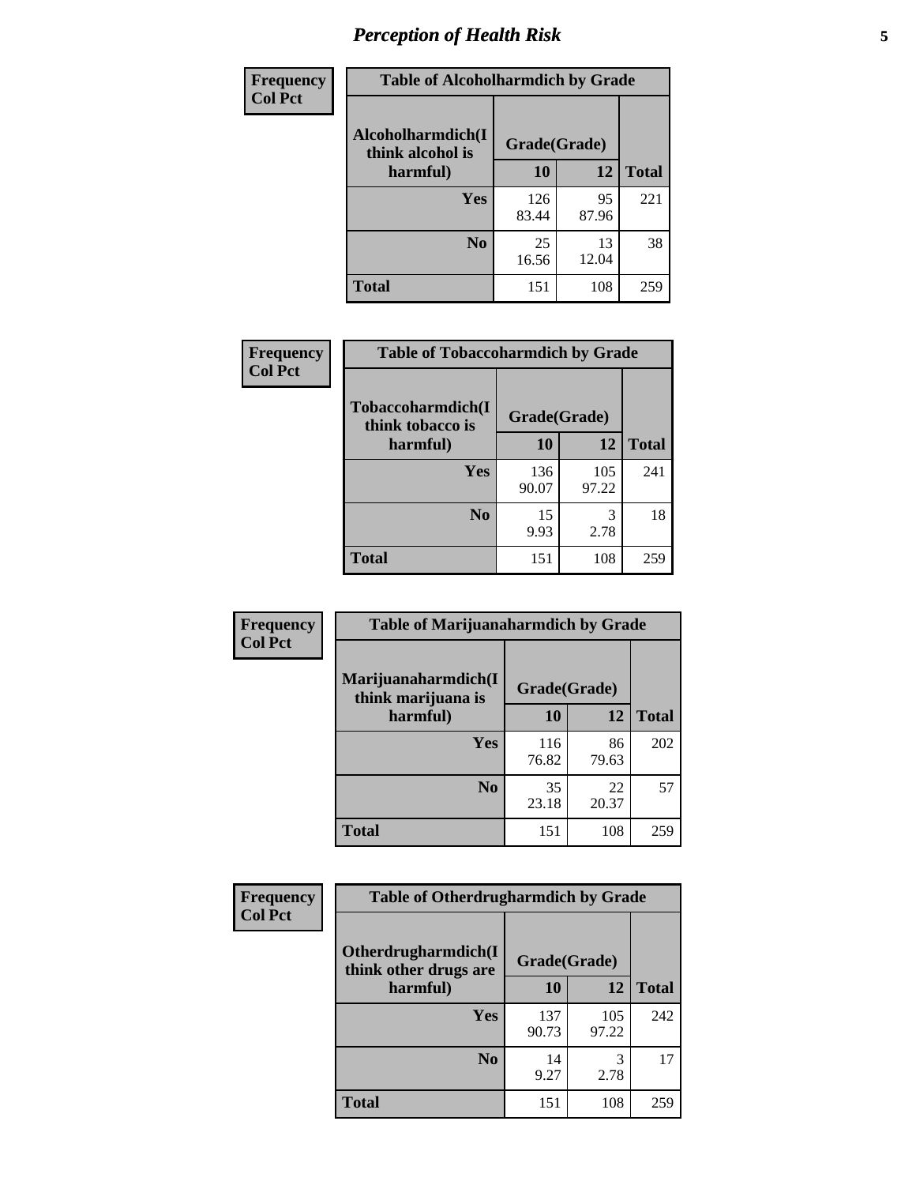# *Perception of Health Risk*

| Frequency<br>Col Pct |
|---|

**Table of Alcoholharmdich by Grade**

| Alcoholharmdich(I think alcohol is harmful) | Grade(Grade) | | Total |
|---|---|---|---|
| | 10 | 12 | |
| Yes | 126<br>83.44 | 95<br>87.96 | 221 |
| No | 25<br>16.56 | 13<br>12.04 | 38 |
| Total | 151 | 108 | 259 |

| Frequency<br>Col Pct |
|---|

**Table of Tobaccoharmdich by Grade**

| Tobaccoharmdich(I think tobacco is harmful) | Grade(Grade) | | Total |
|---|---|---|---|
| | 10 | 12 | |
| Yes | 136<br>90.07 | 105<br>97.22 | 241 |
| No | 15<br>9.93 | 3<br>2.78 | 18 |
| Total | 151 | 108 | 259 |

| Frequency<br>Col Pct |
|---|

**Table of Marijuanaharmdich by Grade**

| Marijuanaharmdich(I think marijuana is harmful) | Grade(Grade) | | Total |
|---|---|---|---|
| | 10 | 12 | |
| Yes | 116<br>76.82 | 86<br>79.63 | 202 |
| No | 35<br>23.18 | 22<br>20.37 | 57 |
| Total | 151 | 108 | 259 |

| Frequency<br>Col Pct |
|---|

**Table of Otherdrugharmdich by Grade**

| Otherdrugharmdich(I think other drugs are harmful) | Grade(Grade) | | Total |
|---|---|---|---|
| | 10 | 12 | |
| Yes | 137<br>90.73 | 105<br>97.22 | 242 |
| No | 14<br>9.27 | 3<br>2.78 | 17 |
| Total | 151 | 108 | 259 |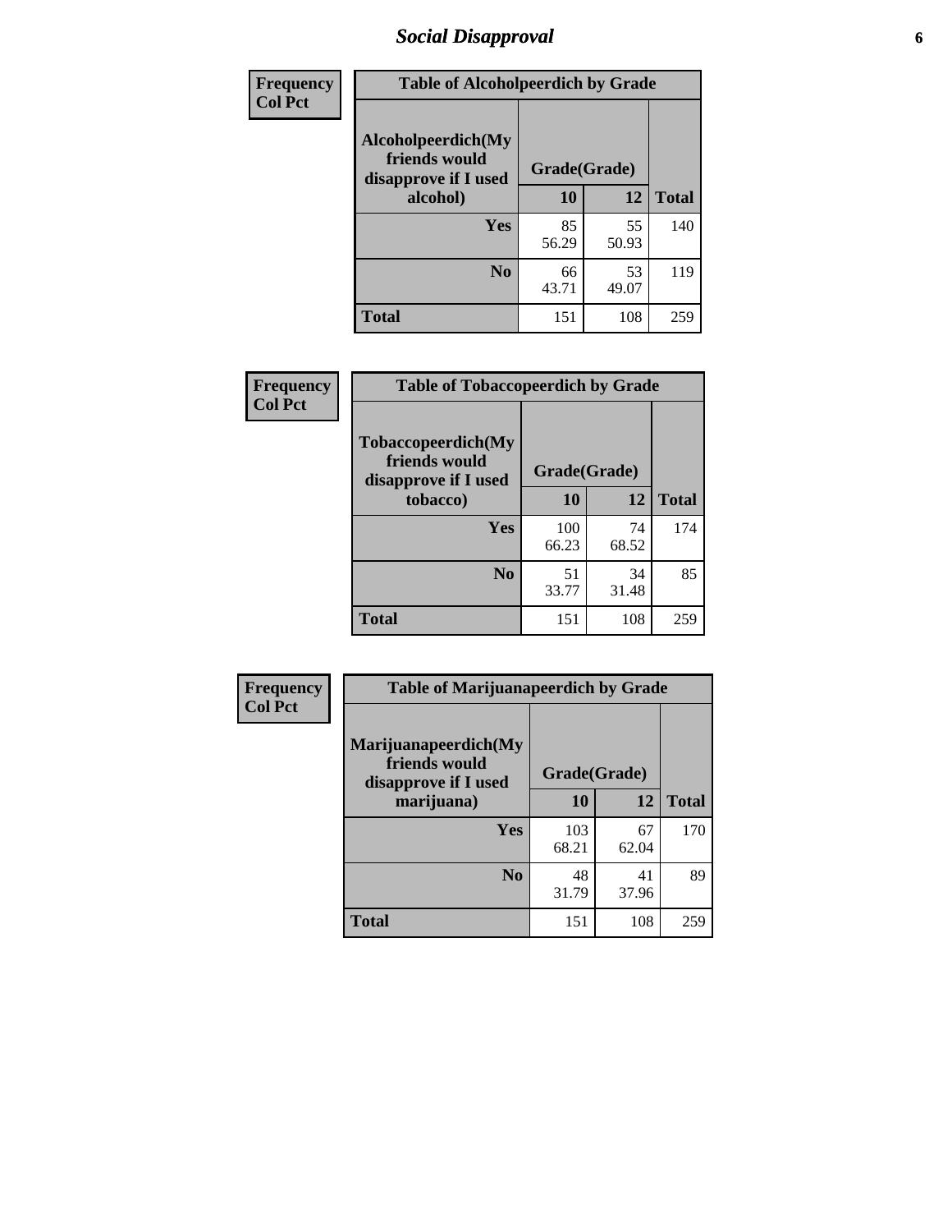# *Social Disapproval*

**Frequency**
**Col Pct**

| Table of Alcoholpeerdich by Grade | | | |
|---|---|---|---|
| **Alcoholpeerdich(My friends would disapprove if I used alcohol)** | **Grade(Grade)** | | |
| | **10** | **12** | **Total** |
| **Yes** | 85<br>56.29 | 55<br>50.93 | 140 |
| **No** | 66<br>43.71 | 53<br>49.07 | 119 |
| **Total** | 151 | 108 | 259 |

**Frequency**
**Col Pct**

| Table of Tobaccopeerdich by Grade | | | |
|---|---|---|---|
| **Tobaccopeerdich(My friends would disapprove if I used tobacco)** | **Grade(Grade)** | | |
| | **10** | **12** | **Total** |
| **Yes** | 100<br>66.23 | 74<br>68.52 | 174 |
| **No** | 51<br>33.77 | 34<br>31.48 | 85 |
| **Total** | 151 | 108 | 259 |

**Frequency**
**Col Pct**

| Table of Marijuanapeerdich by Grade | | | |
|---|---|---|---|
| **Marijuanapeerdich(My friends would disapprove if I used marijuana)** | **Grade(Grade)** | | |
| | **10** | **12** | **Total** |
| **Yes** | 103<br>68.21 | 67<br>62.04 | 170 |
| **No** | 48<br>31.79 | 41<br>37.96 | 89 |
| **Total** | 151 | 108 | 259 |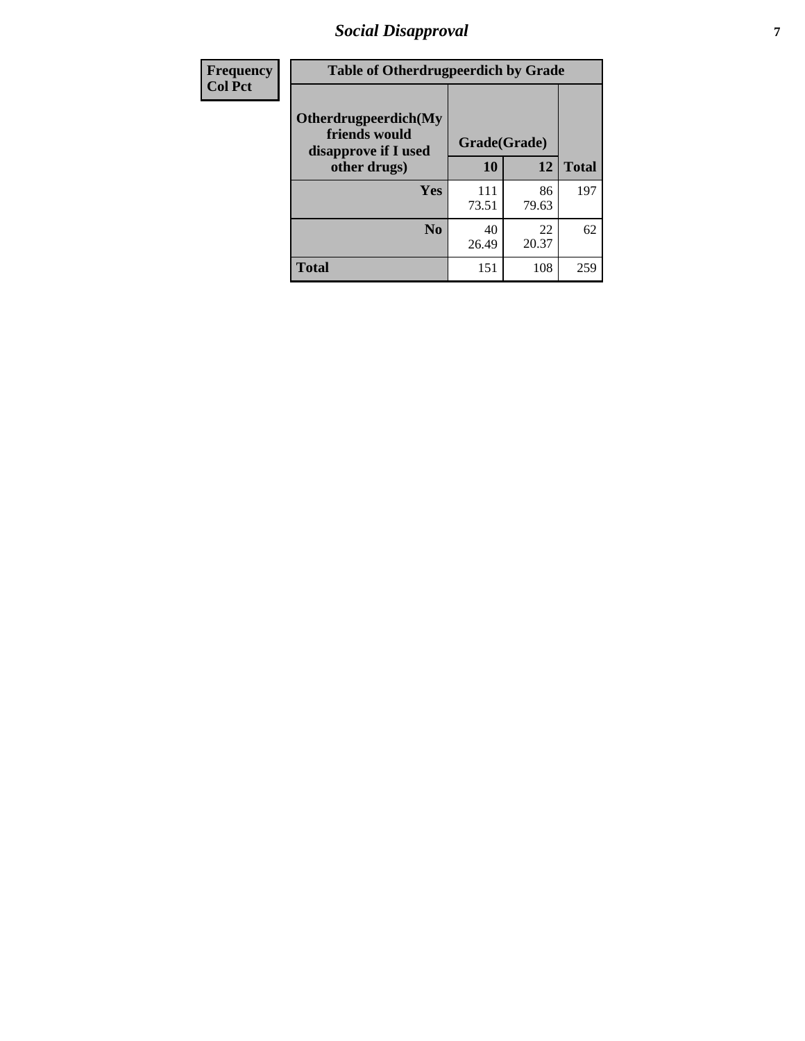| Frequency<br>Col Pct | Table of Otherdrugpeerdich by Grade | | | |
|---|---|---|---|---|
| | Otherdrugpeerdich(My friends would disapprove if I used other drugs) | Grade(Grade) | | Total |
| | | 10 | 12 | |
| | Yes | 111<br>73.51 | 86<br>79.63 | 197 |
| | No | 40<br>26.49 | 22<br>20.37 | 62 |
| | Total | 151 | 108 | 259 |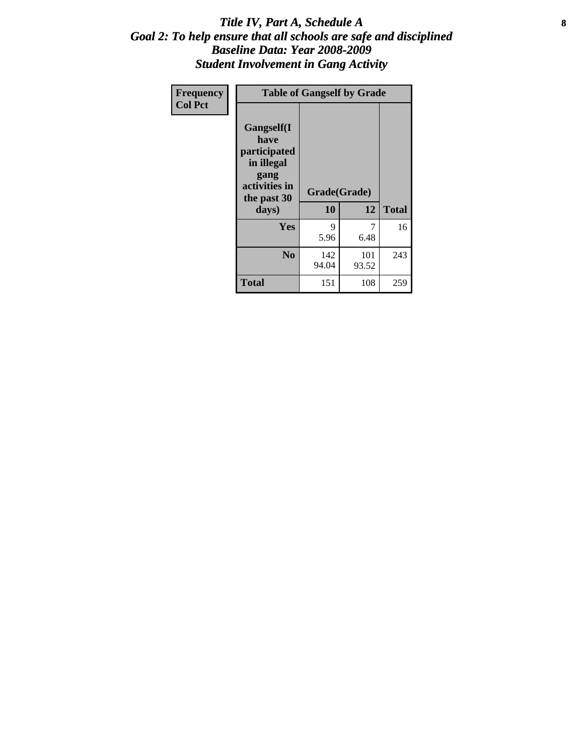# *Title IV, Part A, Schedule A*
## *Goal 2: To help ensure that all schools are safe and disciplined*
## *Baseline Data: Year 2008-2009*
## *Student Involvement in Gang Activity*

| Frequency<br>Col Pct | Table of Gangself by Grade | | |
|---|---|---|---|
| **Gangself(I have participated in illegal gang activities in the past 30 days)** | **Grade(Grade)** | | |
| | **10** | **12** | **Total** |
| **Yes** | 9<br>5.96 | 7<br>6.48 | 16 |
| **No** | 142<br>94.04 | 101<br>93.52 | 243 |
| **Total** | 151 | 108 | 259 |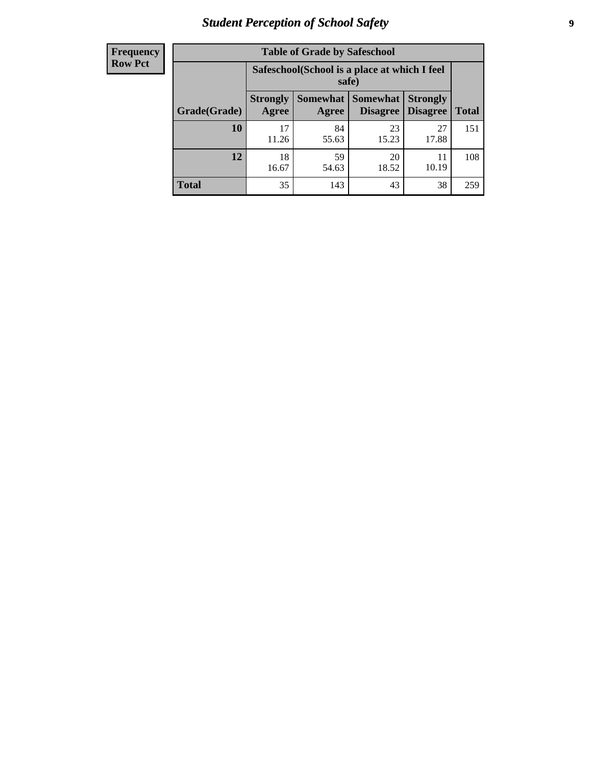# Student Perception of School Safety

| Frequency Row Pct | Table of Grade by Safeschool | | | | |
|---|---|---|---|---|---|
| | Safeschool(School is a place at which I feel safe) | | | | |
| Grade(Grade) | Strongly Agree | Somewhat Agree | Somewhat Disagree | Strongly Disagree | Total |
| 10 | 17<br>11.26 | 84<br>55.63 | 23<br>15.23 | 27<br>17.88 | 151 |
| 12 | 18<br>16.67 | 59<br>54.63 | 20<br>18.52 | 11<br>10.19 | 108 |
| Total | 35 | 143 | 43 | 38 | 259 |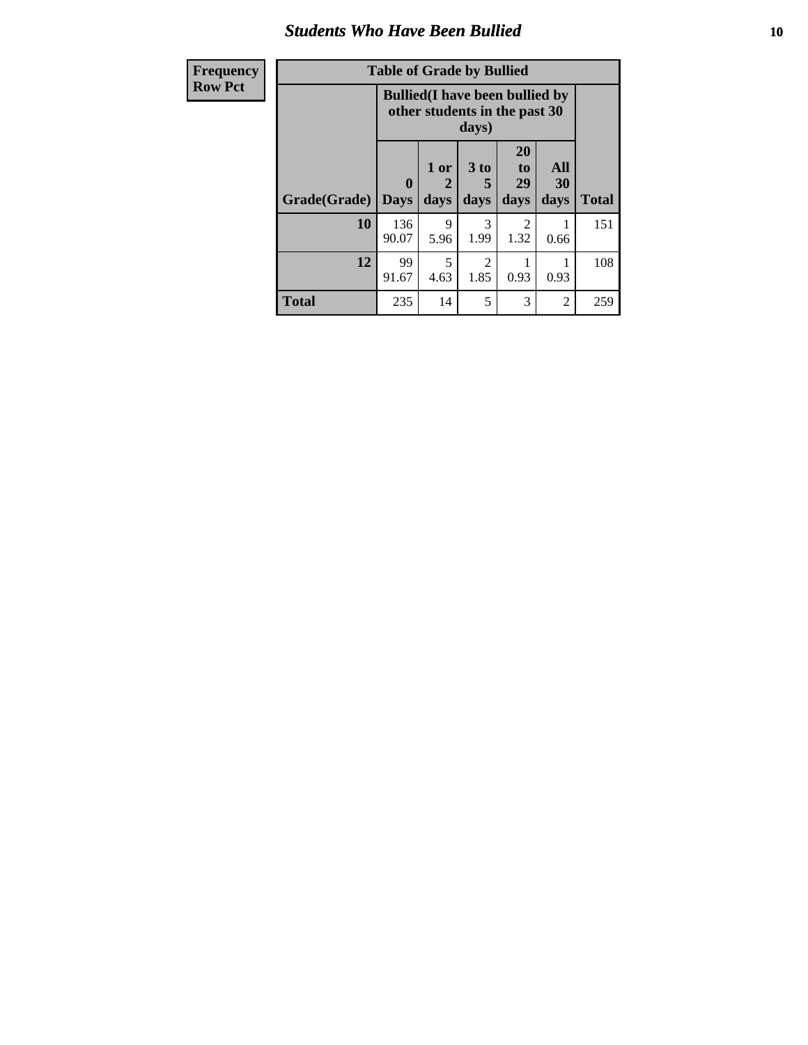## Students Who Have Been Bullied

| Frequency Row Pct |
|---|

**Table of Grade by Bullied**

| Grade(Grade) | Bullied(I have been bullied by other students in the past 30 days) | | | | | Total |
|---|---|---|---|---|---|---|
| | 0 Days | 1 or 2 days | 3 to 5 days | 20 to 29 days | All 30 days | |
| **10** | 136<br>90.07 | 9<br>5.96 | 3<br>1.99 | 2<br>1.32 | 1<br>0.66 | 151 |
| **12** | 99<br>91.67 | 5<br>4.63 | 2<br>1.85 | 1<br>0.93 | 1<br>0.93 | 108 |
| **Total** | 235 | 14 | 5 | 3 | 2 | 259 |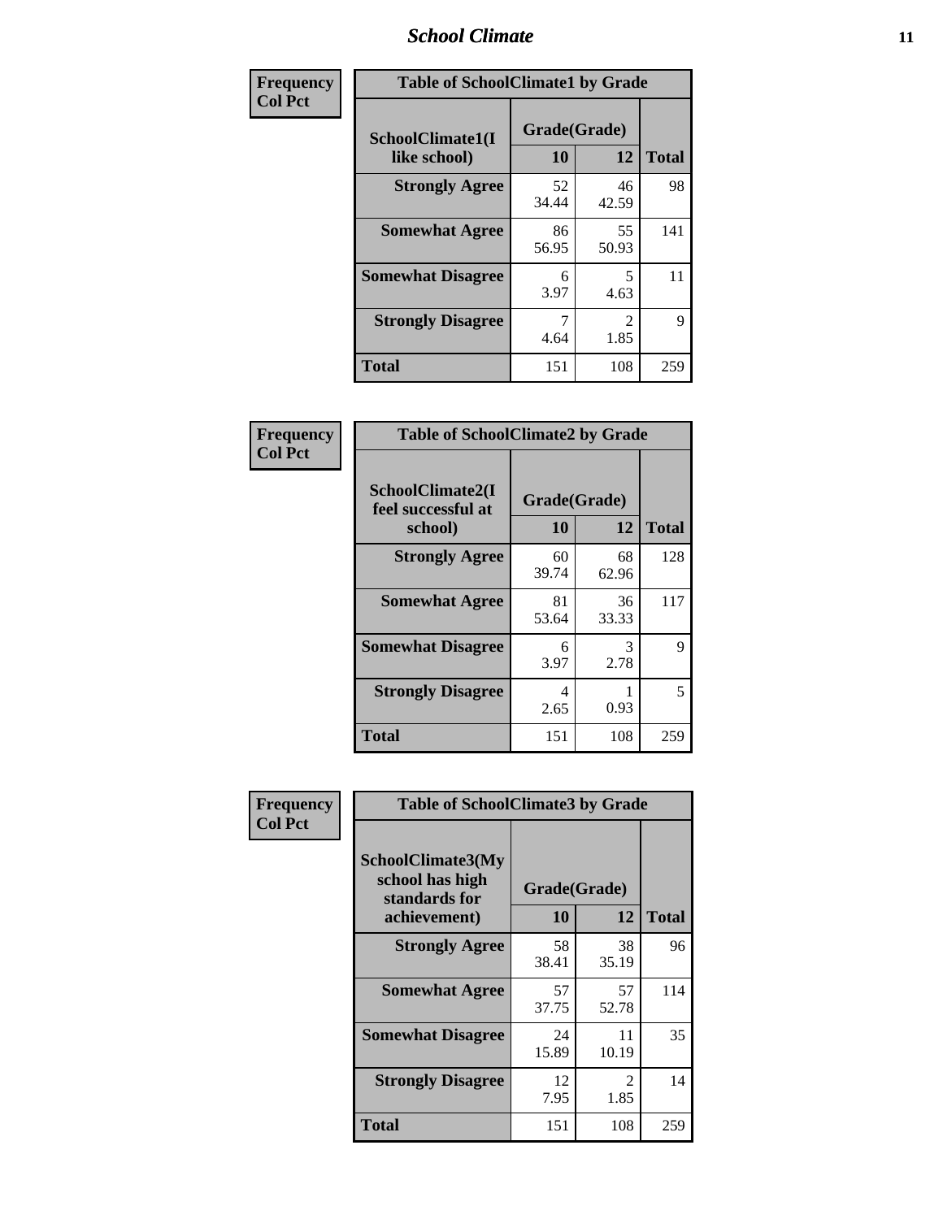| Frequency<br>Col Pct | Table of SchoolClimate1 by Grade | | |
|---|---|---|---|
| SchoolClimate1(I like school) | Grade(Grade) | | |
| | 10 | 12 | Total |
| Strongly Agree | 52<br>34.44 | 46<br>42.59 | 98 |
| Somewhat Agree | 86<br>56.95 | 55<br>50.93 | 141 |
| Somewhat Disagree | 6<br>3.97 | 5<br>4.63 | 11 |
| Strongly Disagree | 7<br>4.64 | 2<br>1.85 | 9 |
| Total | 151 | 108 | 259 |

| Frequency<br>Col Pct | Table of SchoolClimate2 by Grade | | |
|---|---|---|---|
| SchoolClimate2(I feel successful at school) | Grade(Grade) | | |
| | 10 | 12 | Total |
| Strongly Agree | 60<br>39.74 | 68<br>62.96 | 128 |
| Somewhat Agree | 81<br>53.64 | 36<br>33.33 | 117 |
| Somewhat Disagree | 6<br>3.97 | 3<br>2.78 | 9 |
| Strongly Disagree | 4<br>2.65 | 1<br>0.93 | 5 |
| Total | 151 | 108 | 259 |

| Frequency<br>Col Pct | Table of SchoolClimate3 by Grade | | |
|---|---|---|---|
| SchoolClimate3(My school has high standards for achievement) | Grade(Grade) | | |
| | 10 | 12 | Total |
| Strongly Agree | 58<br>38.41 | 38<br>35.19 | 96 |
| Somewhat Agree | 57<br>37.75 | 57<br>52.78 | 114 |
| Somewhat Disagree | 24<br>15.89 | 11<br>10.19 | 35 |
| Strongly Disagree | 12<br>7.95 | 2<br>1.85 | 14 |
| Total | 151 | 108 | 259 |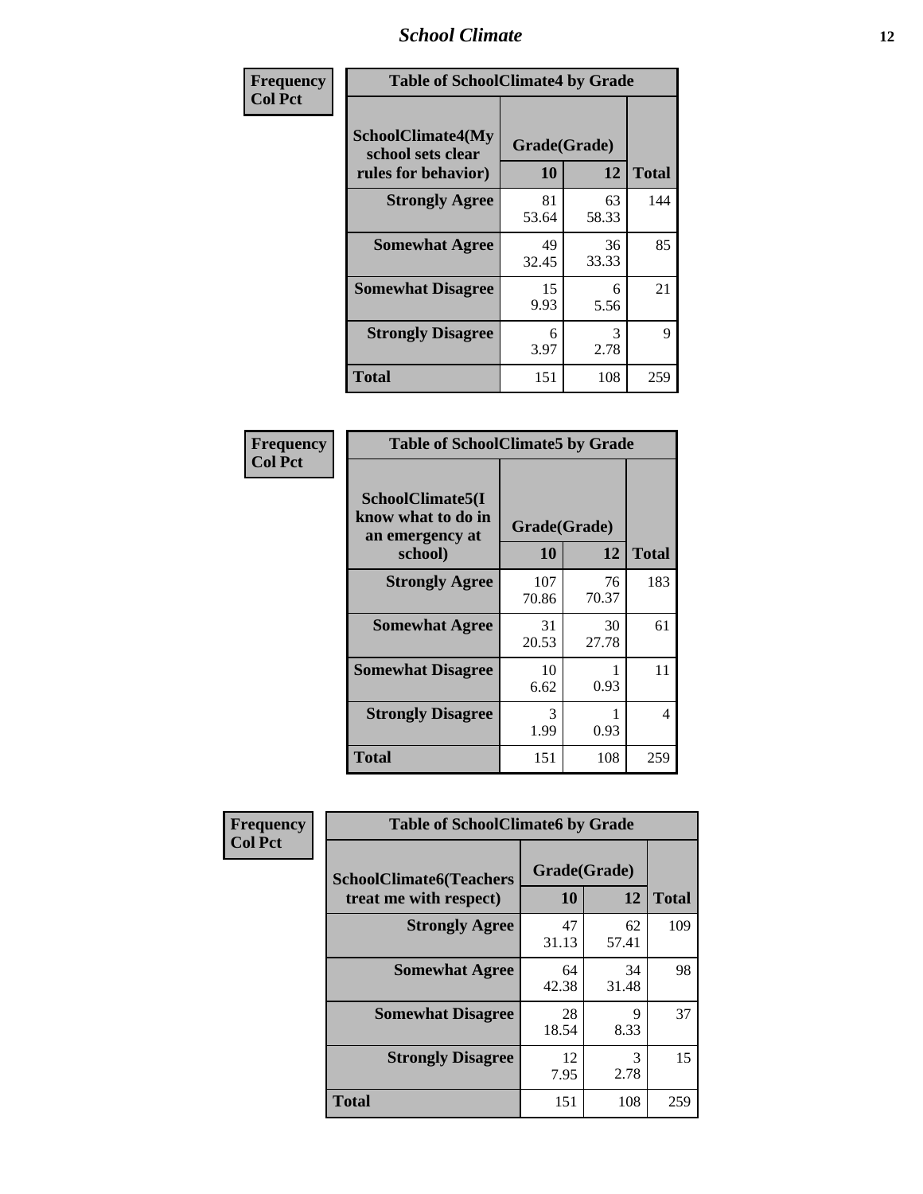| Frequency Col Pct | Table of SchoolClimate4 by Grade | | |
|---|---|---|---|
| SchoolClimate4(My school sets clear rules for behavior) | Grade(Grade) | | |
| | 10 | 12 | Total |
| Strongly Agree | 81<br>53.64 | 63<br>58.33 | 144 |
| Somewhat Agree | 49<br>32.45 | 36<br>33.33 | 85 |
| Somewhat Disagree | 15<br>9.93 | 6<br>5.56 | 21 |
| Strongly Disagree | 6<br>3.97 | 3<br>2.78 | 9 |
| Total | 151 | 108 | 259 |

| Frequency Col Pct | Table of SchoolClimate5 by Grade | | |
|---|---|---|---|
| SchoolClimate5(I know what to do in an emergency at school) | Grade(Grade) | | |
| | 10 | 12 | Total |
| Strongly Agree | 107<br>70.86 | 76<br>70.37 | 183 |
| Somewhat Agree | 31<br>20.53 | 30<br>27.78 | 61 |
| Somewhat Disagree | 10<br>6.62 | 1<br>0.93 | 11 |
| Strongly Disagree | 3<br>1.99 | 1<br>0.93 | 4 |
| Total | 151 | 108 | 259 |

| Frequency Col Pct | Table of SchoolClimate6 by Grade | | |
|---|---|---|---|
| SchoolClimate6(Teachers treat me with respect) | Grade(Grade) | | |
| | 10 | 12 | Total |
| Strongly Agree | 47<br>31.13 | 62<br>57.41 | 109 |
| Somewhat Agree | 64<br>42.38 | 34<br>31.48 | 98 |
| Somewhat Disagree | 28<br>18.54 | 9<br>8.33 | 37 |
| Strongly Disagree | 12<br>7.95 | 3<br>2.78 | 15 |
| Total | 151 | 108 | 259 |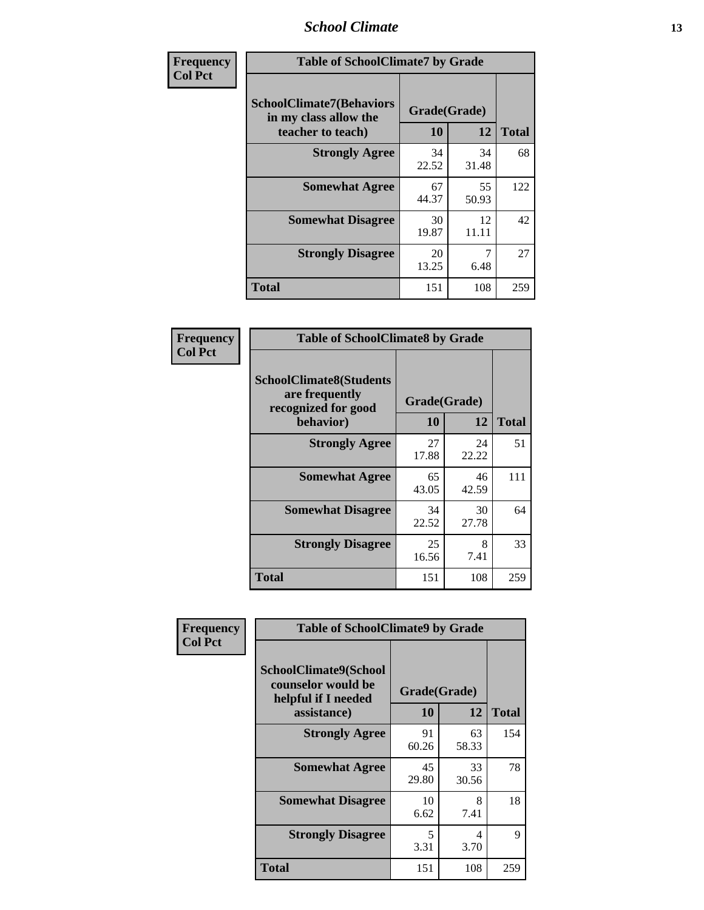| Frequency<br>Col Pct | | | |
|---|---|---|---|

**Table of SchoolClimate7 by Grade**

| SchoolClimate7(Behaviors in my class allow the teacher to teach) | Grade(Grade) | | |
|---|---|---|---|
| | 10 | 12 | Total |
| Strongly Agree | 34<br>22.52 | 34<br>31.48 | 68 |
| Somewhat Agree | 67<br>44.37 | 55<br>50.93 | 122 |
| Somewhat Disagree | 30<br>19.87 | 12<br>11.11 | 42 |
| Strongly Disagree | 20<br>13.25 | 7<br>6.48 | 27 |
| Total | 151 | 108 | 259 |

| Frequency<br>Col Pct | | | |
|---|---|---|---|

**Table of SchoolClimate8 by Grade**

| SchoolClimate8(Students are frequently recognized for good behavior) | Grade(Grade) | | |
|---|---|---|---|
| | 10 | 12 | Total |
| Strongly Agree | 27<br>17.88 | 24<br>22.22 | 51 |
| Somewhat Agree | 65<br>43.05 | 46<br>42.59 | 111 |
| Somewhat Disagree | 34<br>22.52 | 30<br>27.78 | 64 |
| Strongly Disagree | 25<br>16.56 | 8<br>7.41 | 33 |
| Total | 151 | 108 | 259 |

| Frequency<br>Col Pct | | | |
|---|---|---|---|

**Table of SchoolClimate9 by Grade**

| SchoolClimate9(School counselor would be helpful if I needed assistance) | Grade(Grade) | | |
|---|---|---|---|
| | 10 | 12 | Total |
| Strongly Agree | 91<br>60.26 | 63<br>58.33 | 154 |
| Somewhat Agree | 45<br>29.80 | 33<br>30.56 | 78 |
| Somewhat Disagree | 10<br>6.62 | 8<br>7.41 | 18 |
| Strongly Disagree | 5<br>3.31 | 4<br>3.70 | 9 |
| Total | 151 | 108 | 259 |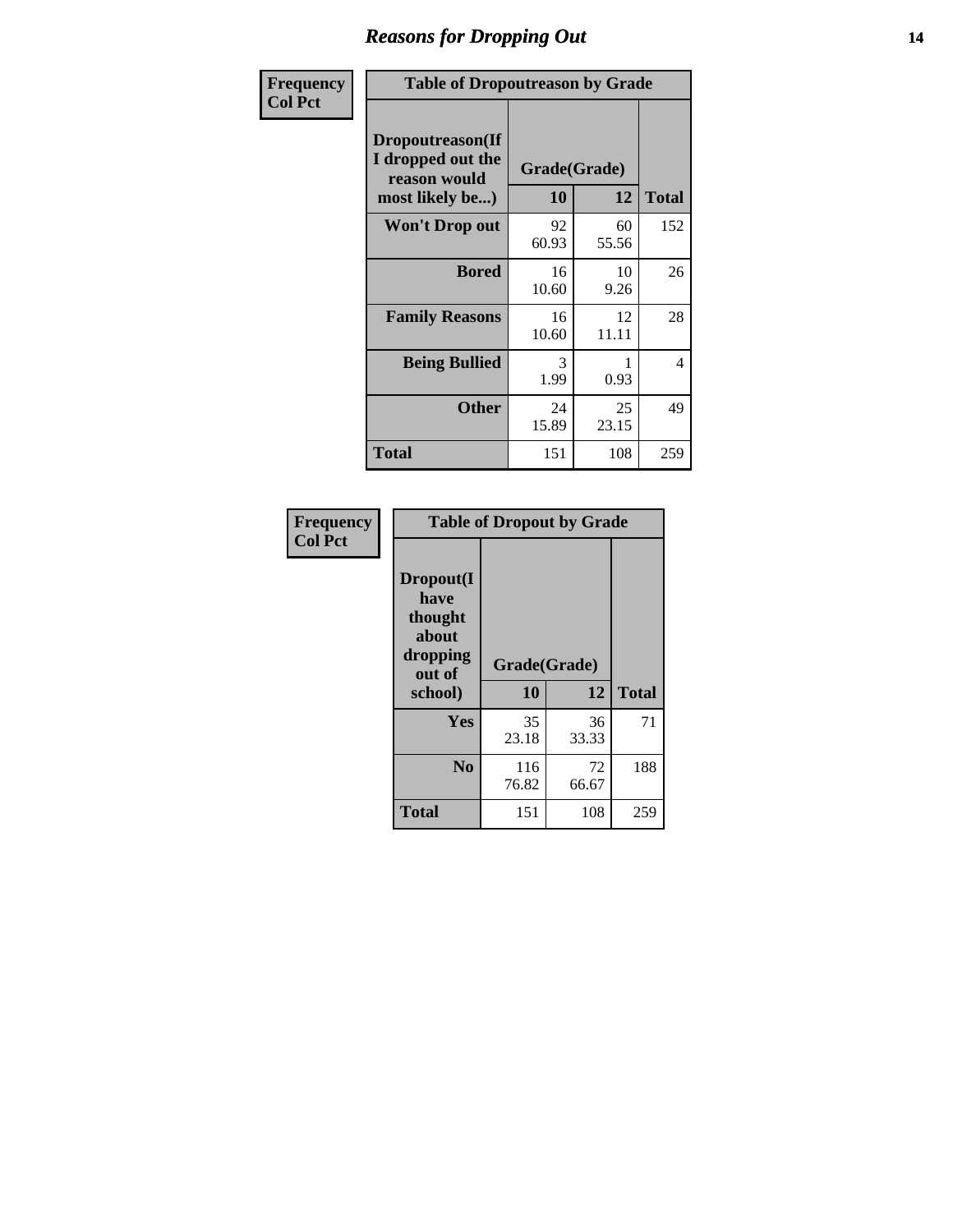## Reasons for Dropping Out

**Frequency**
**Col Pct**

**Table of Dropoutreason by Grade**

| Dropoutreason(If I dropped out the reason would most likely be...) | Grade(Grade) 10 | 12 | Total |
|---|---|---|---|
| **Won't Drop out** | 92<br>60.93 | 60<br>55.56 | 152 |
| **Bored** | 16<br>10.60 | 10<br>9.26 | 26 |
| **Family Reasons** | 16<br>10.60 | 12<br>11.11 | 28 |
| **Being Bullied** | 3<br>1.99 | 1<br>0.93 | 4 |
| **Other** | 24<br>15.89 | 25<br>23.15 | 49 |
| **Total** | 151 | 108 | 259 |

**Frequency**
**Col Pct**

**Table of Dropout by Grade**

| Dropout(I have thought about dropping out of school) | Grade(Grade) 10 | 12 | Total |
|---|---|---|---|
| **Yes** | 35<br>23.18 | 36<br>33.33 | 71 |
| **No** | 116<br>76.82 | 72<br>66.67 | 188 |
| **Total** | 151 | 108 | 259 |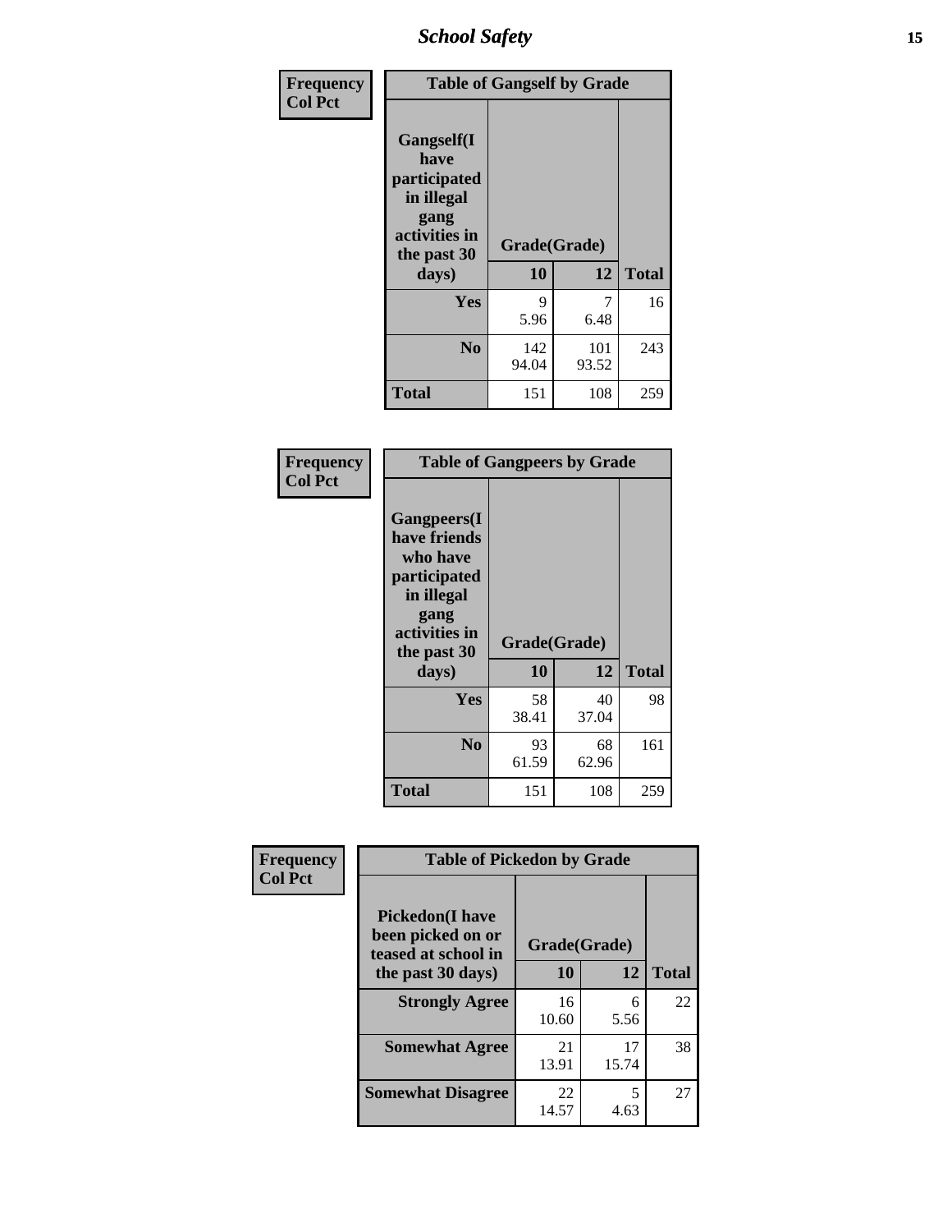| Frequency Col Pct | Table of Gangself by Grade | | |
|---|---|---|---|
| Gangself(I have participated in illegal gang activities in the past 30 days) | Grade(Grade) | | |
| | 10 | 12 | Total |
| Yes | 9<br>5.96 | 7<br>6.48 | 16 |
| No | 142<br>94.04 | 101<br>93.52 | 243 |
| Total | 151 | 108 | 259 |

| Frequency Col Pct | Table of Gangpeers by Grade | | |
|---|---|---|---|
| Gangpeers(I have friends who have participated in illegal gang activities in the past 30 days) | Grade(Grade) | | |
| | 10 | 12 | Total |
| Yes | 58<br>38.41 | 40<br>37.04 | 98 |
| No | 93<br>61.59 | 68<br>62.96 | 161 |
| Total | 151 | 108 | 259 |

| Frequency Col Pct | Table of Pickedon by Grade | | |
|---|---|---|---|
| Pickedon(I have been picked on or teased at school in the past 30 days) | Grade(Grade) | | |
| | 10 | 12 | Total |
| Strongly Agree | 16<br>10.60 | 6<br>5.56 | 22 |
| Somewhat Agree | 21<br>13.91 | 17<br>15.74 | 38 |
| Somewhat Disagree | 22<br>14.57 | 5<br>4.63 | 27 |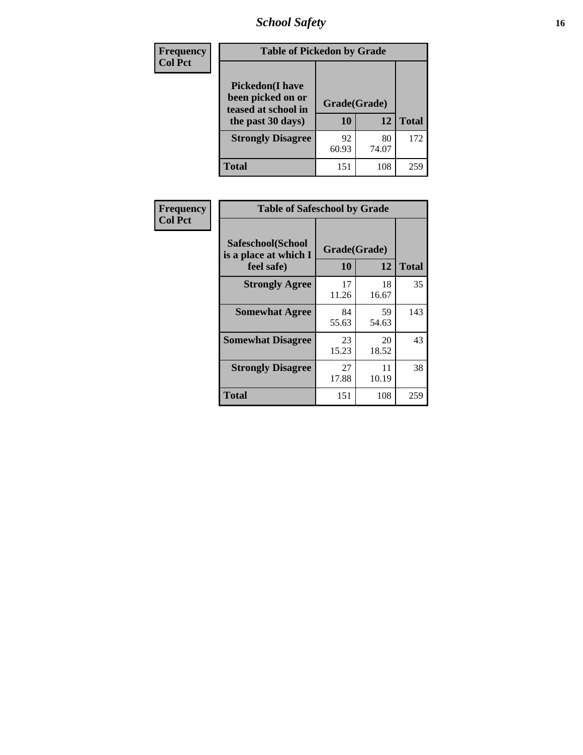| Frequency<br>Col Pct |
|---|

| Table of Pickedon by Grade | | | |
|---|---|---|---|
| Pickedon(I have been picked on or teased at school in the past 30 days) | Grade(Grade) | | |
| | 10 | 12 | Total |
| Strongly Disagree | 92<br>60.93 | 80<br>74.07 | 172 |
| Total | 151 | 108 | 259 |

| Frequency<br>Col Pct |
|---|

| Table of Safeschool by Grade | | | |
|---|---|---|---|
| Safeschool(School is a place at which I feel safe) | Grade(Grade) | | |
| | 10 | 12 | Total |
| Strongly Agree | 17<br>11.26 | 18<br>16.67 | 35 |
| Somewhat Agree | 84<br>55.63 | 59<br>54.63 | 143 |
| Somewhat Disagree | 23<br>15.23 | 20<br>18.52 | 43 |
| Strongly Disagree | 27<br>17.88 | 11<br>10.19 | 38 |
| Total | 151 | 108 | 259 |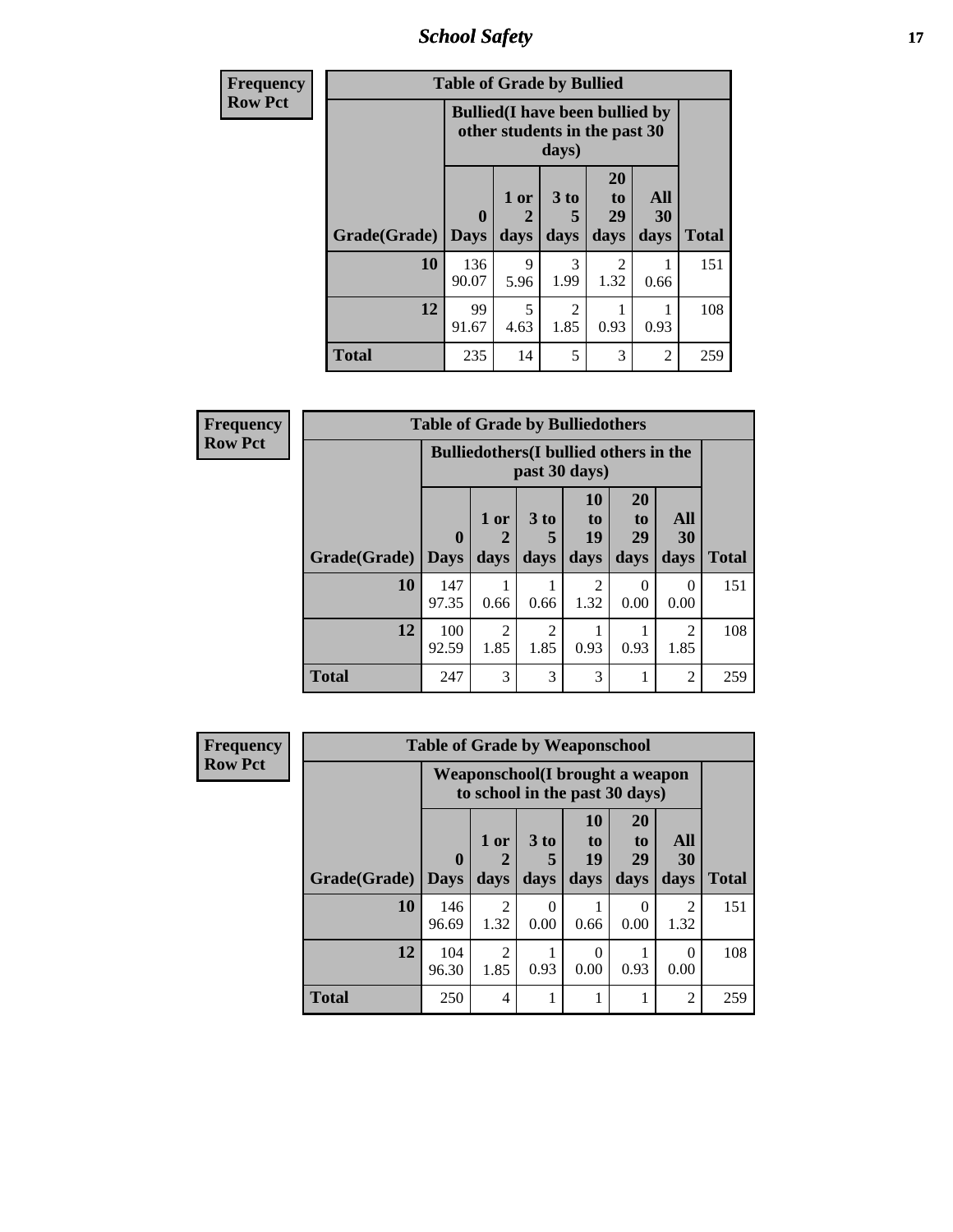## School Safety

**Frequency**
**Row Pct**

**Table of Grade by Bullied**

| Grade(Grade) | Bullied(I have been bullied by other students in the past 30 days) | | | | | Total |
|---|---|---|---|---|---|---|
| | 0 Days | 1 or 2 days | 3 to 5 days | 20 to 29 days | All 30 days | |
| **10** | 136<br>90.07 | 9<br>5.96 | 3<br>1.99 | 2<br>1.32 | 1<br>0.66 | 151 |
| **12** | 99<br>91.67 | 5<br>4.63 | 2<br>1.85 | 1<br>0.93 | 1<br>0.93 | 108 |
| **Total** | 235 | 14 | 5 | 3 | 2 | 259 |

**Frequency**
**Row Pct**

**Table of Grade by Bulliedothers**

| Grade(Grade) | Bulliedothers(I bullied others in the past 30 days) | | | | | | Total |
|---|---|---|---|---|---|---|---|
| | 0 Days | 1 or 2 days | 3 to 5 days | 10 to 19 days | 20 to 29 days | All 30 days | |
| **10** | 147<br>97.35 | 1<br>0.66 | 1<br>0.66 | 2<br>1.32 | 0<br>0.00 | 0<br>0.00 | 151 |
| **12** | 100<br>92.59 | 2<br>1.85 | 2<br>1.85 | 1<br>0.93 | 1<br>0.93 | 2<br>1.85 | 108 |
| **Total** | 247 | 3 | 3 | 3 | 1 | 2 | 259 |

**Frequency**
**Row Pct**

**Table of Grade by Weaponschool**

| Grade(Grade) | Weaponschool(I brought a weapon to school in the past 30 days) | | | | | | Total |
|---|---|---|---|---|---|---|---|
| | 0 Days | 1 or 2 days | 3 to 5 days | 10 to 19 days | 20 to 29 days | All 30 days | |
| **10** | 146<br>96.69 | 2<br>1.32 | 0<br>0.00 | 1<br>0.66 | 0<br>0.00 | 2<br>1.32 | 151 |
| **12** | 104<br>96.30 | 2<br>1.85 | 1<br>0.93 | 0<br>0.00 | 1<br>0.93 | 0<br>0.00 | 108 |
| **Total** | 250 | 4 | 1 | 1 | 1 | 2 | 259 |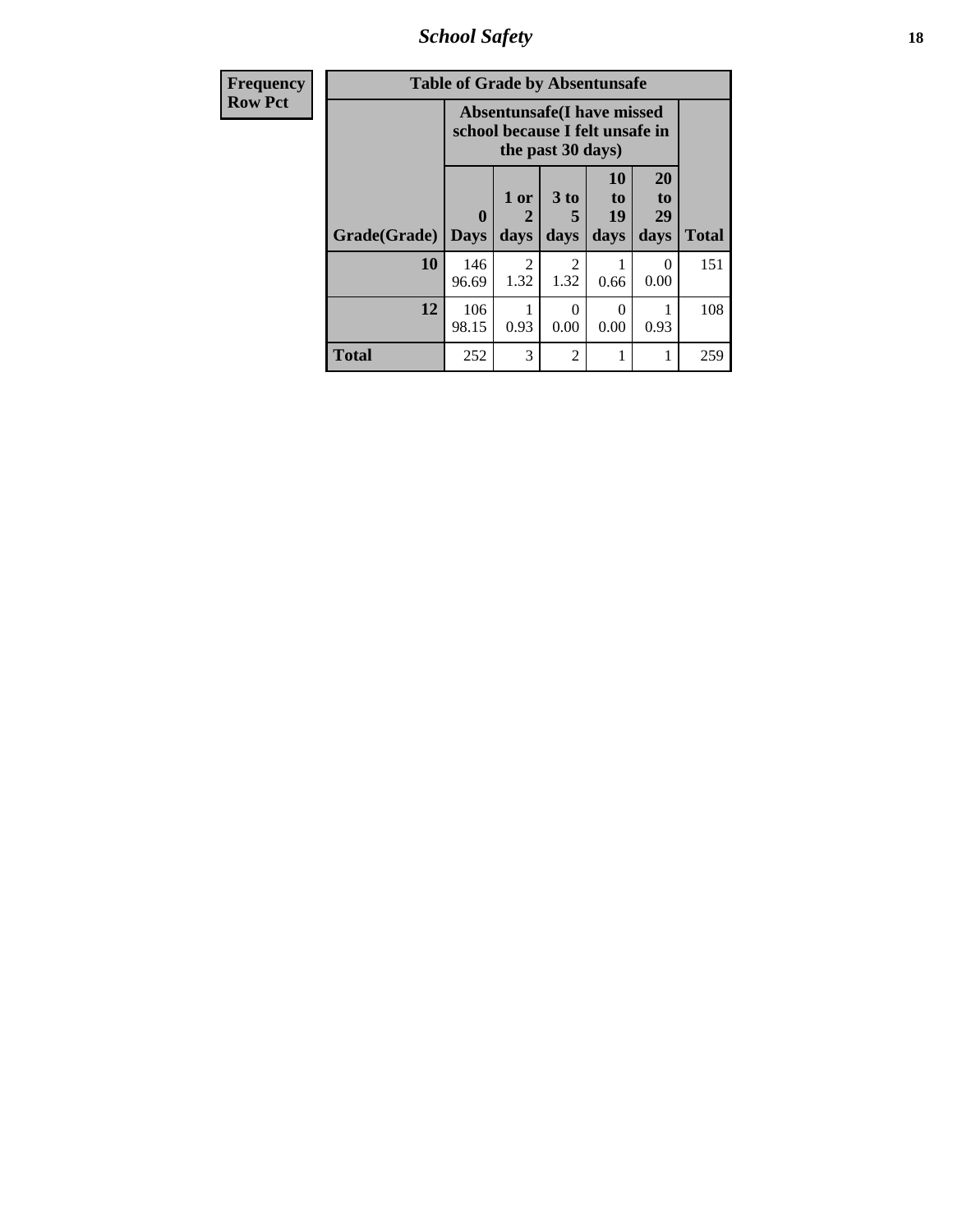| Frequency<br>Row Pct | Table of Grade by Absentunsafe | | | | | |
|---|---|---|---|---|---|---|
| | Absentunsafe(I have missed school because I felt unsafe in the past 30 days) | | | | | |
| Grade(Grade) | 0 Days | 1 or 2 days | 3 to 5 days | 10 to 19 days | 20 to 29 days | Total |
| 10 | 146<br>96.69 | 2<br>1.32 | 2<br>1.32 | 1<br>0.66 | 0<br>0.00 | 151 |
| 12 | 106<br>98.15 | 1<br>0.93 | 0<br>0.00 | 0<br>0.00 | 1<br>0.93 | 108 |
| Total | 252 | 3 | 2 | 1 | 1 | 259 |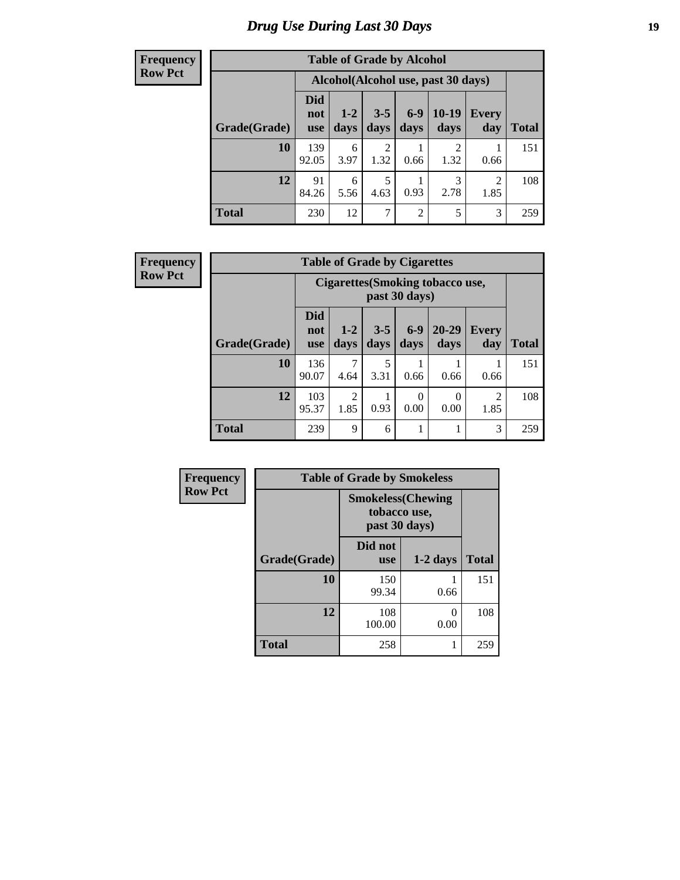# Drug Use During Last 30 Days

**Frequency**
**Row Pct**

| Table of Grade by Alcohol | | | | | | | |
|---|---|---|---|---|---|---|---|
| | Alcohol(Alcohol use, past 30 days) | | | | | | |
| Grade(Grade) | Did not use | 1-2 days | 3-5 days | 6-9 days | 10-19 days | Every day | Total |
| 10 | 139<br>92.05 | 6<br>3.97 | 2<br>1.32 | 1<br>0.66 | 2<br>1.32 | 1<br>0.66 | 151 |
| 12 | 91<br>84.26 | 6<br>5.56 | 5<br>4.63 | 1<br>0.93 | 3<br>2.78 | 2<br>1.85 | 108 |
| Total | 230 | 12 | 7 | 2 | 5 | 3 | 259 |

**Frequency**
**Row Pct**

| Table of Grade by Cigarettes | | | | | | | |
|---|---|---|---|---|---|---|---|
| | Cigarettes(Smoking tobacco use, past 30 days) | | | | | | |
| Grade(Grade) | Did not use | 1-2 days | 3-5 days | 6-9 days | 20-29 days | Every day | Total |
| 10 | 136<br>90.07 | 7<br>4.64 | 5<br>3.31 | 1<br>0.66 | 1<br>0.66 | 1<br>0.66 | 151 |
| 12 | 103<br>95.37 | 2<br>1.85 | 1<br>0.93 | 0<br>0.00 | 0<br>0.00 | 2<br>1.85 | 108 |
| Total | 239 | 9 | 6 | 1 | 1 | 3 | 259 |

**Frequency**
**Row Pct**

| Table of Grade by Smokeless | | | |
|---|---|---|---|
| | Smokeless(Chewing tobacco use, past 30 days) | | |
| Grade(Grade) | Did not use | 1-2 days | Total |
| 10 | 150<br>99.34 | 1<br>0.66 | 151 |
| 12 | 108<br>100.00 | 0<br>0.00 | 108 |
| Total | 258 | 1 | 259 |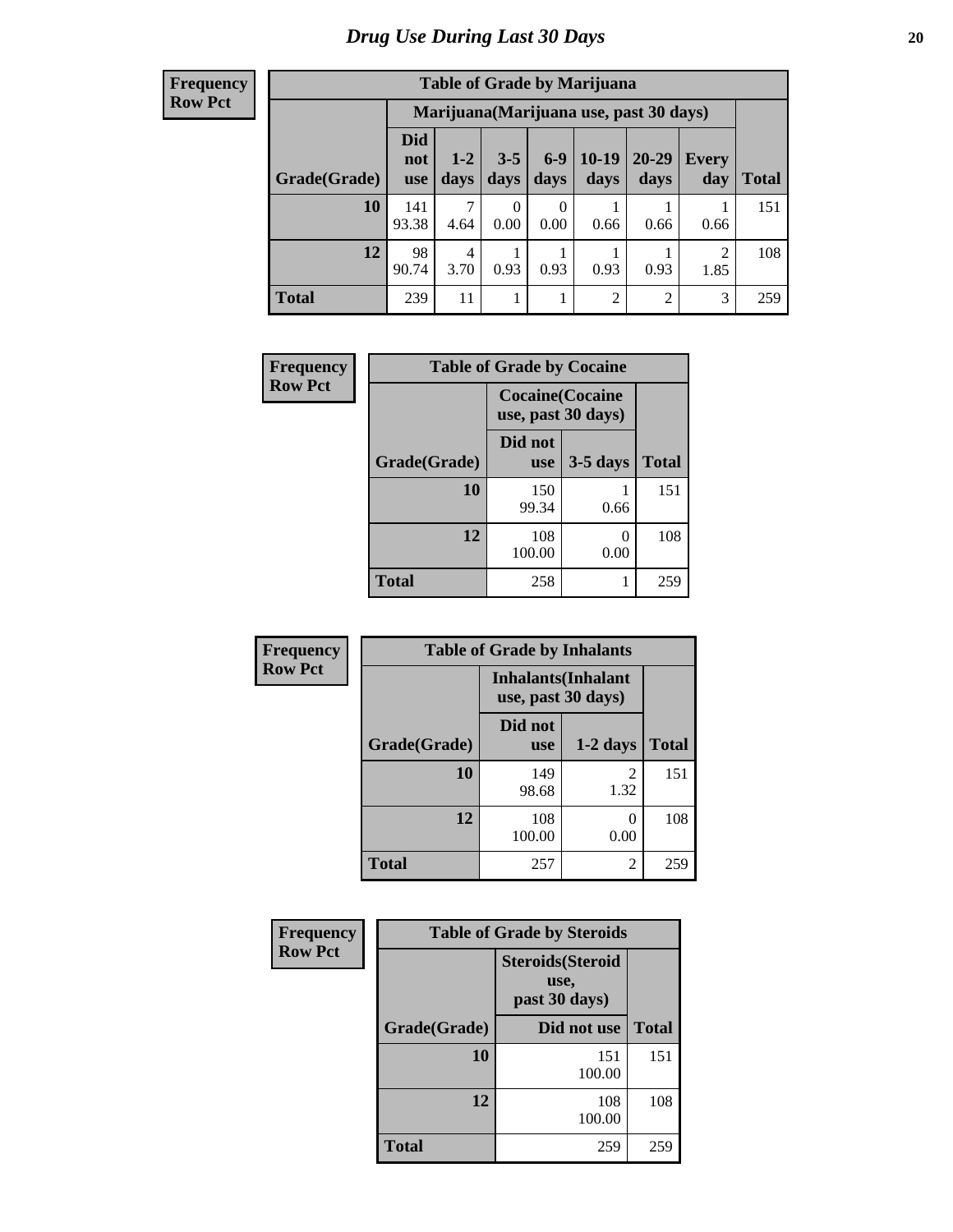# Drug Use During Last 30 Days

**Frequency**
**Row Pct**

| Table of Grade by Marijuana | | | | | | | | |
|---|---|---|---|---|---|---|---|---|
| | Marijuana(Marijuana use, past 30 days) | | | | | | | |
| Grade(Grade) | Did not use | 1-2 days | 3-5 days | 6-9 days | 10-19 days | 20-29 days | Every day | Total |
| 10 | 141<br>93.38 | 7<br>4.64 | 0<br>0.00 | 0<br>0.00 | 1<br>0.66 | 1<br>0.66 | 1<br>0.66 | 151 |
| 12 | 98<br>90.74 | 4<br>3.70 | 1<br>0.93 | 1<br>0.93 | 1<br>0.93 | 1<br>0.93 | 2<br>1.85 | 108 |
| Total | 239 | 11 | 1 | 1 | 2 | 2 | 3 | 259 |

**Frequency**
**Row Pct**

| Table of Grade by Cocaine | | | |
|---|---|---|---|
| | Cocaine(Cocaine use, past 30 days) | | |
| Grade(Grade) | Did not use | 3-5 days | Total |
| 10 | 150<br>99.34 | 1<br>0.66 | 151 |
| 12 | 108<br>100.00 | 0<br>0.00 | 108 |
| Total | 258 | 1 | 259 |

**Frequency**
**Row Pct**

| Table of Grade by Inhalants | | | |
|---|---|---|---|
| | Inhalants(Inhalant use, past 30 days) | | |
| Grade(Grade) | Did not use | 1-2 days | Total |
| 10 | 149<br>98.68 | 2<br>1.32 | 151 |
| 12 | 108<br>100.00 | 0<br>0.00 | 108 |
| Total | 257 | 2 | 259 |

**Frequency**
**Row Pct**

| Table of Grade by Steroids | | |
|---|---|---|
| | Steroids(Steroid use, past 30 days) | |
| Grade(Grade) | Did not use | Total |
| 10 | 151<br>100.00 | 151 |
| 12 | 108<br>100.00 | 108 |
| Total | 259 | 259 |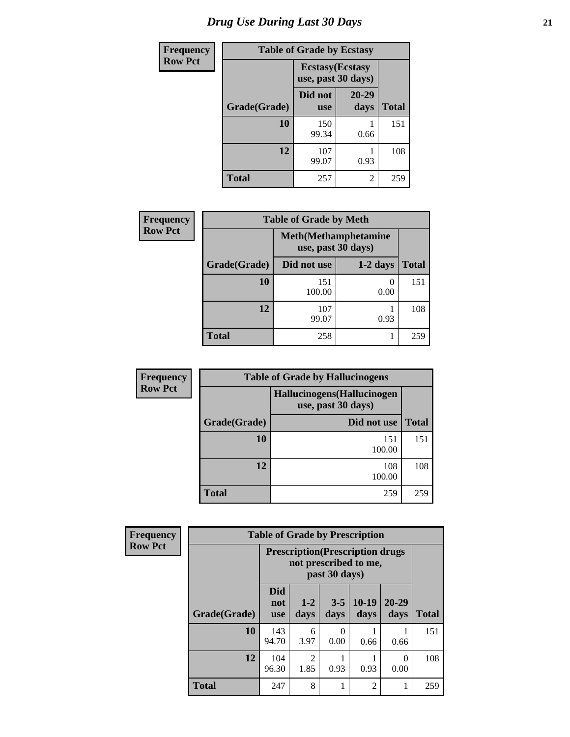# Drug Use During Last 30 Days

**Frequency**
**Row Pct**

**Table of Grade by Ecstasy**

| Grade(Grade) | Ecstasy(Ecstasy use, past 30 days) Did not use | 20-29 days | Total |
|---|---|---|---|
| **10** | 150<br>99.34 | 1<br>0.66 | 151 |
| **12** | 107<br>99.07 | 1<br>0.93 | 108 |
| **Total** | 257 | 2 | 259 |

**Frequency**
**Row Pct**

**Table of Grade by Meth**

| Grade(Grade) | Meth(Methamphetamine use, past 30 days) Did not use | 1-2 days | Total |
|---|---|---|---|
| **10** | 151<br>100.00 | 0<br>0.00 | 151 |
| **12** | 107<br>99.07 | 1<br>0.93 | 108 |
| **Total** | 258 | 1 | 259 |

**Frequency**
**Row Pct**

**Table of Grade by Hallucinogens**

| Grade(Grade) | Hallucinogens(Hallucinogen use, past 30 days) Did not use | Total |
|---|---|---|
| **10** | 151<br>100.00 | 151 |
| **12** | 108<br>100.00 | 108 |
| **Total** | 259 | 259 |

**Frequency**
**Row Pct**

**Table of Grade by Prescription**

| Grade(Grade) | Prescription(Prescription drugs not prescribed to me, past 30 days) Did not use | 1-2 days | 3-5 days | 10-19 days | 20-29 days | Total |
|---|---|---|---|---|---|---|
| **10** | 143<br>94.70 | 6<br>3.97 | 0<br>0.00 | 1<br>0.66 | 1<br>0.66 | 151 |
| **12** | 104<br>96.30 | 2<br>1.85 | 1<br>0.93 | 1<br>0.93 | 0<br>0.00 | 108 |
| **Total** | 247 | 8 | 1 | 2 | 1 | 259 |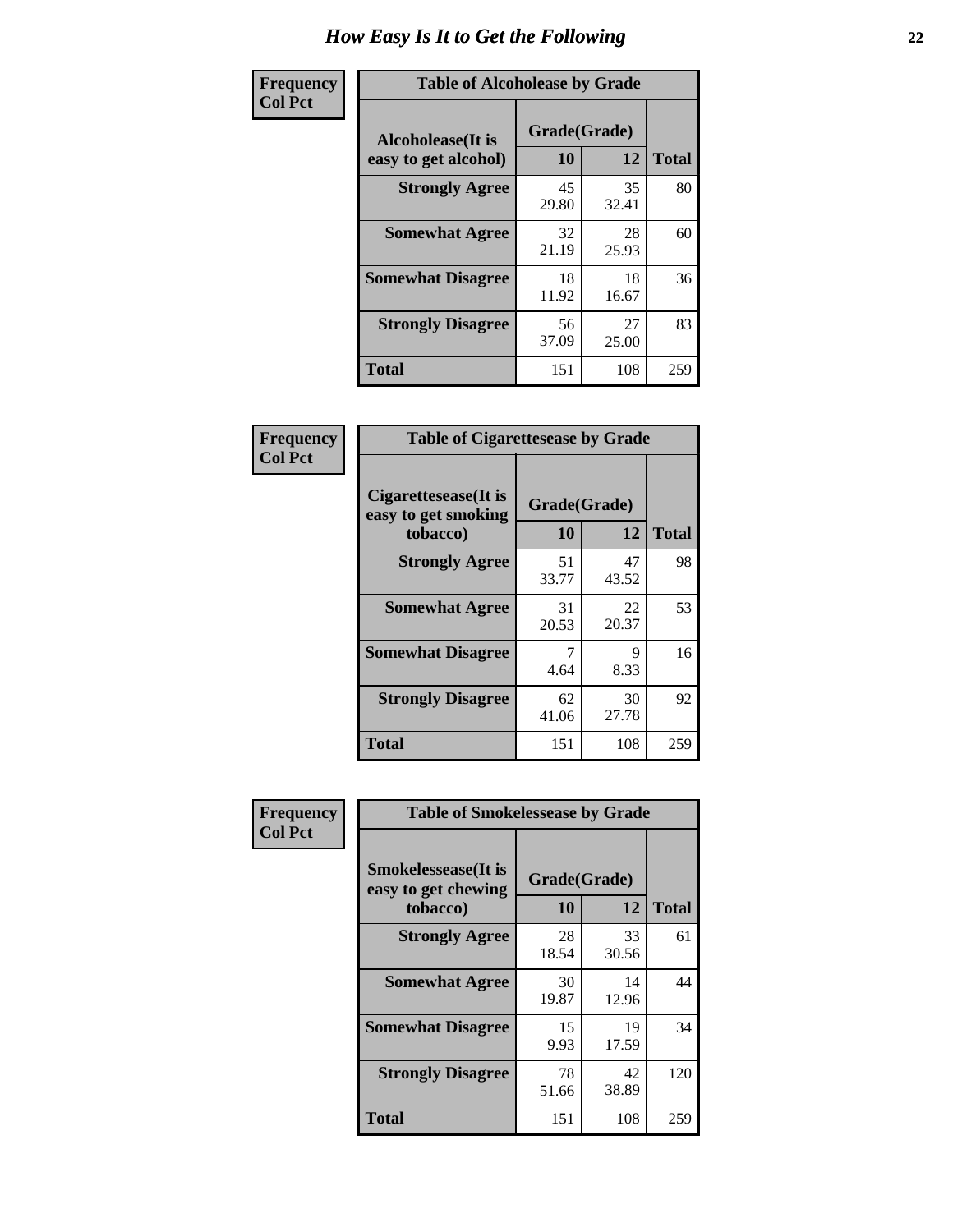# How Easy Is It to Get the Following

**Frequency**
**Col Pct**

**Table of Alcoholease by Grade**

| Alcoholease(It is easy to get alcohol) | Grade(Grade) 10 | 12 | Total |
|---|---|---|---|
| **Strongly Agree** | 45<br>29.80 | 35<br>32.41 | 80 |
| **Somewhat Agree** | 32<br>21.19 | 28<br>25.93 | 60 |
| **Somewhat Disagree** | 18<br>11.92 | 18<br>16.67 | 36 |
| **Strongly Disagree** | 56<br>37.09 | 27<br>25.00 | 83 |
| **Total** | 151 | 108 | 259 |

**Frequency**
**Col Pct**

**Table of Cigarettesease by Grade**

| Cigarettesease(It is easy to get smoking tobacco) | Grade(Grade) 10 | 12 | Total |
|---|---|---|---|
| **Strongly Agree** | 51<br>33.77 | 47<br>43.52 | 98 |
| **Somewhat Agree** | 31<br>20.53 | 22<br>20.37 | 53 |
| **Somewhat Disagree** | 7<br>4.64 | 9<br>8.33 | 16 |
| **Strongly Disagree** | 62<br>41.06 | 30<br>27.78 | 92 |
| **Total** | 151 | 108 | 259 |

**Frequency**
**Col Pct**

**Table of Smokelessease by Grade**

| Smokelessease(It is easy to get chewing tobacco) | Grade(Grade) 10 | 12 | Total |
|---|---|---|---|
| **Strongly Agree** | 28<br>18.54 | 33<br>30.56 | 61 |
| **Somewhat Agree** | 30<br>19.87 | 14<br>12.96 | 44 |
| **Somewhat Disagree** | 15<br>9.93 | 19<br>17.59 | 34 |
| **Strongly Disagree** | 78<br>51.66 | 42<br>38.89 | 120 |
| **Total** | 151 | 108 | 259 |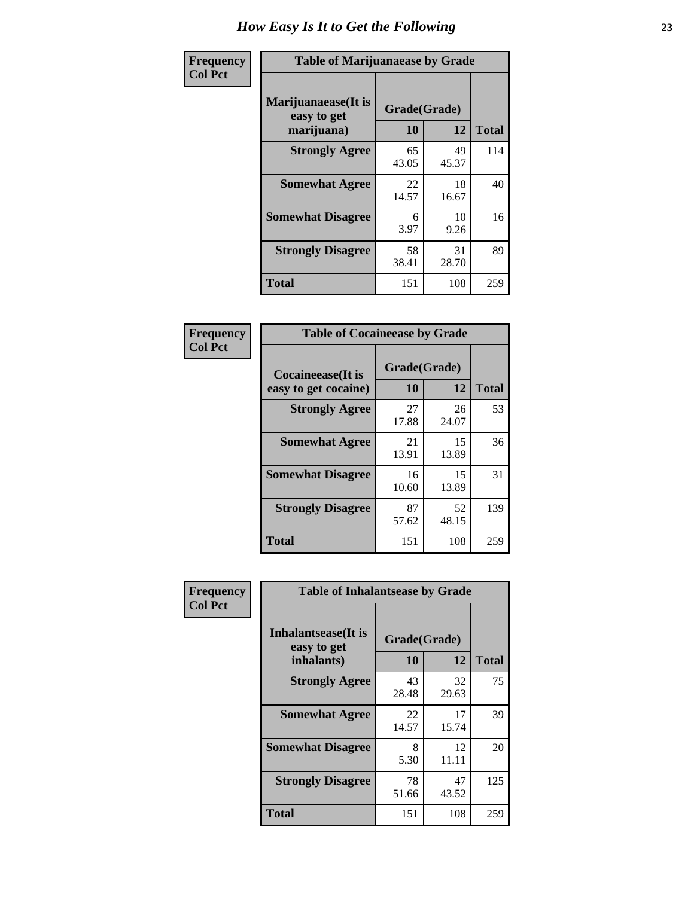# How Easy Is It to Get the Following

**Frequency**
**Col Pct**

**Table of Marijuanaease by Grade**

| Marijuanaease(It is easy to get marijuana) | Grade(Grade) | | Total |
|---|---|---|---|
| | 10 | 12 | |
| **Strongly Agree** | 65<br>43.05 | 49<br>45.37 | 114 |
| **Somewhat Agree** | 22<br>14.57 | 18<br>16.67 | 40 |
| **Somewhat Disagree** | 6<br>3.97 | 10<br>9.26 | 16 |
| **Strongly Disagree** | 58<br>38.41 | 31<br>28.70 | 89 |
| **Total** | 151 | 108 | 259 |

**Frequency**
**Col Pct**

**Table of Cocaineease by Grade**

| Cocaineease(It is easy to get cocaine) | Grade(Grade) | | Total |
|---|---|---|---|
| | 10 | 12 | |
| **Strongly Agree** | 27<br>17.88 | 26<br>24.07 | 53 |
| **Somewhat Agree** | 21<br>13.91 | 15<br>13.89 | 36 |
| **Somewhat Disagree** | 16<br>10.60 | 15<br>13.89 | 31 |
| **Strongly Disagree** | 87<br>57.62 | 52<br>48.15 | 139 |
| **Total** | 151 | 108 | 259 |

**Frequency**
**Col Pct**

**Table of Inhalantsease by Grade**

| Inhalantsease(It is easy to get inhalants) | Grade(Grade) | | Total |
|---|---|---|---|
| | 10 | 12 | |
| **Strongly Agree** | 43<br>28.48 | 32<br>29.63 | 75 |
| **Somewhat Agree** | 22<br>14.57 | 17<br>15.74 | 39 |
| **Somewhat Disagree** | 8<br>5.30 | 12<br>11.11 | 20 |
| **Strongly Disagree** | 78<br>51.66 | 47<br>43.52 | 125 |
| **Total** | 151 | 108 | 259 |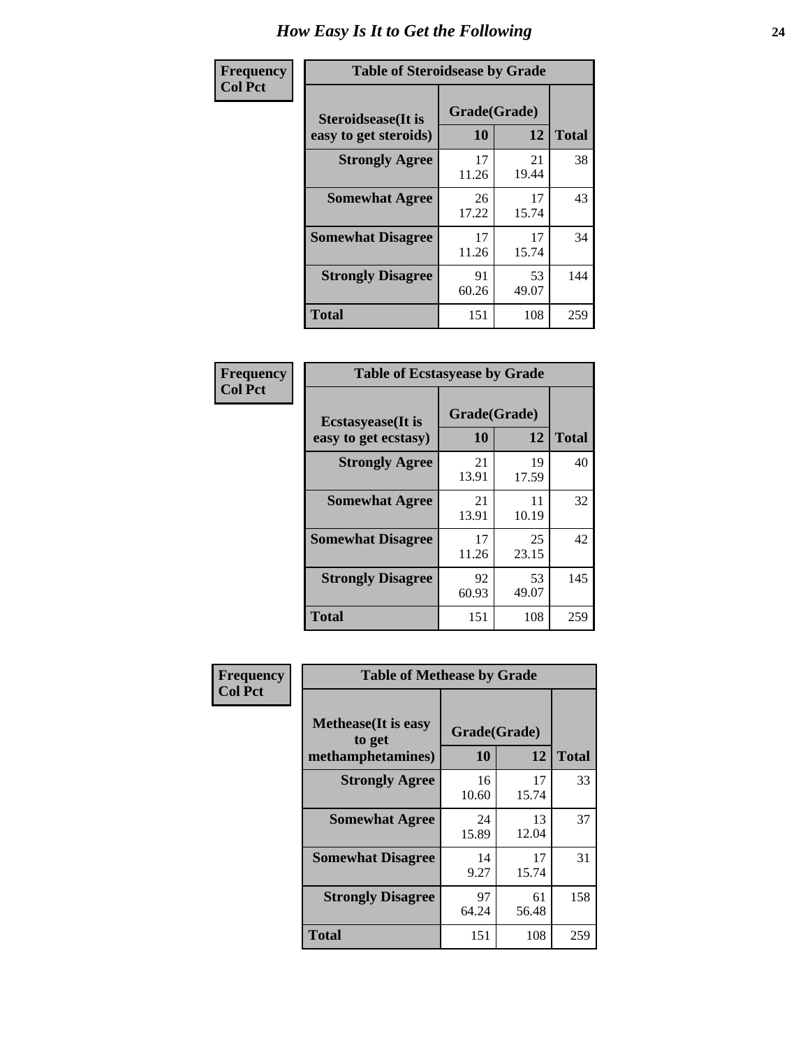# How Easy Is It to Get the Following

**Frequency**
**Col Pct**

| Table of Steroidsease by Grade | | | |
|---|---|---|---|
| Steroidsease(It is easy to get steroids) | Grade(Grade) | | Total |
| | 10 | 12 | |
| **Strongly Agree** | 17<br>11.26 | 21<br>19.44 | 38 |
| **Somewhat Agree** | 26<br>17.22 | 17<br>15.74 | 43 |
| **Somewhat Disagree** | 17<br>11.26 | 17<br>15.74 | 34 |
| **Strongly Disagree** | 91<br>60.26 | 53<br>49.07 | 144 |
| **Total** | 151 | 108 | 259 |

**Frequency**
**Col Pct**

| Table of Ecstasyease by Grade | | | |
|---|---|---|---|
| Ecstasyease(It is easy to get ecstasy) | Grade(Grade) | | Total |
| | 10 | 12 | |
| **Strongly Agree** | 21<br>13.91 | 19<br>17.59 | 40 |
| **Somewhat Agree** | 21<br>13.91 | 11<br>10.19 | 32 |
| **Somewhat Disagree** | 17<br>11.26 | 25<br>23.15 | 42 |
| **Strongly Disagree** | 92<br>60.93 | 53<br>49.07 | 145 |
| **Total** | 151 | 108 | 259 |

**Frequency**
**Col Pct**

| Table of Methease by Grade | | | |
|---|---|---|---|
| Methease(It is easy to get methamphetamines) | Grade(Grade) | | Total |
| | 10 | 12 | |
| **Strongly Agree** | 16<br>10.60 | 17<br>15.74 | 33 |
| **Somewhat Agree** | 24<br>15.89 | 13<br>12.04 | 37 |
| **Somewhat Disagree** | 14<br>9.27 | 17<br>15.74 | 31 |
| **Strongly Disagree** | 97<br>64.24 | 61<br>56.48 | 158 |
| **Total** | 151 | 108 | 259 |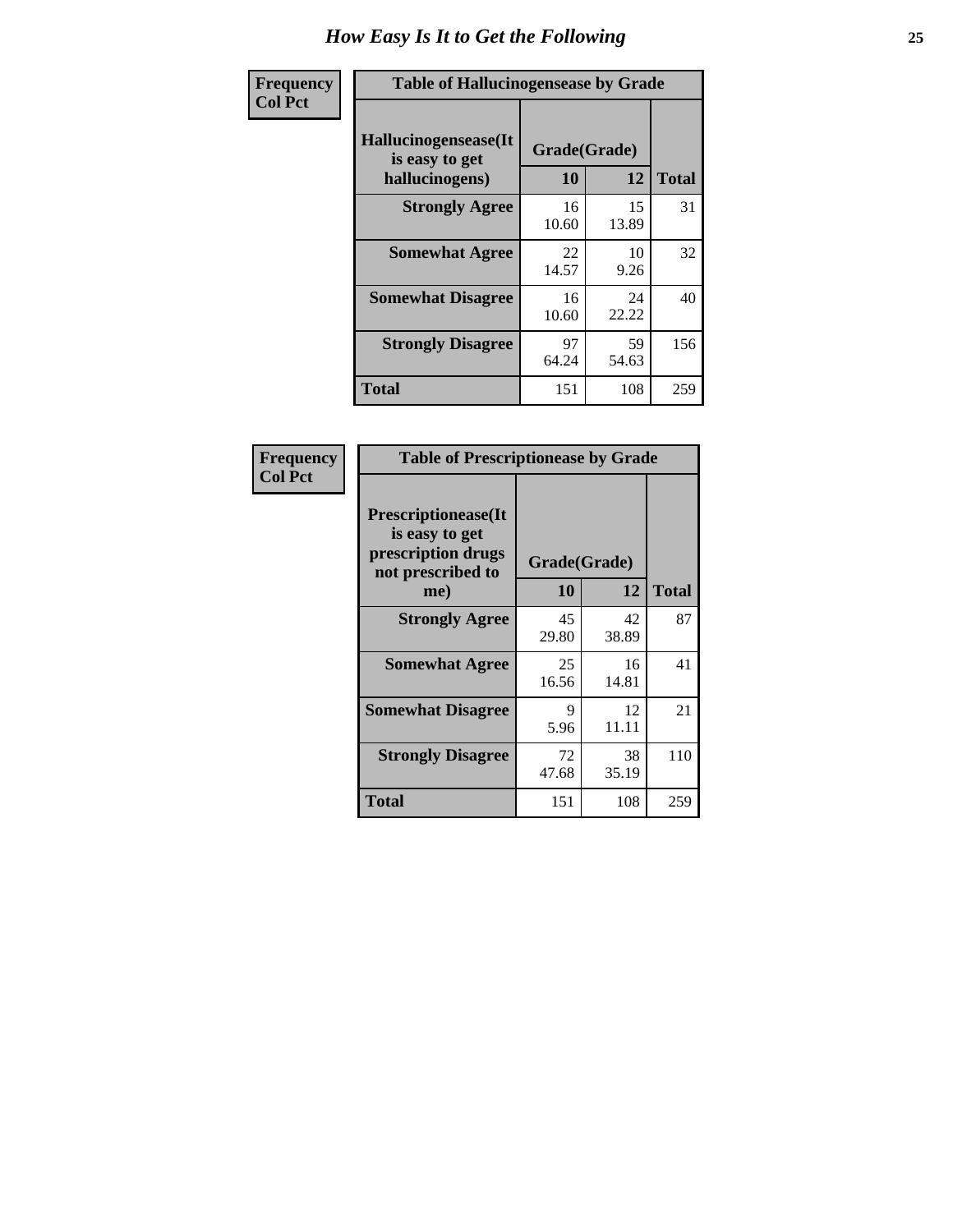# How Easy Is It to Get the Following

**Frequency**
**Col Pct**

**Table of Hallucinogensease by Grade**

| Hallucinogensease(It is easy to get hallucinogens) | Grade(Grade) 10 | 12 | Total |
|---|---|---|---|
| **Strongly Agree** | 16<br>10.60 | 15<br>13.89 | 31 |
| **Somewhat Agree** | 22<br>14.57 | 10<br>9.26 | 32 |
| **Somewhat Disagree** | 16<br>10.60 | 24<br>22.22 | 40 |
| **Strongly Disagree** | 97<br>64.24 | 59<br>54.63 | 156 |
| **Total** | 151 | 108 | 259 |

**Frequency**
**Col Pct**

**Table of Prescriptionease by Grade**

| Prescriptionease(It is easy to get prescription drugs not prescribed to me) | Grade(Grade) 10 | 12 | Total |
|---|---|---|---|
| **Strongly Agree** | 45<br>29.80 | 42<br>38.89 | 87 |
| **Somewhat Agree** | 25<br>16.56 | 16<br>14.81 | 41 |
| **Somewhat Disagree** | 9<br>5.96 | 12<br>11.11 | 21 |
| **Strongly Disagree** | 72<br>47.68 | 38<br>35.19 | 110 |
| **Total** | 151 | 108 | 259 |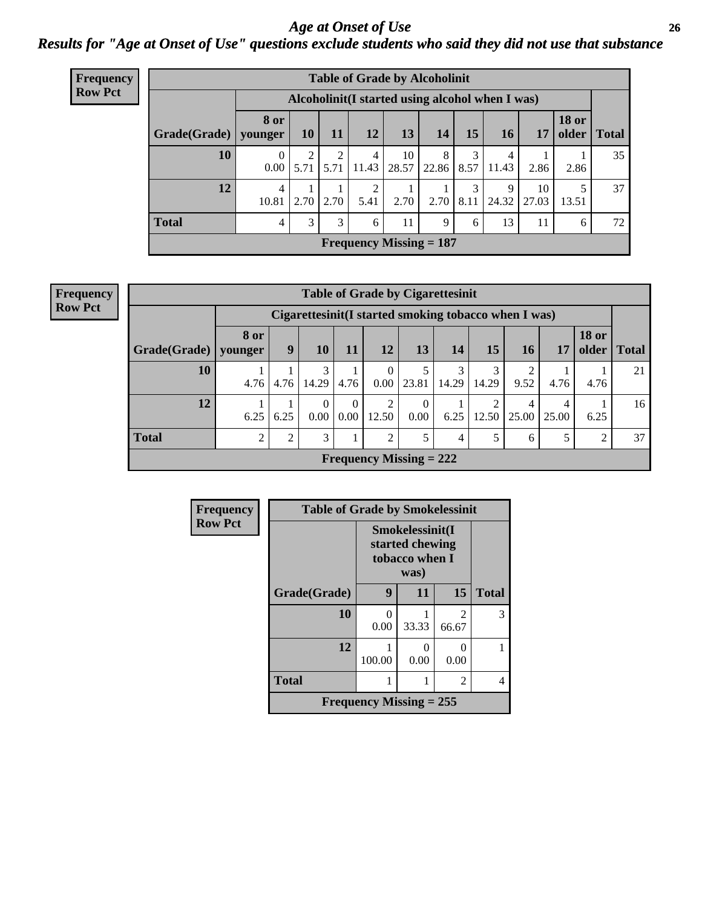# *Age at Onset of Use*

## *Results for "Age at Onset of Use" questions exclude students who said they did not use that substance*

**Frequency Row Pct**

| Table of Grade by Alcoholinit | | | | | | | | | | | |
|---|---|---|---|---|---|---|---|---|---|---|---|
| | Alcoholinit(I started using alcohol when I was) | | | | | | | | | | |
| Grade(Grade) | 8 or younger | 10 | 11 | 12 | 13 | 14 | 15 | 16 | 17 | 18 or older | Total |
| 10 | 0<br>0.00 | 2<br>5.71 | 2<br>5.71 | 4<br>11.43 | 10<br>28.57 | 8<br>22.86 | 3<br>8.57 | 4<br>11.43 | 1<br>2.86 | 1<br>2.86 | 35 |
| 12 | 4<br>10.81 | 1<br>2.70 | 1<br>2.70 | 2<br>5.41 | 1<br>2.70 | 1<br>2.70 | 3<br>8.11 | 9<br>24.32 | 10<br>27.03 | 5<br>13.51 | 37 |
| Total | 4 | 3 | 3 | 6 | 11 | 9 | 6 | 13 | 11 | 6 | 72 |
| Frequency Missing = 187 | | | | | | | | | | | |

**Frequency Row Pct**

| Table of Grade by Cigarettesinit | | | | | | | | | | | | |
|---|---|---|---|---|---|---|---|---|---|---|---|---|
| | Cigarettesinit(I started smoking tobacco when I was) | | | | | | | | | | | |
| Grade(Grade) | 8 or younger | 9 | 10 | 11 | 12 | 13 | 14 | 15 | 16 | 17 | 18 or older | Total |
| 10 | 1<br>4.76 | 1<br>4.76 | 3<br>14.29 | 1<br>4.76 | 0<br>0.00 | 5<br>23.81 | 3<br>14.29 | 3<br>14.29 | 2<br>9.52 | 1<br>4.76 | 1<br>4.76 | 21 |
| 12 | 1<br>6.25 | 1<br>6.25 | 0<br>0.00 | 0<br>0.00 | 2<br>12.50 | 0<br>0.00 | 1<br>6.25 | 2<br>12.50 | 4<br>25.00 | 4<br>25.00 | 1<br>6.25 | 16 |
| Total | 2 | 2 | 3 | 1 | 2 | 5 | 4 | 5 | 6 | 5 | 2 | 37 |
| Frequency Missing = 222 | | | | | | | | | | | | |

**Frequency Row Pct**

| Table of Grade by Smokelessinit | | | | |
|---|---|---|---|---|
| | Smokelessinit(I started chewing tobacco when I was) | | | |
| Grade(Grade) | 9 | 11 | 15 | Total |
| 10 | 0<br>0.00 | 1<br>33.33 | 2<br>66.67 | 3 |
| 12 | 1<br>100.00 | 0<br>0.00 | 0<br>0.00 | 1 |
| Total | 1 | 1 | 2 | 4 |
| Frequency Missing = 255 | | | | |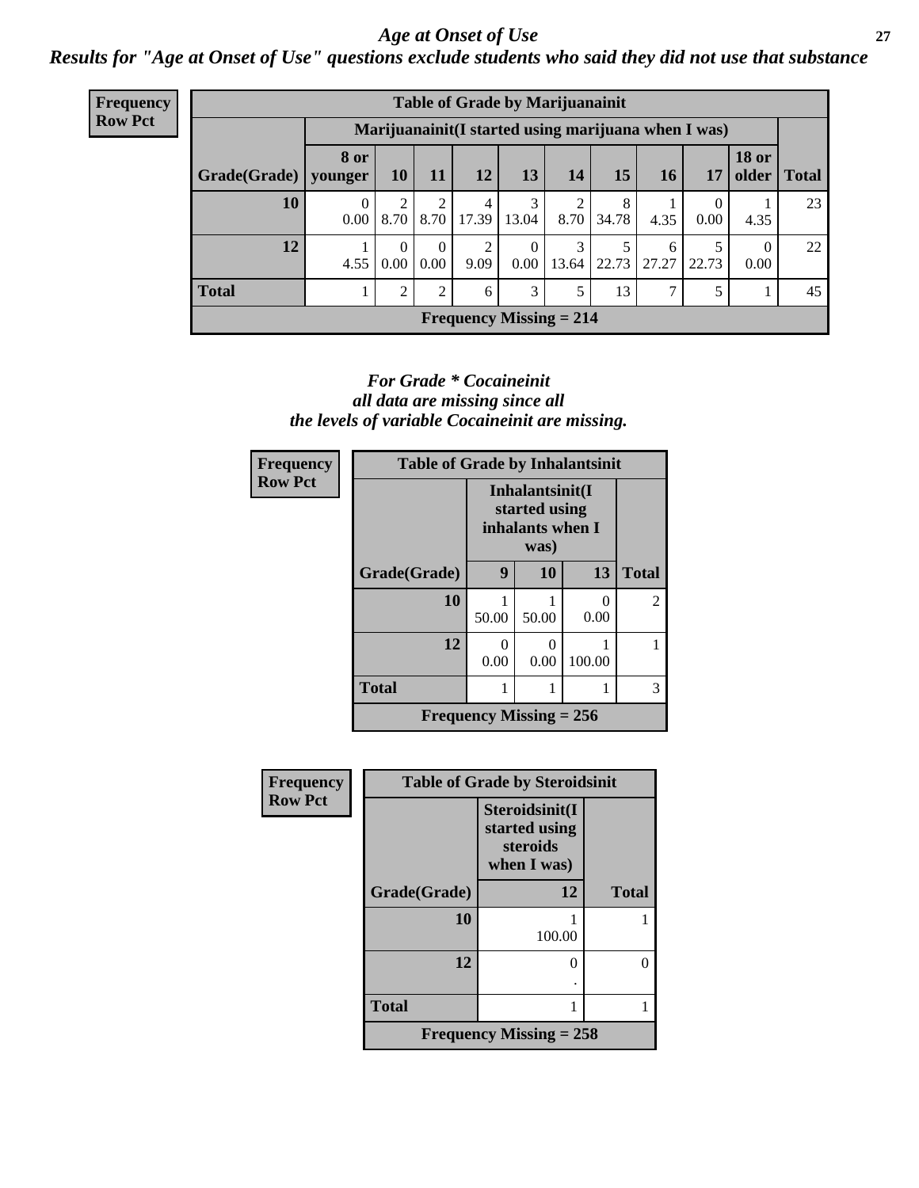*Age at Onset of Use*

***Results for "Age at Onset of Use" questions exclude students who said they did not use that substance***

**Frequency**
**Row Pct**

| Table of Grade by Marijuanainit | | | | | | | | | | | |
|---|---|---|---|---|---|---|---|---|---|---|---|
| | Marijuanainit(I started using marijuana when I was) | | | | | | | | | | |
| Grade(Grade) | 8 or younger | 10 | 11 | 12 | 13 | 14 | 15 | 16 | 17 | 18 or older | Total |
| 10 | 0<br>0.00 | 2<br>8.70 | 2<br>8.70 | 4<br>17.39 | 3<br>13.04 | 2<br>8.70 | 8<br>34.78 | 1<br>4.35 | 0<br>0.00 | 1<br>4.35 | 23 |
| 12 | 1<br>4.55 | 0<br>0.00 | 0<br>0.00 | 2<br>9.09 | 0<br>0.00 | 3<br>13.64 | 5<br>22.73 | 6<br>27.27 | 5<br>22.73 | 0<br>0.00 | 22 |
| Total | 1 | 2 | 2 | 6 | 3 | 5 | 13 | 7 | 5 | 1 | 45 |
| Frequency Missing = 214 | | | | | | | | | | | |

*For Grade * Cocaineinit*
*all data are missing since all*
*the levels of variable Cocaineinit are missing.*

**Frequency**
**Row Pct**

| Table of Grade by Inhalantsinit | | | | |
|---|---|---|---|---|
| | Inhalantsinit(I started using inhalants when I was) | | | |
| Grade(Grade) | 9 | 10 | 13 | Total |
| 10 | 1<br>50.00 | 1<br>50.00 | 0<br>0.00 | 2 |
| 12 | 0<br>0.00 | 0<br>0.00 | 1<br>100.00 | 1 |
| Total | 1 | 1 | 1 | 3 |
| Frequency Missing = 256 | | | | |

**Frequency**
**Row Pct**

| Table of Grade by Steroidsinit | | |
|---|---|---|
| | Steroidsinit(I started using steroids when I was) | |
| Grade(Grade) | 12 | Total |
| 10 | 1<br>100.00 | 1 |
| 12 | 0<br>. | 0 |
| Total | 1 | 1 |
| Frequency Missing = 258 | | |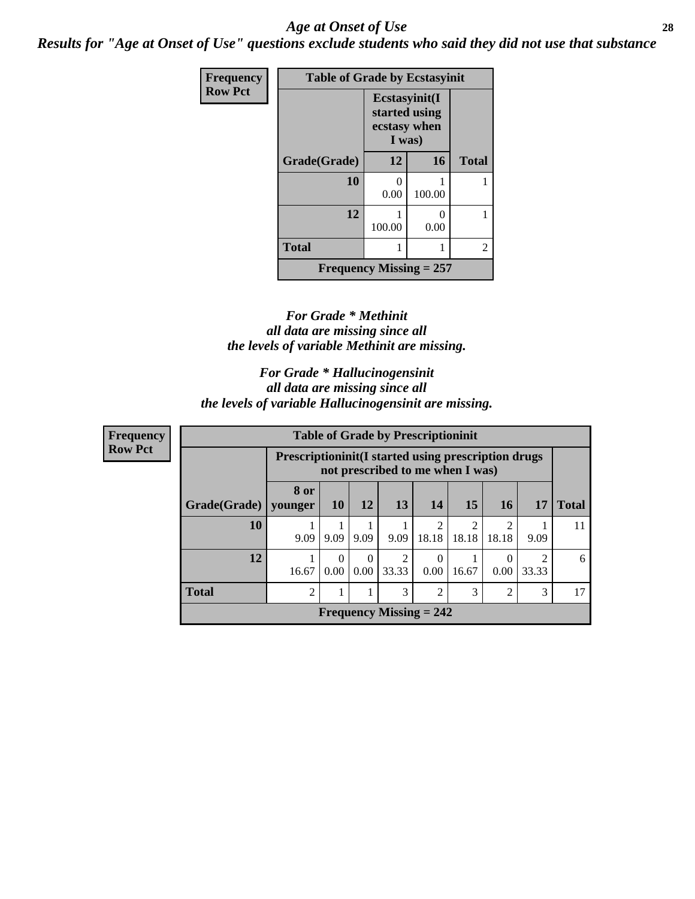*Age at Onset of Use*

***Results for "Age at Onset of Use" questions exclude students who said they did not use that substance***

**Frequency**
**Row Pct**

| Table of Grade by Ecstasyinit | | | |
|---|---|---|---|
| | Ecstasyinit(I started using ecstasy when I was) | | |
| Grade(Grade) | 12 | 16 | Total |
| 10 | 0<br>0.00 | 1<br>100.00 | 1 |
| 12 | 1<br>100.00 | 0<br>0.00 | 1 |
| Total | 1 | 1 | 2 |
| Frequency Missing = 257 | | | |

***For Grade * Methinit all data are missing since all the levels of variable Methinit are missing.***

***For Grade * Hallucinogensinit all data are missing since all the levels of variable Hallucinogensinit are missing.***

**Frequency**
**Row Pct**

| Table of Grade by Prescriptioninit | | | | | | | | | |
|---|---|---|---|---|---|---|---|---|---|
| | Prescriptioninit(I started using prescription drugs not prescribed to me when I was) | | | | | | | | |
| Grade(Grade) | 8 or younger | 10 | 12 | 13 | 14 | 15 | 16 | 17 | Total |
| 10 | 1<br>9.09 | 1<br>9.09 | 1<br>9.09 | 1<br>9.09 | 2<br>18.18 | 2<br>18.18 | 2<br>18.18 | 1<br>9.09 | 11 |
| 12 | 1<br>16.67 | 0<br>0.00 | 0<br>0.00 | 2<br>33.33 | 0<br>0.00 | 1<br>16.67 | 0<br>0.00 | 2<br>33.33 | 6 |
| Total | 2 | 1 | 1 | 3 | 2 | 3 | 2 | 3 | 17 |
| Frequency Missing = 242 | | | | | | | | | |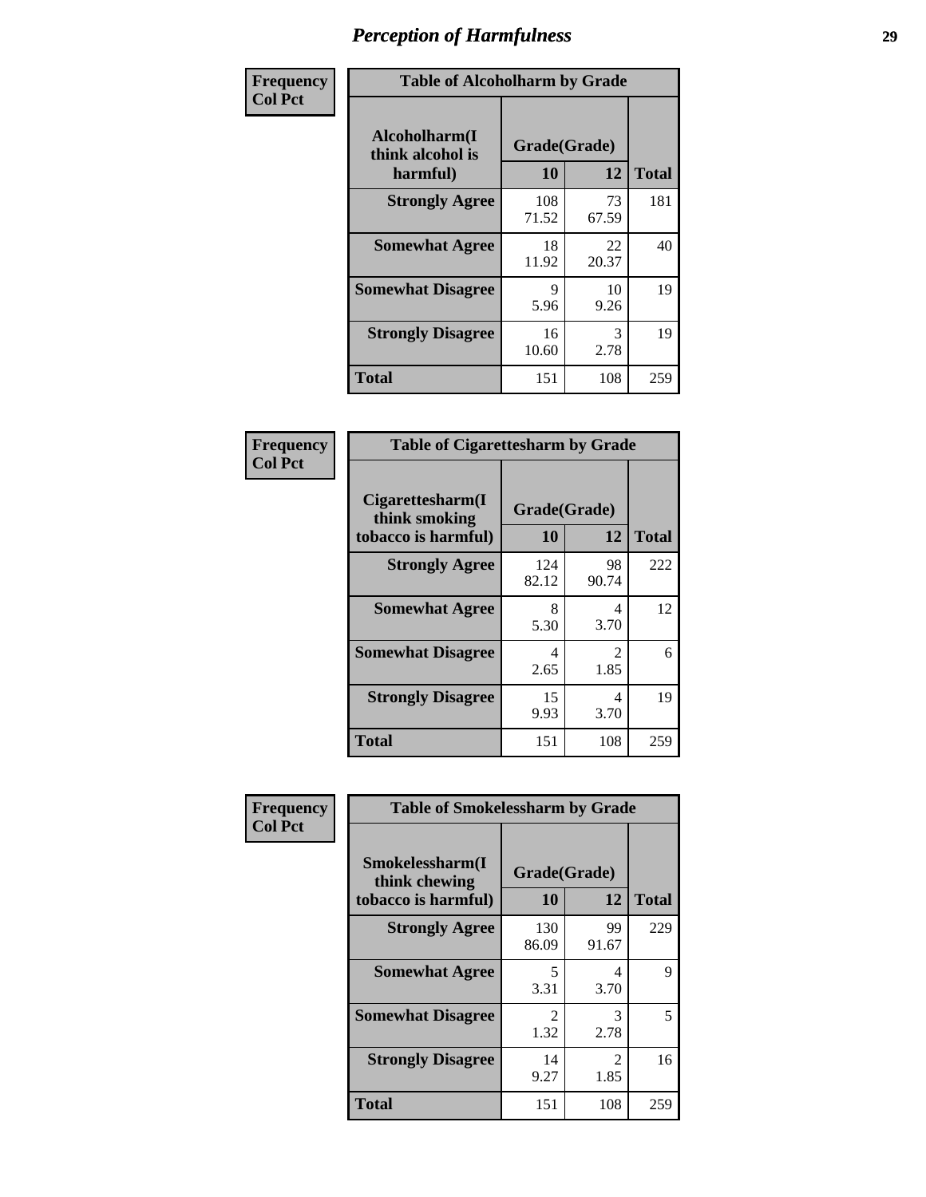# Perception of Harmfulness

| Frequency Col Pct | Table of Alcoholharm by Grade | | |
|---|---|---|---|
| Alcoholharm(I think alcohol is harmful) | Grade(Grade) | | |
| | 10 | 12 | Total |
| Strongly Agree | 108<br>71.52 | 73<br>67.59 | 181 |
| Somewhat Agree | 18<br>11.92 | 22<br>20.37 | 40 |
| Somewhat Disagree | 9<br>5.96 | 10<br>9.26 | 19 |
| Strongly Disagree | 16<br>10.60 | 3<br>2.78 | 19 |
| Total | 151 | 108 | 259 |

| Frequency Col Pct | Table of Cigarettesharm by Grade | | |
|---|---|---|---|
| Cigarettesharm(I think smoking tobacco is harmful) | Grade(Grade) | | |
| | 10 | 12 | Total |
| Strongly Agree | 124<br>82.12 | 98<br>90.74 | 222 |
| Somewhat Agree | 8<br>5.30 | 4<br>3.70 | 12 |
| Somewhat Disagree | 4<br>2.65 | 2<br>1.85 | 6 |
| Strongly Disagree | 15<br>9.93 | 4<br>3.70 | 19 |
| Total | 151 | 108 | 259 |

| Frequency Col Pct | Table of Smokelessharm by Grade | | |
|---|---|---|---|
| Smokelessharm(I think chewing tobacco is harmful) | Grade(Grade) | | |
| | 10 | 12 | Total |
| Strongly Agree | 130<br>86.09 | 99<br>91.67 | 229 |
| Somewhat Agree | 5<br>3.31 | 4<br>3.70 | 9 |
| Somewhat Disagree | 2<br>1.32 | 3<br>2.78 | 5 |
| Strongly Disagree | 14<br>9.27 | 2<br>1.85 | 16 |
| Total | 151 | 108 | 259 |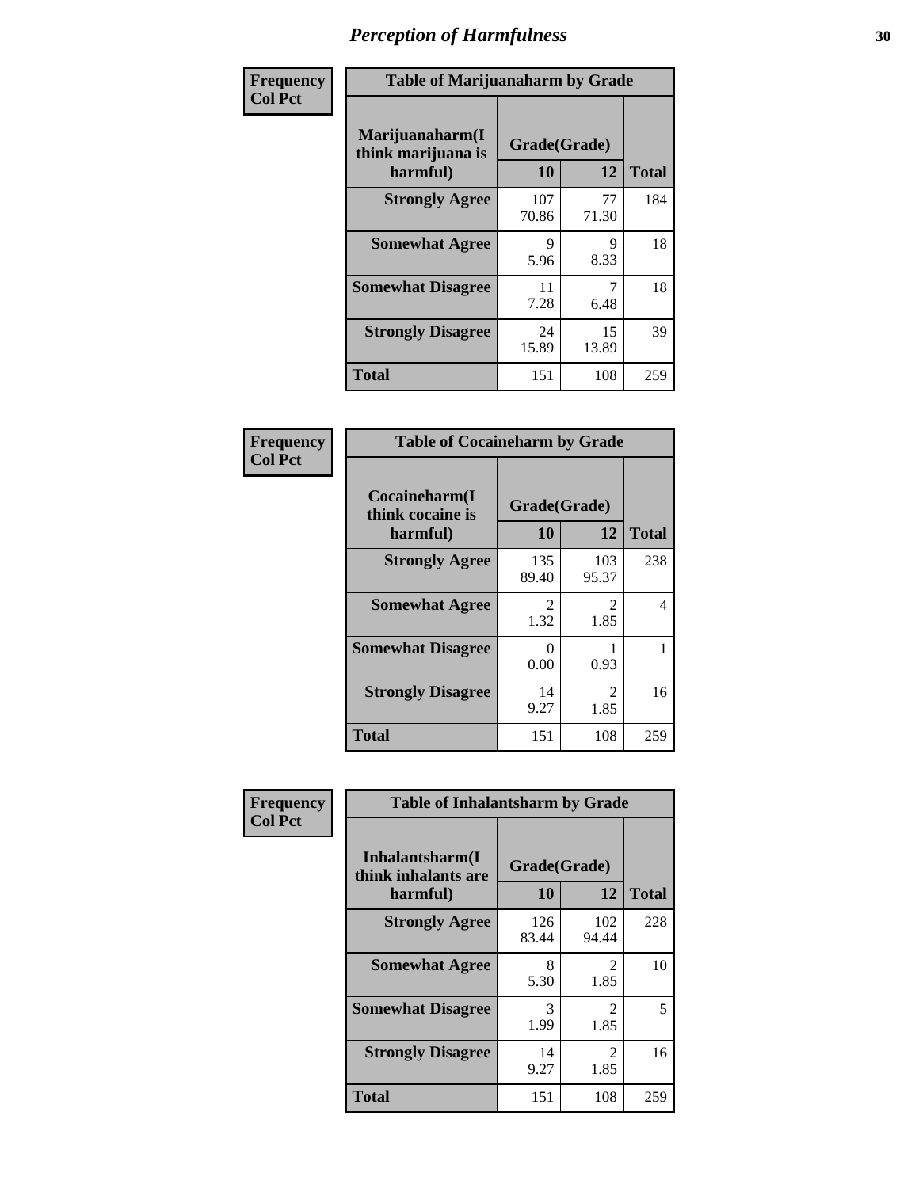# Perception of Harmfulness

**Frequency / Col Pct**

| Table of Marijuanaharm by Grade | | | |
|---|---|---|---|
| **Marijuanaharm(I think marijuana is harmful)** | **Grade(Grade)** | | **Total** |
| | **10** | **12** | |
| **Strongly Agree** | 107<br>70.86 | 77<br>71.30 | 184 |
| **Somewhat Agree** | 9<br>5.96 | 9<br>8.33 | 18 |
| **Somewhat Disagree** | 11<br>7.28 | 7<br>6.48 | 18 |
| **Strongly Disagree** | 24<br>15.89 | 15<br>13.89 | 39 |
| **Total** | 151 | 108 | 259 |

**Frequency / Col Pct**

| Table of Cocaineharm by Grade | | | |
|---|---|---|---|
| **Cocaineharm(I think cocaine is harmful)** | **Grade(Grade)** | | **Total** |
| | **10** | **12** | |
| **Strongly Agree** | 135<br>89.40 | 103<br>95.37 | 238 |
| **Somewhat Agree** | 2<br>1.32 | 2<br>1.85 | 4 |
| **Somewhat Disagree** | 0<br>0.00 | 1<br>0.93 | 1 |
| **Strongly Disagree** | 14<br>9.27 | 2<br>1.85 | 16 |
| **Total** | 151 | 108 | 259 |

**Frequency / Col Pct**

| Table of Inhalantsharm by Grade | | | |
|---|---|---|---|
| **Inhalantsharm(I think inhalants are harmful)** | **Grade(Grade)** | | **Total** |
| | **10** | **12** | |
| **Strongly Agree** | 126<br>83.44 | 102<br>94.44 | 228 |
| **Somewhat Agree** | 8<br>5.30 | 2<br>1.85 | 10 |
| **Somewhat Disagree** | 3<br>1.99 | 2<br>1.85 | 5 |
| **Strongly Disagree** | 14<br>9.27 | 2<br>1.85 | 16 |
| **Total** | 151 | 108 | 259 |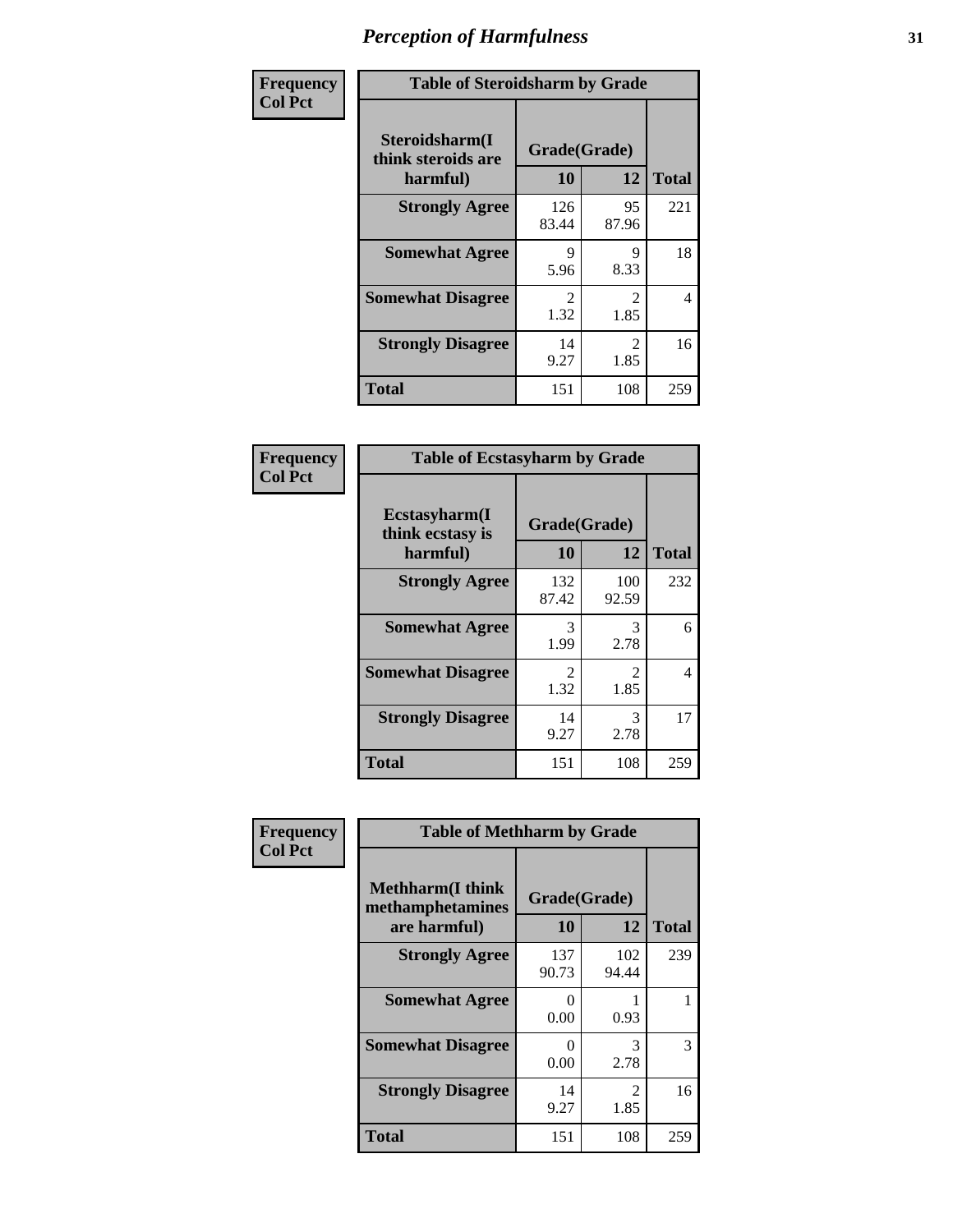# Perception of Harmfulness

**Frequency**
**Col Pct**

| Table of Steroidsharm by Grade | | | |
|---|---|---|---|
| Steroidsharm(I think steroids are harmful) | Grade(Grade) | | |
| | 10 | 12 | Total |
| **Strongly Agree** | 126<br>83.44 | 95<br>87.96 | 221 |
| **Somewhat Agree** | 9<br>5.96 | 9<br>8.33 | 18 |
| **Somewhat Disagree** | 2<br>1.32 | 2<br>1.85 | 4 |
| **Strongly Disagree** | 14<br>9.27 | 2<br>1.85 | 16 |
| **Total** | 151 | 108 | 259 |

**Frequency**
**Col Pct**

| Table of Ecstasyharm by Grade | | | |
|---|---|---|---|
| Ecstasyharm(I think ecstasy is harmful) | Grade(Grade) | | |
| | 10 | 12 | Total |
| **Strongly Agree** | 132<br>87.42 | 100<br>92.59 | 232 |
| **Somewhat Agree** | 3<br>1.99 | 3<br>2.78 | 6 |
| **Somewhat Disagree** | 2<br>1.32 | 2<br>1.85 | 4 |
| **Strongly Disagree** | 14<br>9.27 | 3<br>2.78 | 17 |
| **Total** | 151 | 108 | 259 |

**Frequency**
**Col Pct**

| Table of Methharm by Grade | | | |
|---|---|---|---|
| Methharm(I think methamphetamines are harmful) | Grade(Grade) | | |
| | 10 | 12 | Total |
| **Strongly Agree** | 137<br>90.73 | 102<br>94.44 | 239 |
| **Somewhat Agree** | 0<br>0.00 | 1<br>0.93 | 1 |
| **Somewhat Disagree** | 0<br>0.00 | 3<br>2.78 | 3 |
| **Strongly Disagree** | 14<br>9.27 | 2<br>1.85 | 16 |
| **Total** | 151 | 108 | 259 |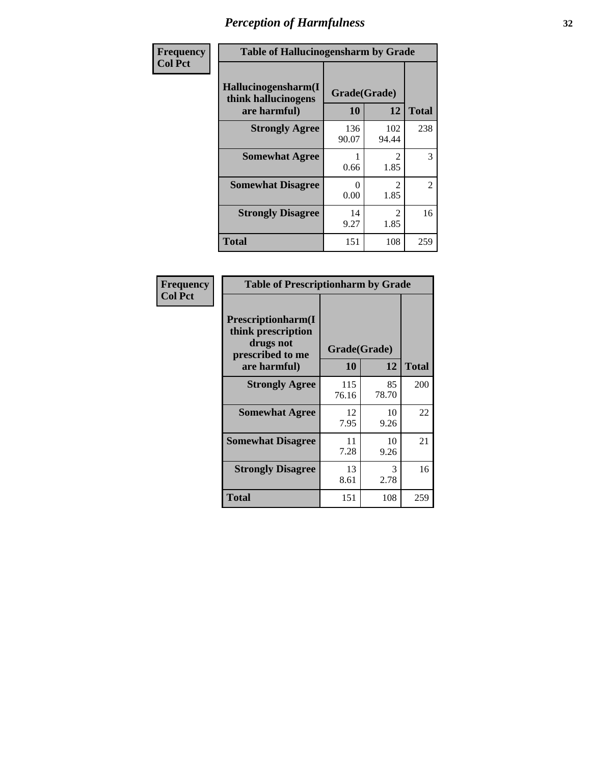# Perception of Harmfulness

| Frequency<br>Col Pct | Table of Hallucinogensharm by Grade | | |
|---|---|---|---|
| Hallucinogensharm(I think hallucinogens are harmful) | Grade(Grade) | | |
| | 10 | 12 | Total |
| Strongly Agree | 136<br>90.07 | 102<br>94.44 | 238 |
| Somewhat Agree | 1<br>0.66 | 2<br>1.85 | 3 |
| Somewhat Disagree | 0<br>0.00 | 2<br>1.85 | 2 |
| Strongly Disagree | 14<br>9.27 | 2<br>1.85 | 16 |
| Total | 151 | 108 | 259 |

| Frequency<br>Col Pct | Table of Prescriptionharm by Grade | | |
|---|---|---|---|
| Prescriptionharm(I think prescription drugs not prescribed to me are harmful) | Grade(Grade) | | |
| | 10 | 12 | Total |
| Strongly Agree | 115<br>76.16 | 85<br>78.70 | 200 |
| Somewhat Agree | 12<br>7.95 | 10<br>9.26 | 22 |
| Somewhat Disagree | 11<br>7.28 | 10<br>9.26 | 21 |
| Strongly Disagree | 13<br>8.61 | 3<br>2.78 | 16 |
| Total | 151 | 108 | 259 |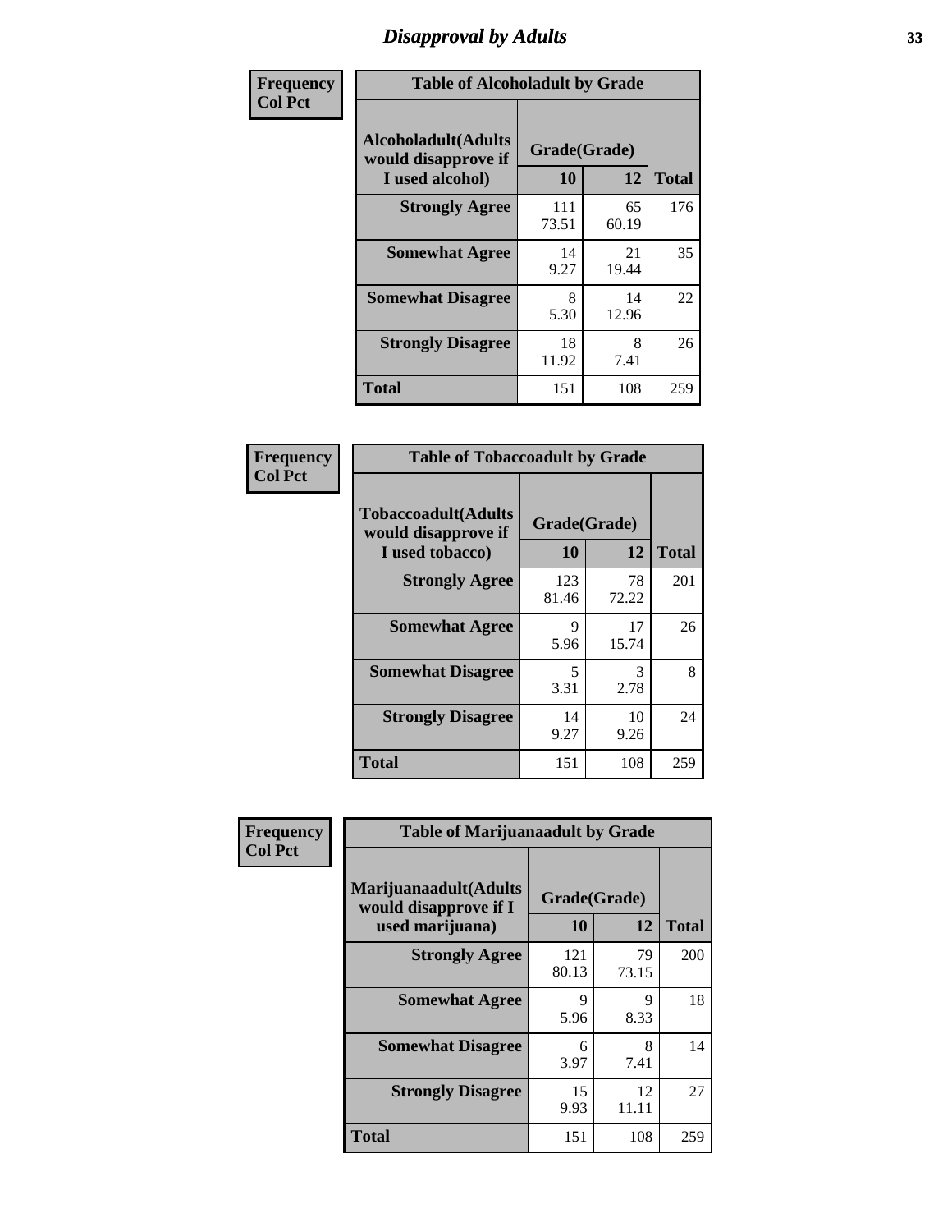# Disapproval by Adults

| Frequency Col Pct | Table of Alcoholadult by Grade | | |
|---|---|---|---|
| Alcoholadult(Adults would disapprove if I used alcohol) | Grade(Grade) | | |
| | 10 | 12 | Total |
| Strongly Agree | 111<br>73.51 | 65<br>60.19 | 176 |
| Somewhat Agree | 14<br>9.27 | 21<br>19.44 | 35 |
| Somewhat Disagree | 8<br>5.30 | 14<br>12.96 | 22 |
| Strongly Disagree | 18<br>11.92 | 8<br>7.41 | 26 |
| Total | 151 | 108 | 259 |

| Frequency Col Pct | Table of Tobaccoadult by Grade | | |
|---|---|---|---|
| Tobaccoadult(Adults would disapprove if I used tobacco) | Grade(Grade) | | |
| | 10 | 12 | Total |
| Strongly Agree | 123<br>81.46 | 78<br>72.22 | 201 |
| Somewhat Agree | 9<br>5.96 | 17<br>15.74 | 26 |
| Somewhat Disagree | 5<br>3.31 | 3<br>2.78 | 8 |
| Strongly Disagree | 14<br>9.27 | 10<br>9.26 | 24 |
| Total | 151 | 108 | 259 |

| Frequency Col Pct | Table of Marijuanaadult by Grade | | |
|---|---|---|---|
| Marijuanaadult(Adults would disapprove if I used marijuana) | Grade(Grade) | | |
| | 10 | 12 | Total |
| Strongly Agree | 121<br>80.13 | 79<br>73.15 | 200 |
| Somewhat Agree | 9<br>5.96 | 9<br>8.33 | 18 |
| Somewhat Disagree | 6<br>3.97 | 8<br>7.41 | 14 |
| Strongly Disagree | 15<br>9.93 | 12<br>11.11 | 27 |
| Total | 151 | 108 | 259 |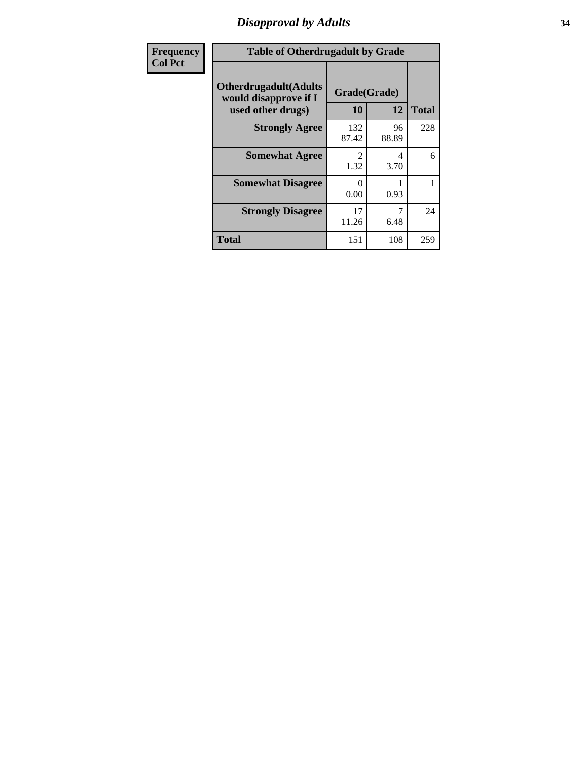## Disapproval by Adults

| Frequency<br>Col Pct |
|---|

**Table of Otherdrugadult by Grade**

| Otherdrugadult(Adults would disapprove if I used other drugs) | Grade(Grade) | | |
|---|---|---|---|
| | 10 | 12 | Total |
| Strongly Agree | 132<br>87.42 | 96<br>88.89 | 228 |
| Somewhat Agree | 2<br>1.32 | 4<br>3.70 | 6 |
| Somewhat Disagree | 0<br>0.00 | 1<br>0.93 | 1 |
| Strongly Disagree | 17<br>11.26 | 7<br>6.48 | 24 |
| Total | 151 | 108 | 259 |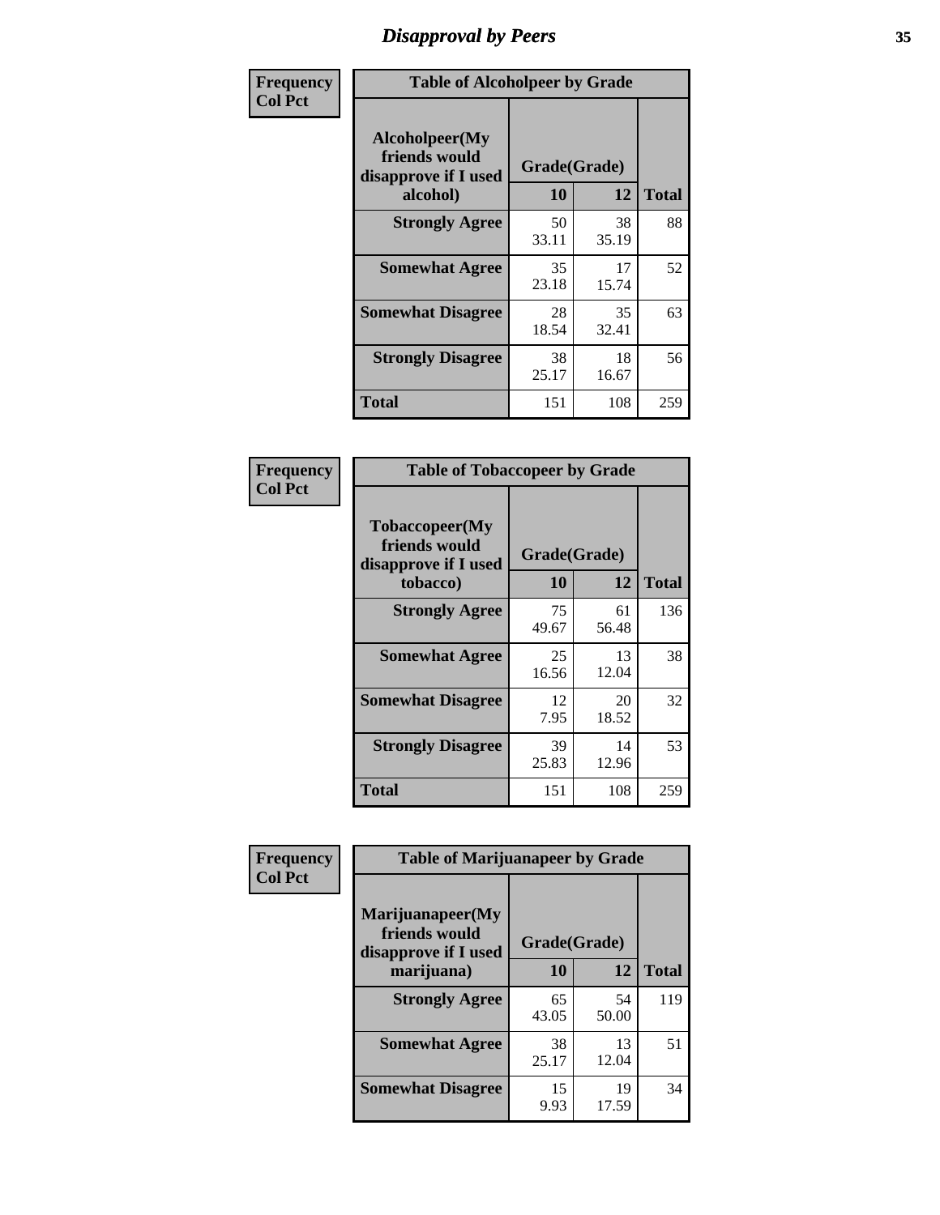# Disapproval by Peers

**Frequency Col Pct**

| Table of Alcoholpeer by Grade | | | |
|---|---|---|---|
| Alcoholpeer(My friends would disapprove if I used alcohol) | Grade(Grade) | | |
| | 10 | 12 | Total |
| Strongly Agree | 50<br>33.11 | 38<br>35.19 | 88 |
| Somewhat Agree | 35<br>23.18 | 17<br>15.74 | 52 |
| Somewhat Disagree | 28<br>18.54 | 35<br>32.41 | 63 |
| Strongly Disagree | 38<br>25.17 | 18<br>16.67 | 56 |
| Total | 151 | 108 | 259 |

**Frequency Col Pct**

| Table of Tobaccopeer by Grade | | | |
|---|---|---|---|
| Tobaccopeer(My friends would disapprove if I used tobacco) | Grade(Grade) | | |
| | 10 | 12 | Total |
| Strongly Agree | 75<br>49.67 | 61<br>56.48 | 136 |
| Somewhat Agree | 25<br>16.56 | 13<br>12.04 | 38 |
| Somewhat Disagree | 12<br>7.95 | 20<br>18.52 | 32 |
| Strongly Disagree | 39<br>25.83 | 14<br>12.96 | 53 |
| Total | 151 | 108 | 259 |

**Frequency Col Pct**

| Table of Marijuanapeer by Grade | | | |
|---|---|---|---|
| Marijuanapeer(My friends would disapprove if I used marijuana) | Grade(Grade) | | |
| | 10 | 12 | Total |
| Strongly Agree | 65<br>43.05 | 54<br>50.00 | 119 |
| Somewhat Agree | 38<br>25.17 | 13<br>12.04 | 51 |
| Somewhat Disagree | 15<br>9.93 | 19<br>17.59 | 34 |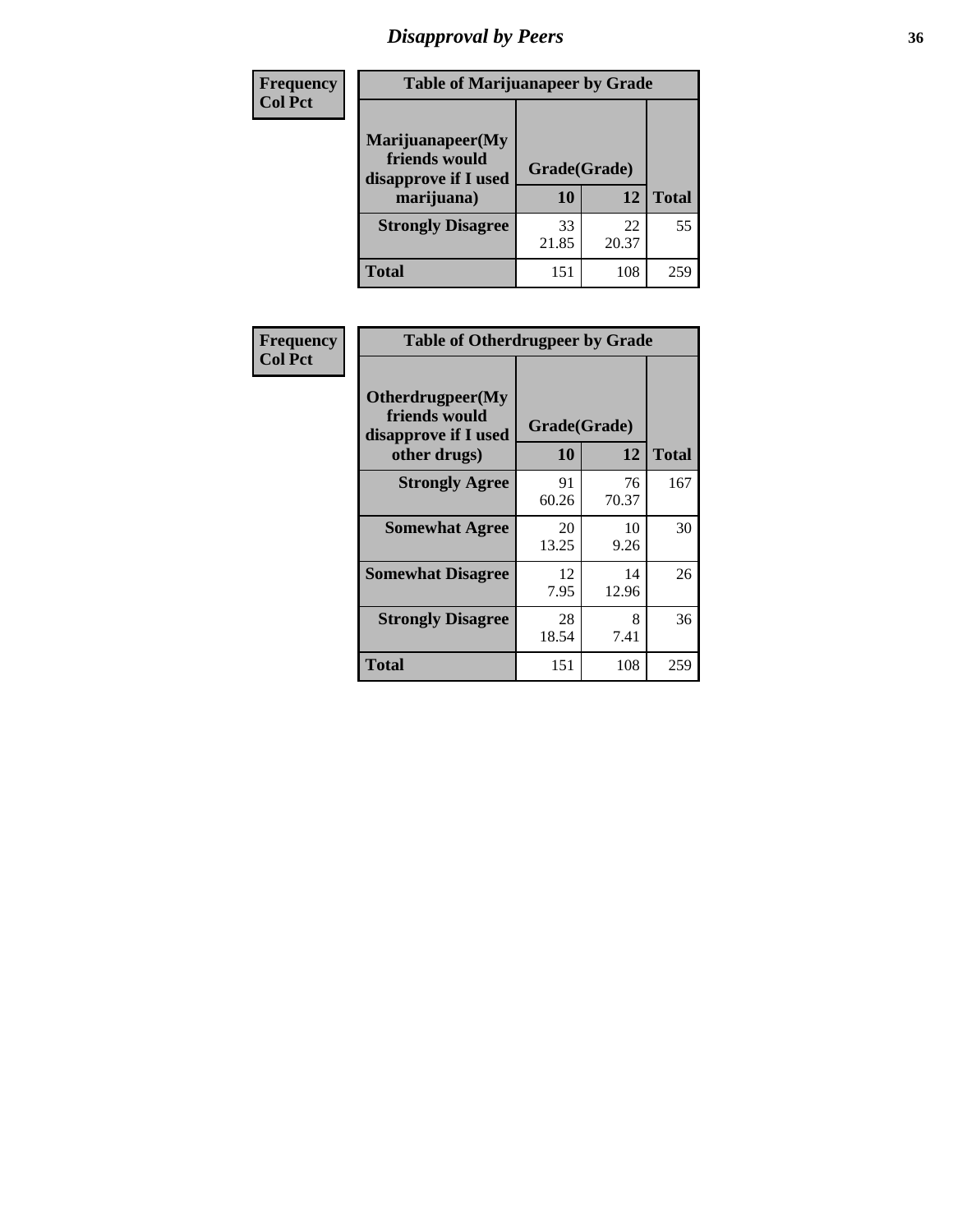# Disapproval by Peers

Frequency
Col Pct

**Table of Marijuanapeer by Grade**

| Marijuanapeer(My friends would disapprove if I used marijuana) | Grade(Grade) 10 | 12 | Total |
|---|---|---|---|
| **Strongly Disagree** | 33<br>21.85 | 22<br>20.37 | 55 |
| **Total** | 151 | 108 | 259 |

Frequency
Col Pct

**Table of Otherdrugpeer by Grade**

| Otherdrugpeer(My friends would disapprove if I used other drugs) | Grade(Grade) 10 | 12 | Total |
|---|---|---|---|
| **Strongly Agree** | 91<br>60.26 | 76<br>70.37 | 167 |
| **Somewhat Agree** | 20<br>13.25 | 10<br>9.26 | 30 |
| **Somewhat Disagree** | 12<br>7.95 | 14<br>12.96 | 26 |
| **Strongly Disagree** | 28<br>18.54 | 8<br>7.41 | 36 |
| **Total** | 151 | 108 | 259 |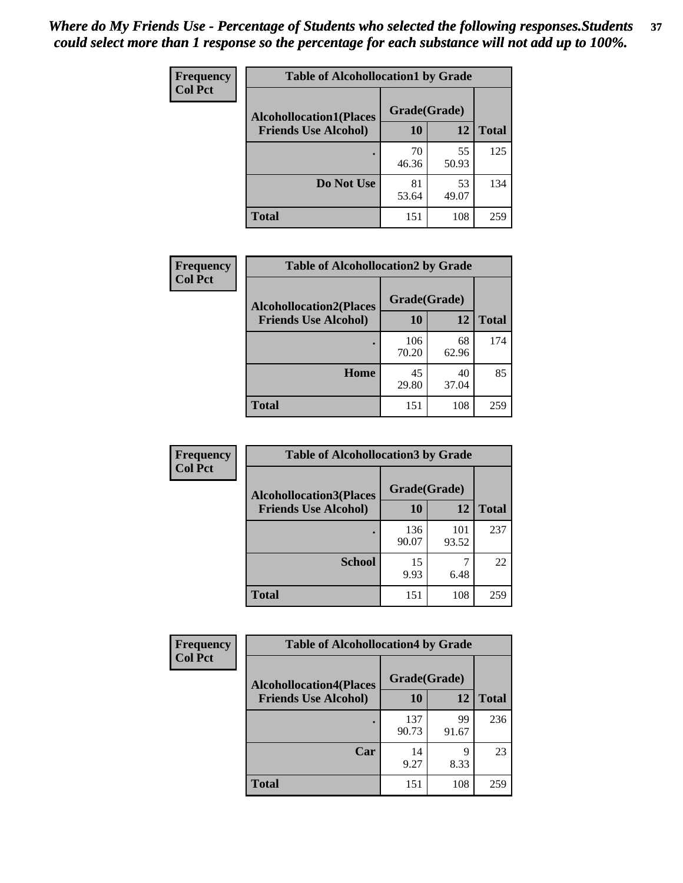*Where do My Friends Use - Percentage of Students who selected the following responses.Students could select more than 1 response so the percentage for each substance will not add up to 100%.*

**Frequency**
**Col Pct**

| Table of Alcohollocation1 by Grade | | | |
|---|---|---|---|
| **Alcohollocation1(Places Friends Use Alcohol)** | **Grade(Grade)** | | **Total** |
| | **10** | **12** | |
| **.** | 70<br>46.36 | 55<br>50.93 | 125 |
| **Do Not Use** | 81<br>53.64 | 53<br>49.07 | 134 |
| **Total** | 151 | 108 | 259 |

**Frequency**
**Col Pct**

| Table of Alcohollocation2 by Grade | | | |
|---|---|---|---|
| **Alcohollocation2(Places Friends Use Alcohol)** | **Grade(Grade)** | | **Total** |
| | **10** | **12** | |
| **.** | 106<br>70.20 | 68<br>62.96 | 174 |
| **Home** | 45<br>29.80 | 40<br>37.04 | 85 |
| **Total** | 151 | 108 | 259 |

**Frequency**
**Col Pct**

| Table of Alcohollocation3 by Grade | | | |
|---|---|---|---|
| **Alcohollocation3(Places Friends Use Alcohol)** | **Grade(Grade)** | | **Total** |
| | **10** | **12** | |
| **.** | 136<br>90.07 | 101<br>93.52 | 237 |
| **School** | 15<br>9.93 | 7<br>6.48 | 22 |
| **Total** | 151 | 108 | 259 |

**Frequency**
**Col Pct**

| Table of Alcohollocation4 by Grade | | | |
|---|---|---|---|
| **Alcohollocation4(Places Friends Use Alcohol)** | **Grade(Grade)** | | **Total** |
| | **10** | **12** | |
| **.** | 137<br>90.73 | 99<br>91.67 | 236 |
| **Car** | 14<br>9.27 | 9<br>8.33 | 23 |
| **Total** | 151 | 108 | 259 |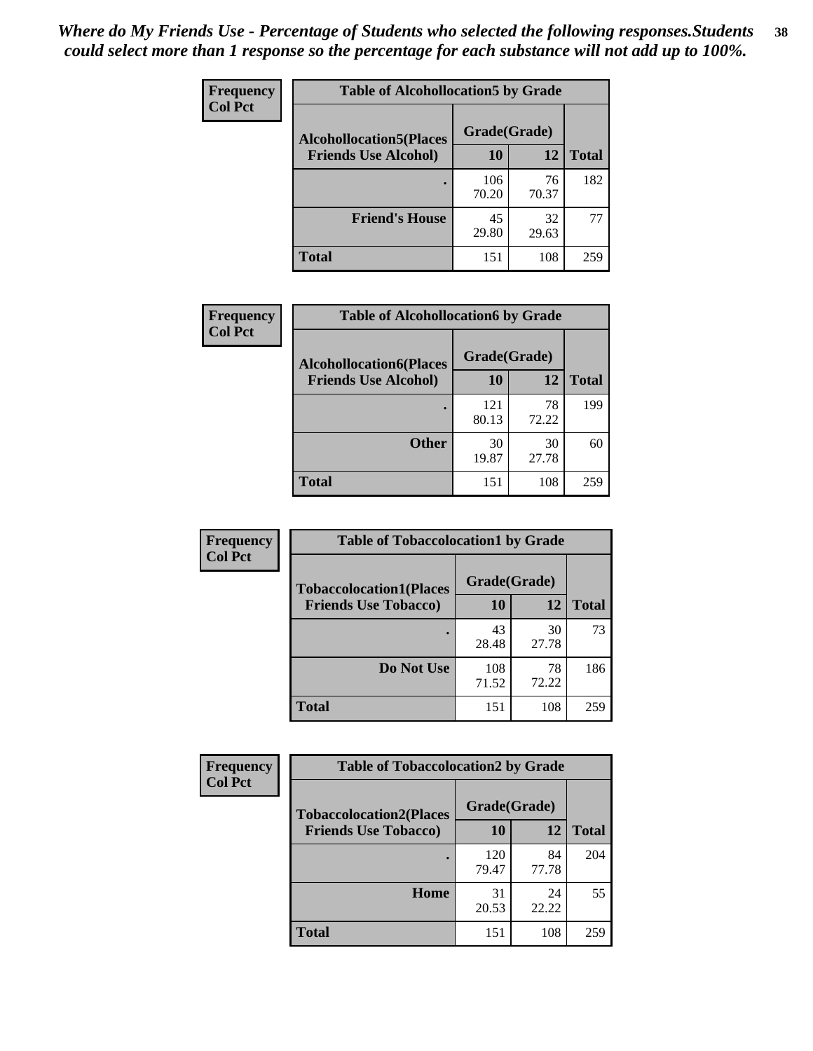*Where do My Friends Use - Percentage of Students who selected the following responses.Students could select more than 1 response so the percentage for each substance will not add up to 100%.*

**Frequency**
**Col Pct**

| Table of Alcohollocation5 by Grade | | | |
|---|---|---|---|
| **Alcohollocation5(Places Friends Use Alcohol)** | **Grade(Grade)** | | **Total** |
| | **10** | **12** | |
| . | 106<br>70.20 | 76<br>70.37 | 182 |
| **Friend's House** | 45<br>29.80 | 32<br>29.63 | 77 |
| **Total** | 151 | 108 | 259 |

**Frequency**
**Col Pct**

| Table of Alcohollocation6 by Grade | | | |
|---|---|---|---|
| **Alcohollocation6(Places Friends Use Alcohol)** | **Grade(Grade)** | | **Total** |
| | **10** | **12** | |
| . | 121<br>80.13 | 78<br>72.22 | 199 |
| **Other** | 30<br>19.87 | 30<br>27.78 | 60 |
| **Total** | 151 | 108 | 259 |

**Frequency**
**Col Pct**

| Table of Tobaccolocation1 by Grade | | | |
|---|---|---|---|
| **Tobaccolocation1(Places Friends Use Tobacco)** | **Grade(Grade)** | | **Total** |
| | **10** | **12** | |
| . | 43<br>28.48 | 30<br>27.78 | 73 |
| **Do Not Use** | 108<br>71.52 | 78<br>72.22 | 186 |
| **Total** | 151 | 108 | 259 |

**Frequency**
**Col Pct**

| Table of Tobaccolocation2 by Grade | | | |
|---|---|---|---|
| **Tobaccolocation2(Places Friends Use Tobacco)** | **Grade(Grade)** | | **Total** |
| | **10** | **12** | |
| . | 120<br>79.47 | 84<br>77.78 | 204 |
| **Home** | 31<br>20.53 | 24<br>22.22 | 55 |
| **Total** | 151 | 108 | 259 |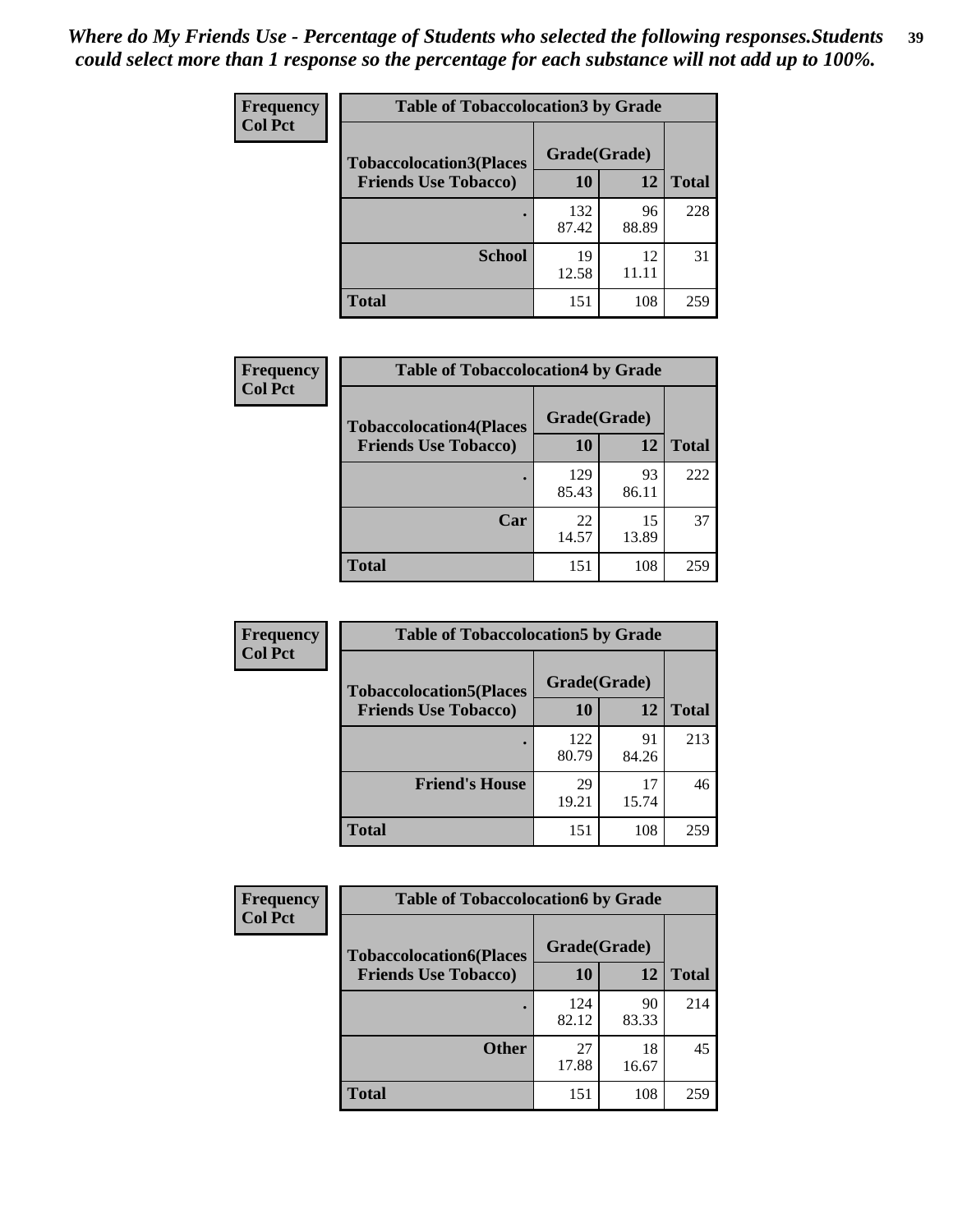*Where do My Friends Use - Percentage of Students who selected the following responses.Students could select more than 1 response so the percentage for each substance will not add up to 100%.*

**Frequency**
**Col Pct**

| Table of Tobaccolocation3 by Grade | | | |
|---|---|---|---|
| **Tobaccolocation3(Places Friends Use Tobacco)** | **Grade(Grade)** | | **Total** |
| | **10** | **12** | |
| **.** | 132<br>87.42 | 96<br>88.89 | 228 |
| **School** | 19<br>12.58 | 12<br>11.11 | 31 |
| **Total** | 151 | 108 | 259 |

**Frequency**
**Col Pct**

| Table of Tobaccolocation4 by Grade | | | |
|---|---|---|---|
| **Tobaccolocation4(Places Friends Use Tobacco)** | **Grade(Grade)** | | **Total** |
| | **10** | **12** | |
| **.** | 129<br>85.43 | 93<br>86.11 | 222 |
| **Car** | 22<br>14.57 | 15<br>13.89 | 37 |
| **Total** | 151 | 108 | 259 |

**Frequency**
**Col Pct**

| Table of Tobaccolocation5 by Grade | | | |
|---|---|---|---|
| **Tobaccolocation5(Places Friends Use Tobacco)** | **Grade(Grade)** | | **Total** |
| | **10** | **12** | |
| **.** | 122<br>80.79 | 91<br>84.26 | 213 |
| **Friend's House** | 29<br>19.21 | 17<br>15.74 | 46 |
| **Total** | 151 | 108 | 259 |

**Frequency**
**Col Pct**

| Table of Tobaccolocation6 by Grade | | | |
|---|---|---|---|
| **Tobaccolocation6(Places Friends Use Tobacco)** | **Grade(Grade)** | | **Total** |
| | **10** | **12** | |
| **.** | 124<br>82.12 | 90<br>83.33 | 214 |
| **Other** | 27<br>17.88 | 18<br>16.67 | 45 |
| **Total** | 151 | 108 | 259 |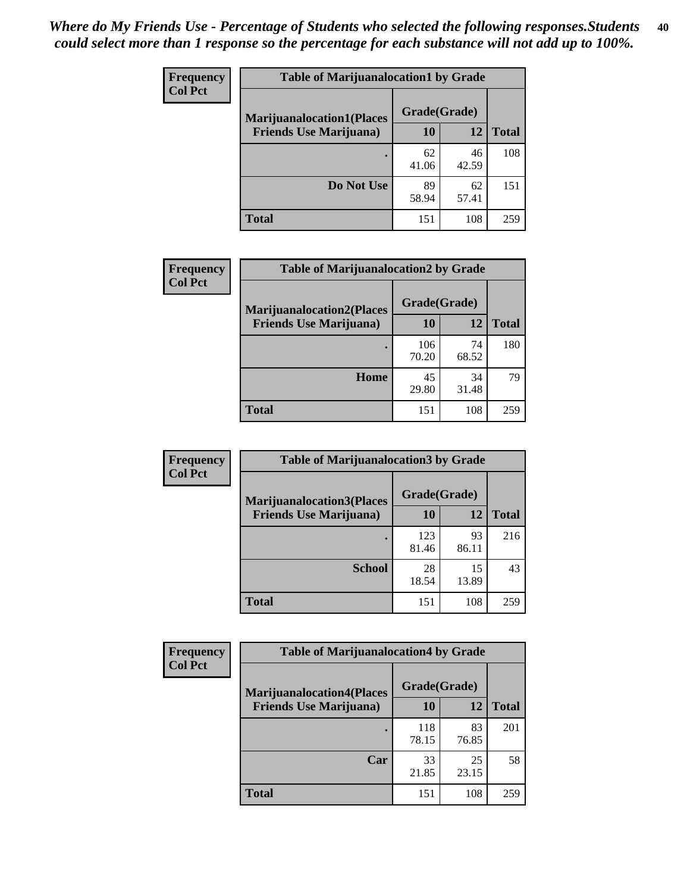*Where do My Friends Use - Percentage of Students who selected the following responses.Students could select more than 1 response so the percentage for each substance will not add up to 100%.*

**Frequency**
**Col Pct**

| Table of Marijuanalocation1 by Grade | | | |
|---|---|---|---|
| **Marijuanalocation1(Places Friends Use Marijuana)** | **Grade(Grade)** | | **Total** |
| | **10** | **12** | |
| **.** | 62<br>41.06 | 46<br>42.59 | 108 |
| **Do Not Use** | 89<br>58.94 | 62<br>57.41 | 151 |
| **Total** | 151 | 108 | 259 |

**Frequency**
**Col Pct**

| Table of Marijuanalocation2 by Grade | | | |
|---|---|---|---|
| **Marijuanalocation2(Places Friends Use Marijuana)** | **Grade(Grade)** | | **Total** |
| | **10** | **12** | |
| **.** | 106<br>70.20 | 74<br>68.52 | 180 |
| **Home** | 45<br>29.80 | 34<br>31.48 | 79 |
| **Total** | 151 | 108 | 259 |

**Frequency**
**Col Pct**

| Table of Marijuanalocation3 by Grade | | | |
|---|---|---|---|
| **Marijuanalocation3(Places Friends Use Marijuana)** | **Grade(Grade)** | | **Total** |
| | **10** | **12** | |
| **.** | 123<br>81.46 | 93<br>86.11 | 216 |
| **School** | 28<br>18.54 | 15<br>13.89 | 43 |
| **Total** | 151 | 108 | 259 |

**Frequency**
**Col Pct**

| Table of Marijuanalocation4 by Grade | | | |
|---|---|---|---|
| **Marijuanalocation4(Places Friends Use Marijuana)** | **Grade(Grade)** | | **Total** |
| | **10** | **12** | |
| **.** | 118<br>78.15 | 83<br>76.85 | 201 |
| **Car** | 33<br>21.85 | 25<br>23.15 | 58 |
| **Total** | 151 | 108 | 259 |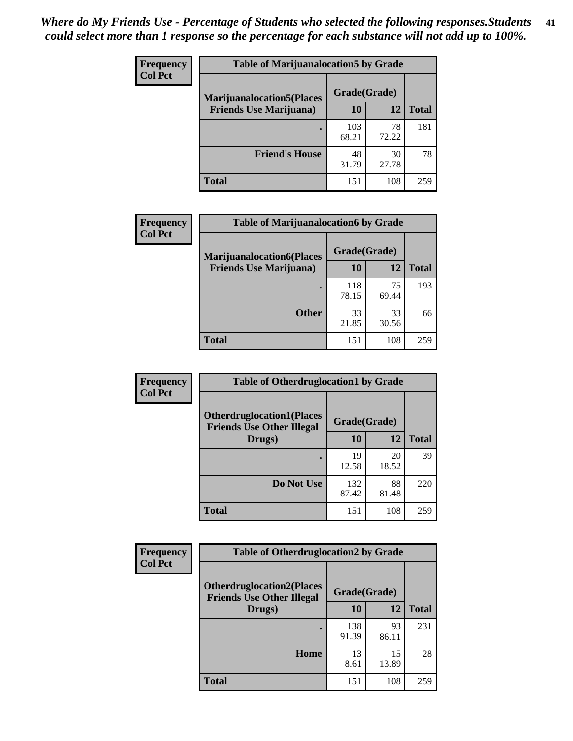*Where do My Friends Use - Percentage of Students who selected the following responses.Students could select more than 1 response so the percentage for each substance will not add up to 100%.*

**Frequency / Col Pct**

| Table of Marijuanalocation5 by Grade | | | |
|---|---|---|---|
| Marijuanalocation5(Places Friends Use Marijuana) | Grade(Grade) | | Total |
| | 10 | 12 | |
| . | 103<br>68.21 | 78<br>72.22 | 181 |
| Friend's House | 48<br>31.79 | 30<br>27.78 | 78 |
| Total | 151 | 108 | 259 |

**Frequency / Col Pct**

| Table of Marijuanalocation6 by Grade | | | |
|---|---|---|---|
| Marijuanalocation6(Places Friends Use Marijuana) | Grade(Grade) | | Total |
| | 10 | 12 | |
| . | 118<br>78.15 | 75<br>69.44 | 193 |
| Other | 33<br>21.85 | 33<br>30.56 | 66 |
| Total | 151 | 108 | 259 |

**Frequency / Col Pct**

| Table of Otherdruglocation1 by Grade | | | |
|---|---|---|---|
| Otherdruglocation1(Places Friends Use Other Illegal Drugs) | Grade(Grade) | | Total |
| | 10 | 12 | |
| . | 19<br>12.58 | 20<br>18.52 | 39 |
| Do Not Use | 132<br>87.42 | 88<br>81.48 | 220 |
| Total | 151 | 108 | 259 |

**Frequency / Col Pct**

| Table of Otherdruglocation2 by Grade | | | |
|---|---|---|---|
| Otherdruglocation2(Places Friends Use Other Illegal Drugs) | Grade(Grade) | | Total |
| | 10 | 12 | |
| . | 138<br>91.39 | 93<br>86.11 | 231 |
| Home | 13<br>8.61 | 15<br>13.89 | 28 |
| Total | 151 | 108 | 259 |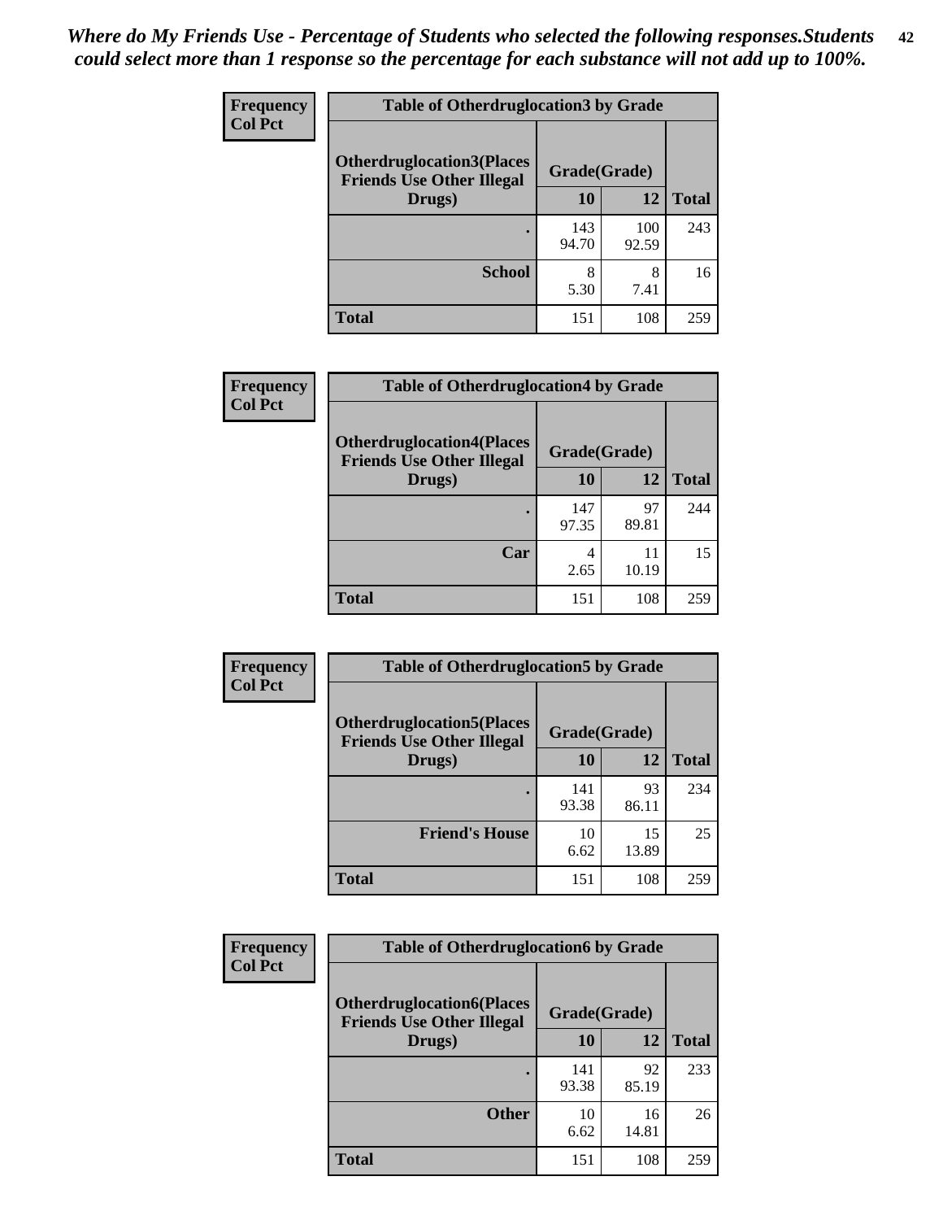*Where do My Friends Use - Percentage of Students who selected the following responses.Students could select more than 1 response so the percentage for each substance will not add up to 100%.*

**Frequency / Col Pct**

| Table of Otherdruglocation3 by Grade | | | |
|---|---|---|---|
| **Otherdruglocation3(Places Friends Use Other Illegal Drugs)** | **Grade(Grade)** | | |
| | **10** | **12** | **Total** |
| **.** | 143<br>94.70 | 100<br>92.59 | 243 |
| **School** | 8<br>5.30 | 8<br>7.41 | 16 |
| **Total** | 151 | 108 | 259 |

**Frequency / Col Pct**

| Table of Otherdruglocation4 by Grade | | | |
|---|---|---|---|
| **Otherdruglocation4(Places Friends Use Other Illegal Drugs)** | **Grade(Grade)** | | |
| | **10** | **12** | **Total** |
| **.** | 147<br>97.35 | 97<br>89.81 | 244 |
| **Car** | 4<br>2.65 | 11<br>10.19 | 15 |
| **Total** | 151 | 108 | 259 |

**Frequency / Col Pct**

| Table of Otherdruglocation5 by Grade | | | |
|---|---|---|---|
| **Otherdruglocation5(Places Friends Use Other Illegal Drugs)** | **Grade(Grade)** | | |
| | **10** | **12** | **Total** |
| **.** | 141<br>93.38 | 93<br>86.11 | 234 |
| **Friend's House** | 10<br>6.62 | 15<br>13.89 | 25 |
| **Total** | 151 | 108 | 259 |

**Frequency / Col Pct**

| Table of Otherdruglocation6 by Grade | | | |
|---|---|---|---|
| **Otherdruglocation6(Places Friends Use Other Illegal Drugs)** | **Grade(Grade)** | | |
| | **10** | **12** | **Total** |
| **.** | 141<br>93.38 | 92<br>85.19 | 233 |
| **Other** | 10<br>6.62 | 16<br>14.81 | 26 |
| **Total** | 151 | 108 | 259 |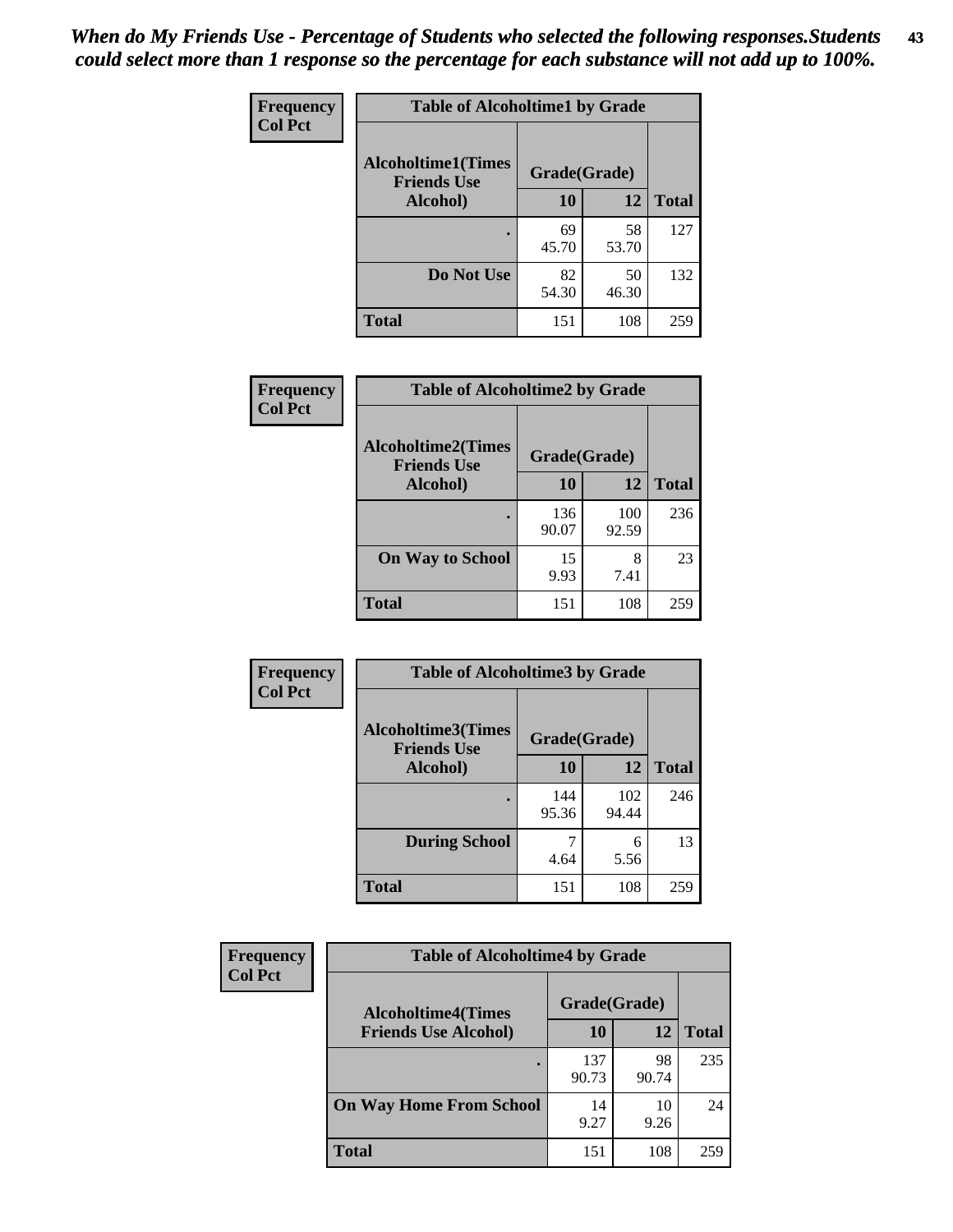*When do My Friends Use - Percentage of Students who selected the following responses.Students could select more than 1 response so the percentage for each substance will not add up to 100%.*

**Frequency**
**Col Pct**

| Table of Alcoholtime1 by Grade | | | |
|---|---|---|---|
| Alcoholtime1(Times Friends Use Alcohol) | Grade(Grade) | | Total |
| | 10 | 12 | |
| . | 69<br>45.70 | 58<br>53.70 | 127 |
| Do Not Use | 82<br>54.30 | 50<br>46.30 | 132 |
| Total | 151 | 108 | 259 |

**Frequency**
**Col Pct**

| Table of Alcoholtime2 by Grade | | | |
|---|---|---|---|
| Alcoholtime2(Times Friends Use Alcohol) | Grade(Grade) | | Total |
| | 10 | 12 | |
| . | 136<br>90.07 | 100<br>92.59 | 236 |
| On Way to School | 15<br>9.93 | 8<br>7.41 | 23 |
| Total | 151 | 108 | 259 |

**Frequency**
**Col Pct**

| Table of Alcoholtime3 by Grade | | | |
|---|---|---|---|
| Alcoholtime3(Times Friends Use Alcohol) | Grade(Grade) | | Total |
| | 10 | 12 | |
| . | 144<br>95.36 | 102<br>94.44 | 246 |
| During School | 7<br>4.64 | 6<br>5.56 | 13 |
| Total | 151 | 108 | 259 |

**Frequency**
**Col Pct**

| Table of Alcoholtime4 by Grade | | | |
|---|---|---|---|
| Alcoholtime4(Times Friends Use Alcohol) | Grade(Grade) | | Total |
| | 10 | 12 | |
| . | 137<br>90.73 | 98<br>90.74 | 235 |
| On Way Home From School | 14<br>9.27 | 10<br>9.26 | 24 |
| Total | 151 | 108 | 259 |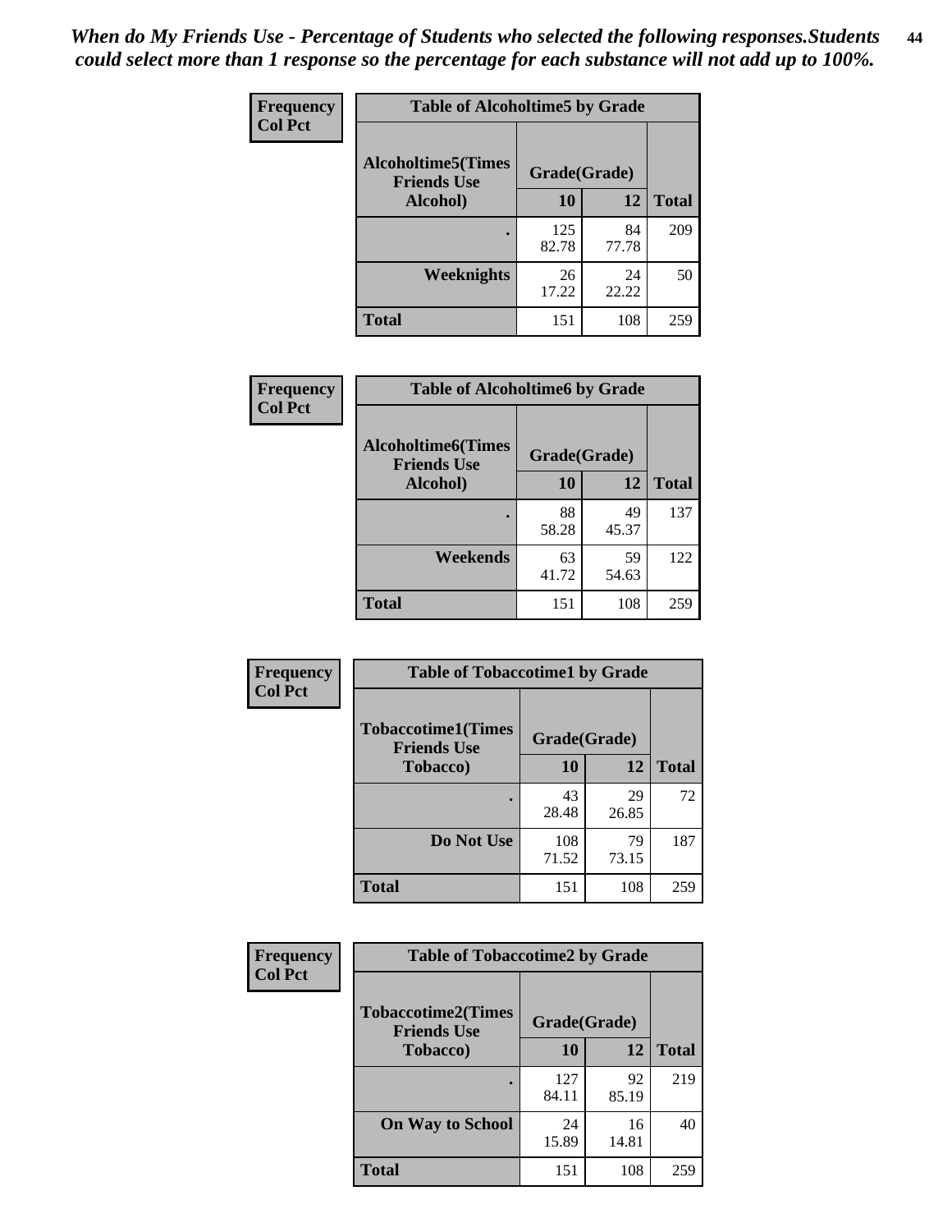*When do My Friends Use - Percentage of Students who selected the following responses.Students could select more than 1 response so the percentage for each substance will not add up to 100%.*

**Frequency**
**Col Pct**

**Table of Alcoholtime5 by Grade**

| Alcoholtime5(Times Friends Use Alcohol) | Grade(Grade) | | Total |
|---|---|---|---|
| | 10 | 12 | |
| . | 125<br>82.78 | 84<br>77.78 | 209 |
| Weeknights | 26<br>17.22 | 24<br>22.22 | 50 |
| Total | 151 | 108 | 259 |

**Frequency**
**Col Pct**

**Table of Alcoholtime6 by Grade**

| Alcoholtime6(Times Friends Use Alcohol) | Grade(Grade) | | Total |
|---|---|---|---|
| | 10 | 12 | |
| . | 88<br>58.28 | 49<br>45.37 | 137 |
| Weekends | 63<br>41.72 | 59<br>54.63 | 122 |
| Total | 151 | 108 | 259 |

**Frequency**
**Col Pct**

**Table of Tobaccotime1 by Grade**

| Tobaccotime1(Times Friends Use Tobacco) | Grade(Grade) | | Total |
|---|---|---|---|
| | 10 | 12 | |
| . | 43<br>28.48 | 29<br>26.85 | 72 |
| Do Not Use | 108<br>71.52 | 79<br>73.15 | 187 |
| Total | 151 | 108 | 259 |

**Frequency**
**Col Pct**

**Table of Tobaccotime2 by Grade**

| Tobaccotime2(Times Friends Use Tobacco) | Grade(Grade) | | Total |
|---|---|---|---|
| | 10 | 12 | |
| . | 127<br>84.11 | 92<br>85.19 | 219 |
| On Way to School | 24<br>15.89 | 16<br>14.81 | 40 |
| Total | 151 | 108 | 259 |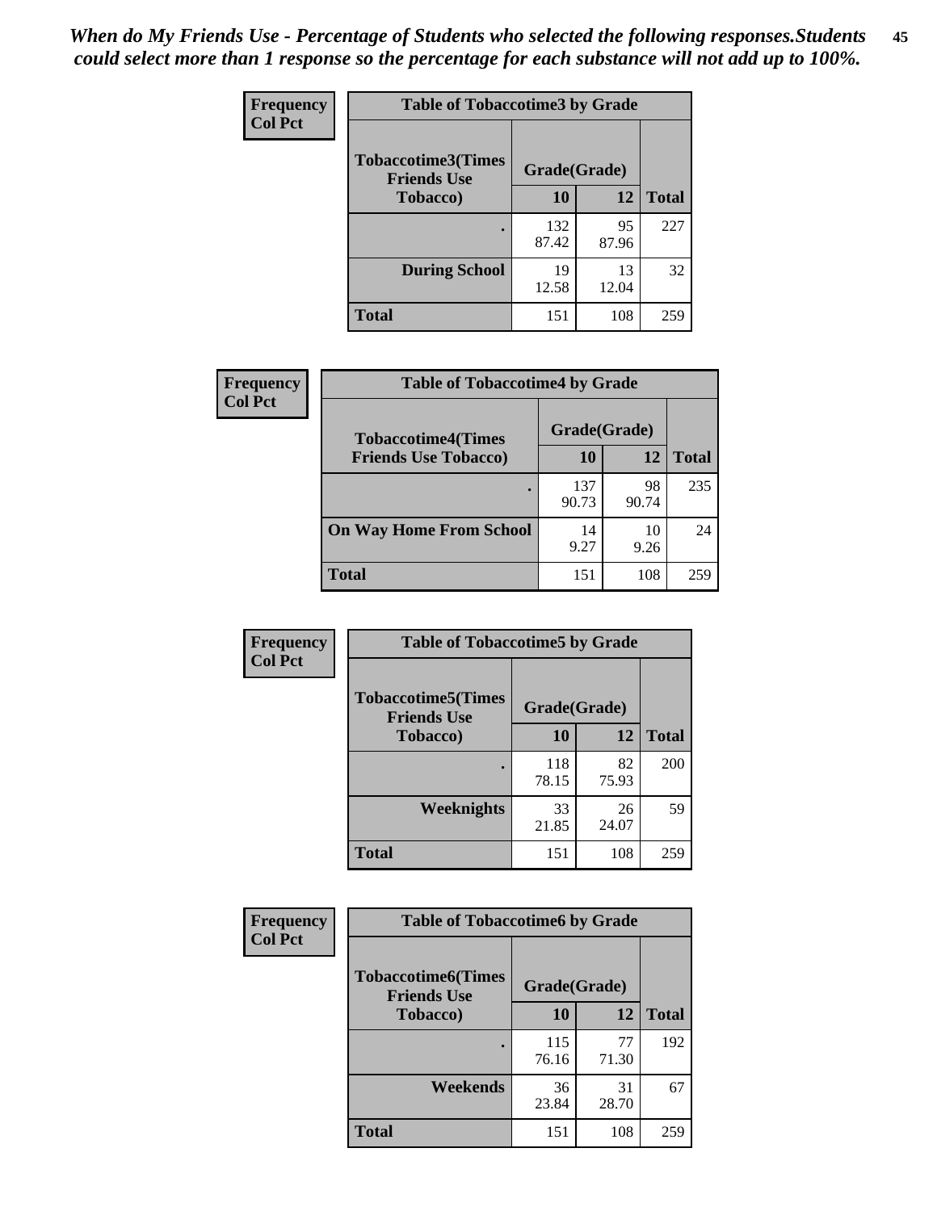*When do My Friends Use - Percentage of Students who selected the following responses.Students could select more than 1 response so the percentage for each substance will not add up to 100%.*

**Frequency**
**Col Pct**

| Table of Tobaccotime3 by Grade | | | |
|---|---|---|---|
| **Tobaccotime3(Times Friends Use Tobacco)** | **Grade(Grade)** | | |
| | **10** | **12** | **Total** |
| **.** | 132<br>87.42 | 95<br>87.96 | 227 |
| **During School** | 19<br>12.58 | 13<br>12.04 | 32 |
| **Total** | 151 | 108 | 259 |

**Frequency**
**Col Pct**

| Table of Tobaccotime4 by Grade | | | |
|---|---|---|---|
| **Tobaccotime4(Times Friends Use Tobacco)** | **Grade(Grade)** | | |
| | **10** | **12** | **Total** |
| **.** | 137<br>90.73 | 98<br>90.74 | 235 |
| **On Way Home From School** | 14<br>9.27 | 10<br>9.26 | 24 |
| **Total** | 151 | 108 | 259 |

**Frequency**
**Col Pct**

| Table of Tobaccotime5 by Grade | | | |
|---|---|---|---|
| **Tobaccotime5(Times Friends Use Tobacco)** | **Grade(Grade)** | | |
| | **10** | **12** | **Total** |
| **.** | 118<br>78.15 | 82<br>75.93 | 200 |
| **Weeknights** | 33<br>21.85 | 26<br>24.07 | 59 |
| **Total** | 151 | 108 | 259 |

**Frequency**
**Col Pct**

| Table of Tobaccotime6 by Grade | | | |
|---|---|---|---|
| **Tobaccotime6(Times Friends Use Tobacco)** | **Grade(Grade)** | | |
| | **10** | **12** | **Total** |
| **.** | 115<br>76.16 | 77<br>71.30 | 192 |
| **Weekends** | 36<br>23.84 | 31<br>28.70 | 67 |
| **Total** | 151 | 108 | 259 |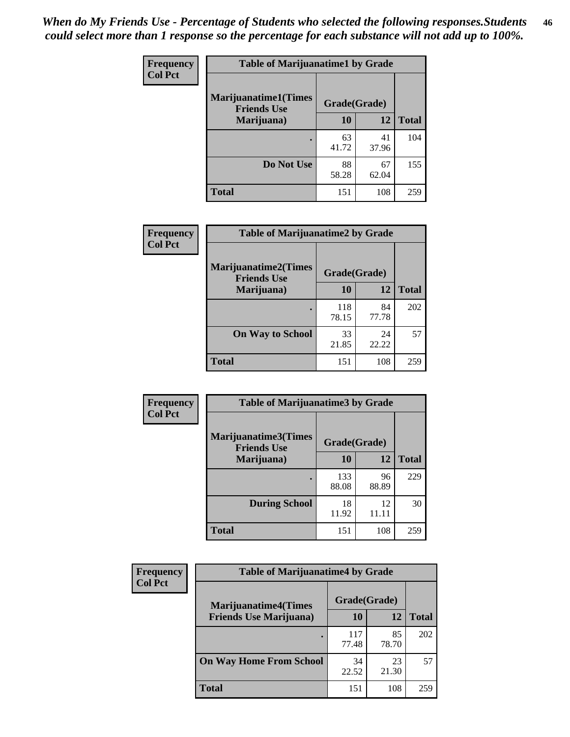*When do My Friends Use - Percentage of Students who selected the following responses.Students could select more than 1 response so the percentage for each substance will not add up to 100%.*

**Frequency**
**Col Pct**

| Table of Marijuanatime1 by Grade | | | |
|---|---|---|---|
| **Marijuanatime1(Times Friends Use Marijuana)** | **Grade(Grade)** | | |
| | **10** | **12** | **Total** |
| **.** | 63<br>41.72 | 41<br>37.96 | 104 |
| **Do Not Use** | 88<br>58.28 | 67<br>62.04 | 155 |
| **Total** | 151 | 108 | 259 |

**Frequency**
**Col Pct**

| Table of Marijuanatime2 by Grade | | | |
|---|---|---|---|
| **Marijuanatime2(Times Friends Use Marijuana)** | **Grade(Grade)** | | |
| | **10** | **12** | **Total** |
| **.** | 118<br>78.15 | 84<br>77.78 | 202 |
| **On Way to School** | 33<br>21.85 | 24<br>22.22 | 57 |
| **Total** | 151 | 108 | 259 |

**Frequency**
**Col Pct**

| Table of Marijuanatime3 by Grade | | | |
|---|---|---|---|
| **Marijuanatime3(Times Friends Use Marijuana)** | **Grade(Grade)** | | |
| | **10** | **12** | **Total** |
| **.** | 133<br>88.08 | 96<br>88.89 | 229 |
| **During School** | 18<br>11.92 | 12<br>11.11 | 30 |
| **Total** | 151 | 108 | 259 |

**Frequency**
**Col Pct**

| Table of Marijuanatime4 by Grade | | | |
|---|---|---|---|
| **Marijuanatime4(Times Friends Use Marijuana)** | **Grade(Grade)** | | |
| | **10** | **12** | **Total** |
| **.** | 117<br>77.48 | 85<br>78.70 | 202 |
| **On Way Home From School** | 34<br>22.52 | 23<br>21.30 | 57 |
| **Total** | 151 | 108 | 259 |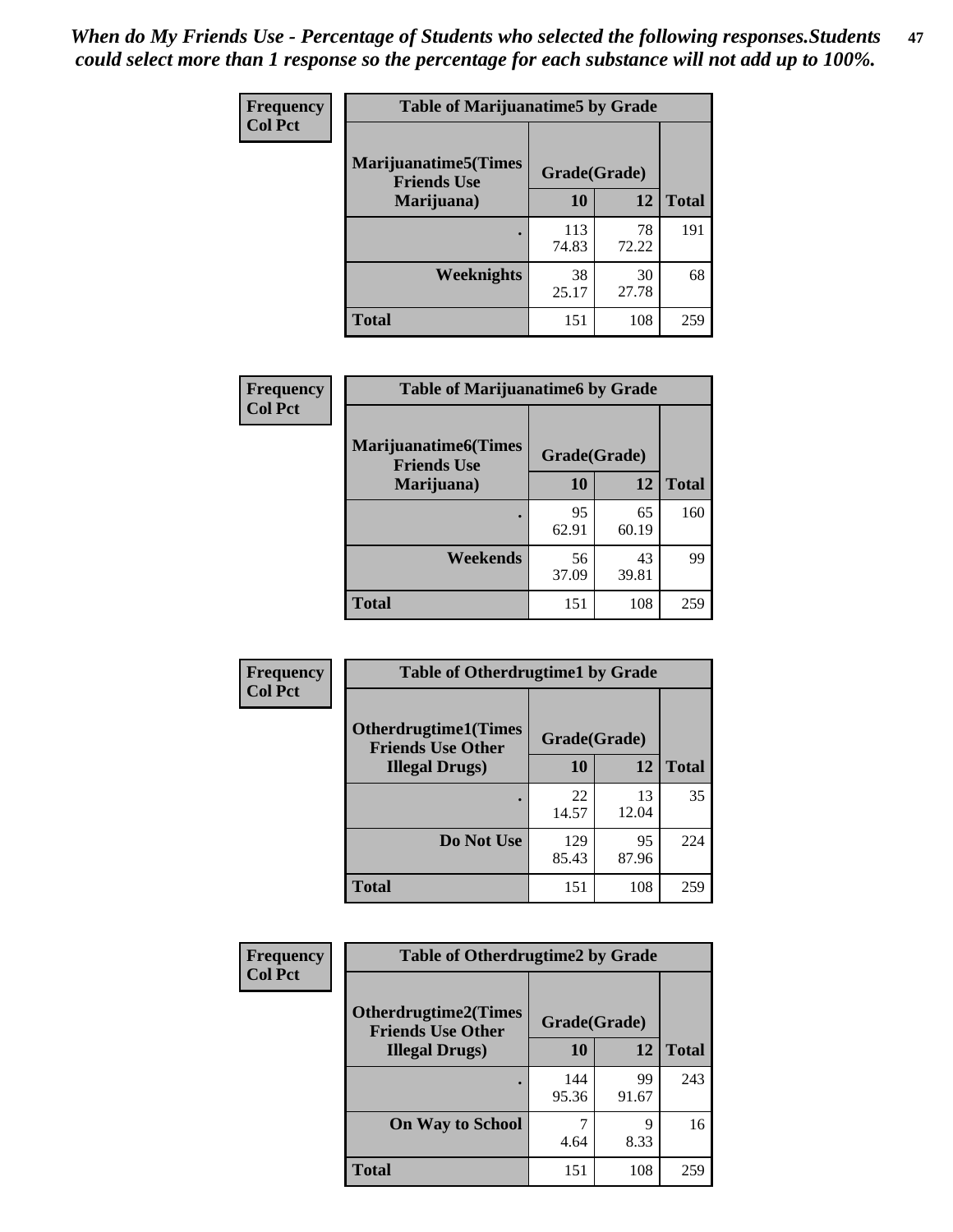*When do My Friends Use - Percentage of Students who selected the following responses.Students could select more than 1 response so the percentage for each substance will not add up to 100%.*

**Frequency**
**Col Pct**

| Table of Marijuanatime5 by Grade | | | |
|---|---|---|---|
| **Marijuanatime5(Times Friends Use Marijuana)** | **Grade(Grade)** | | |
| | **10** | **12** | **Total** |
| **.** | 113<br>74.83 | 78<br>72.22 | 191 |
| **Weeknights** | 38<br>25.17 | 30<br>27.78 | 68 |
| **Total** | 151 | 108 | 259 |

**Frequency**
**Col Pct**

| Table of Marijuanatime6 by Grade | | | |
|---|---|---|---|
| **Marijuanatime6(Times Friends Use Marijuana)** | **Grade(Grade)** | | |
| | **10** | **12** | **Total** |
| **.** | 95<br>62.91 | 65<br>60.19 | 160 |
| **Weekends** | 56<br>37.09 | 43<br>39.81 | 99 |
| **Total** | 151 | 108 | 259 |

**Frequency**
**Col Pct**

| Table of Otherdrugtime1 by Grade | | | |
|---|---|---|---|
| **Otherdrugtime1(Times Friends Use Other Illegal Drugs)** | **Grade(Grade)** | | |
| | **10** | **12** | **Total** |
| **.** | 22<br>14.57 | 13<br>12.04 | 35 |
| **Do Not Use** | 129<br>85.43 | 95<br>87.96 | 224 |
| **Total** | 151 | 108 | 259 |

**Frequency**
**Col Pct**

| Table of Otherdrugtime2 by Grade | | | |
|---|---|---|---|
| **Otherdrugtime2(Times Friends Use Other Illegal Drugs)** | **Grade(Grade)** | | |
| | **10** | **12** | **Total** |
| **.** | 144<br>95.36 | 99<br>91.67 | 243 |
| **On Way to School** | 7<br>4.64 | 9<br>8.33 | 16 |
| **Total** | 151 | 108 | 259 |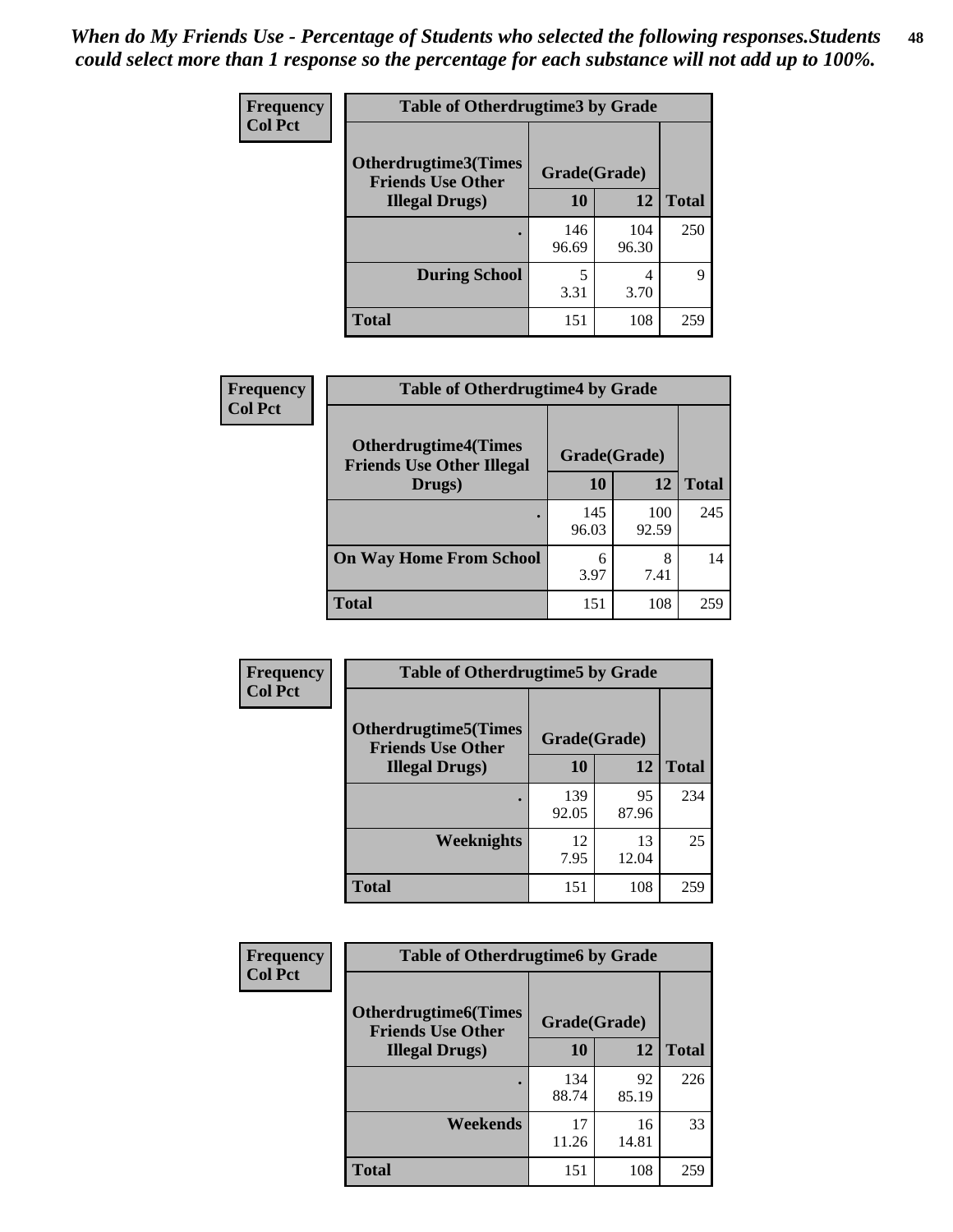*When do My Friends Use - Percentage of Students who selected the following responses.Students could select more than 1 response so the percentage for each substance will not add up to 100%.*

**Frequency**
**Col Pct**

**Table of Otherdrugtime3 by Grade**

| Otherdrugtime3(Times Friends Use Other Illegal Drugs) | Grade(Grade) | | Total |
|---|---|---|---|
| | 10 | 12 | |
| . | 146<br>96.69 | 104<br>96.30 | 250 |
| During School | 5<br>3.31 | 4<br>3.70 | 9 |
| Total | 151 | 108 | 259 |

**Frequency**
**Col Pct**

**Table of Otherdrugtime4 by Grade**

| Otherdrugtime4(Times Friends Use Other Illegal Drugs) | Grade(Grade) | | Total |
|---|---|---|---|
| | 10 | 12 | |
| . | 145<br>96.03 | 100<br>92.59 | 245 |
| On Way Home From School | 6<br>3.97 | 8<br>7.41 | 14 |
| Total | 151 | 108 | 259 |

**Frequency**
**Col Pct**

**Table of Otherdrugtime5 by Grade**

| Otherdrugtime5(Times Friends Use Other Illegal Drugs) | Grade(Grade) | | Total |
|---|---|---|---|
| | 10 | 12 | |
| . | 139<br>92.05 | 95<br>87.96 | 234 |
| Weeknights | 12<br>7.95 | 13<br>12.04 | 25 |
| Total | 151 | 108 | 259 |

**Frequency**
**Col Pct**

**Table of Otherdrugtime6 by Grade**

| Otherdrugtime6(Times Friends Use Other Illegal Drugs) | Grade(Grade) | | Total |
|---|---|---|---|
| | 10 | 12 | |
| . | 134<br>88.74 | 92<br>85.19 | 226 |
| Weekends | 17<br>11.26 | 16<br>14.81 | 33 |
| Total | 151 | 108 | 259 |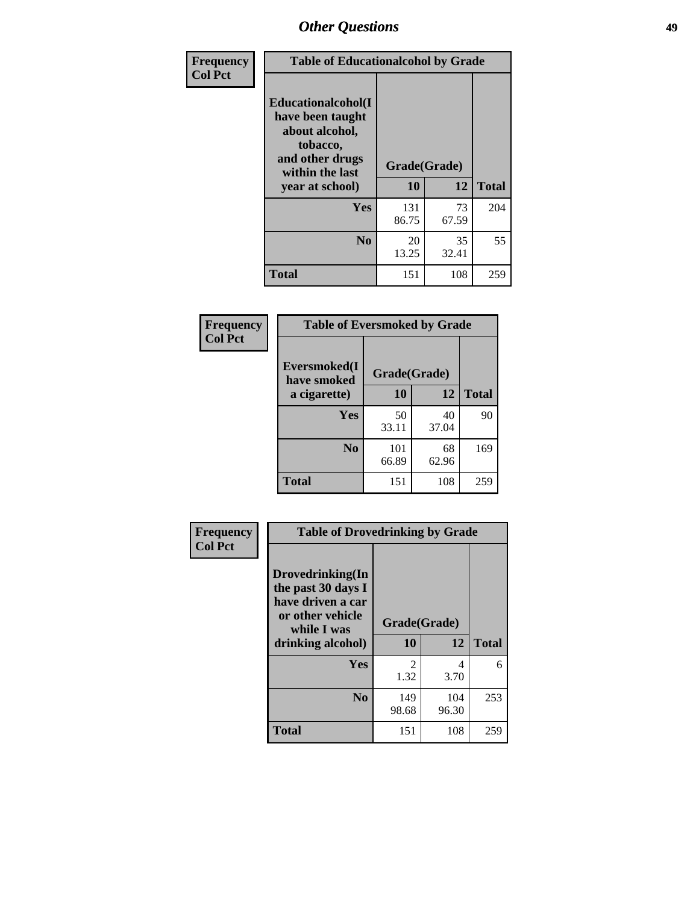## Other Questions

**Frequency**
**Col Pct**

| Table of Educationalcohol by Grade | | | |
|---|---|---|---|
| **Educationalcohol(I have been taught about alcohol, tobacco, and other drugs within the last year at school)** | **Grade(Grade)** | | |
| | **10** | **12** | **Total** |
| **Yes** | 131<br>86.75 | 73<br>67.59 | 204 |
| **No** | 20<br>13.25 | 35<br>32.41 | 55 |
| **Total** | 151 | 108 | 259 |

**Frequency**
**Col Pct**

| Table of Eversmoked by Grade | | | |
|---|---|---|---|
| **Eversmoked(I have smoked a cigarette)** | **Grade(Grade)** | | |
| | **10** | **12** | **Total** |
| **Yes** | 50<br>33.11 | 40<br>37.04 | 90 |
| **No** | 101<br>66.89 | 68<br>62.96 | 169 |
| **Total** | 151 | 108 | 259 |

**Frequency**
**Col Pct**

| Table of Drovedrinking by Grade | | | |
|---|---|---|---|
| **Drovedrinking(In the past 30 days I have driven a car or other vehicle while I was drinking alcohol)** | **Grade(Grade)** | | |
| | **10** | **12** | **Total** |
| **Yes** | 2<br>1.32 | 4<br>3.70 | 6 |
| **No** | 149<br>98.68 | 104<br>96.30 | 253 |
| **Total** | 151 | 108 | 259 |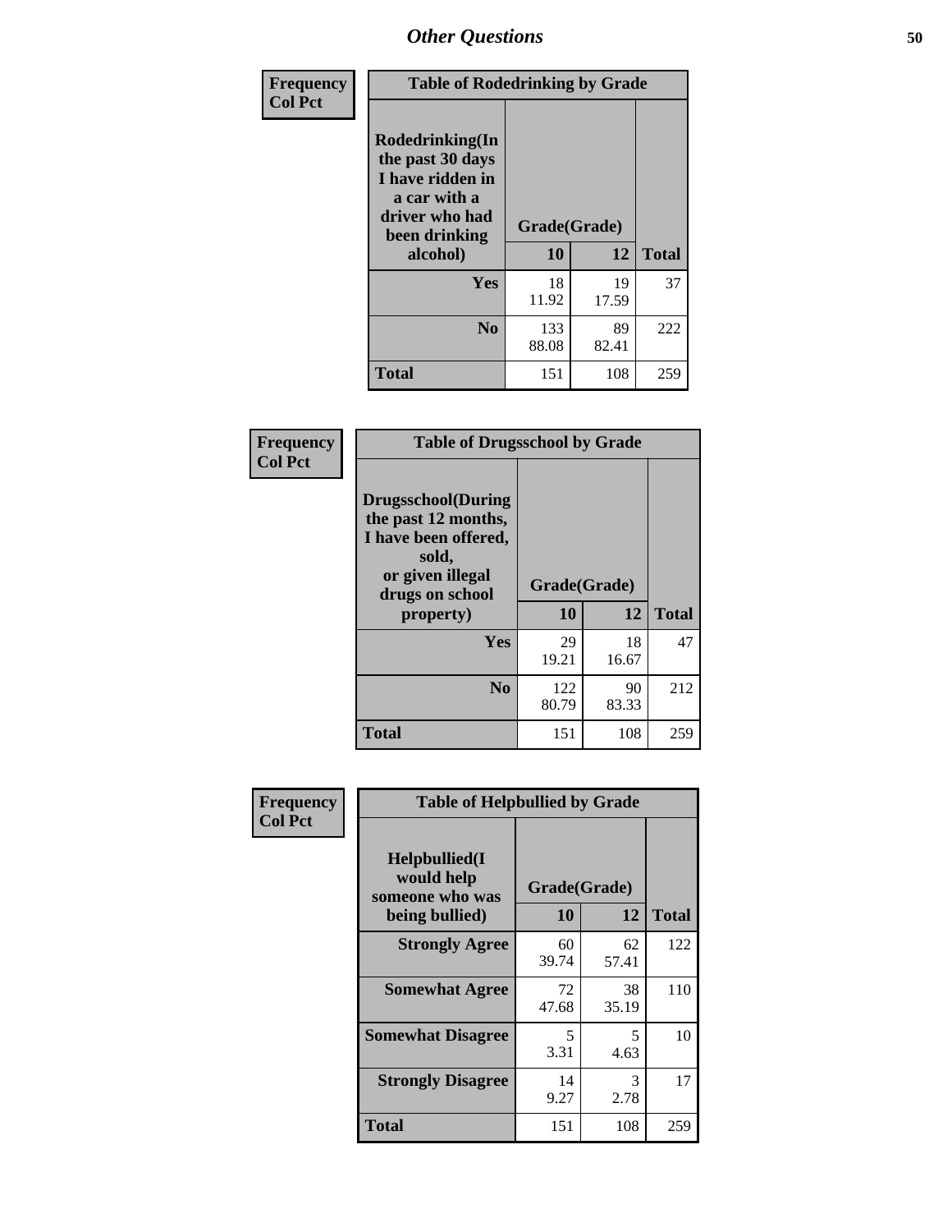# Other Questions

**Frequency Col Pct**

| Table of Rodedrinking by Grade | | | |
|---|---|---|---|
| Rodedrinking(In the past 30 days I have ridden in a car with a driver who had been drinking alcohol) | Grade(Grade) | | |
| | 10 | 12 | Total |
| Yes | 18<br>11.92 | 19<br>17.59 | 37 |
| No | 133<br>88.08 | 89<br>82.41 | 222 |
| Total | 151 | 108 | 259 |

**Frequency Col Pct**

| Table of Drugsschool by Grade | | | |
|---|---|---|---|
| Drugsschool(During the past 12 months, I have been offered, sold, or given illegal drugs on school property) | Grade(Grade) | | |
| | 10 | 12 | Total |
| Yes | 29<br>19.21 | 18<br>16.67 | 47 |
| No | 122<br>80.79 | 90<br>83.33 | 212 |
| Total | 151 | 108 | 259 |

**Frequency Col Pct**

| Table of Helpbullied by Grade | | | |
|---|---|---|---|
| Helpbullied(I would help someone who was being bullied) | Grade(Grade) | | |
| | 10 | 12 | Total |
| Strongly Agree | 60<br>39.74 | 62<br>57.41 | 122 |
| Somewhat Agree | 72<br>47.68 | 38<br>35.19 | 110 |
| Somewhat Disagree | 5<br>3.31 | 5<br>4.63 | 10 |
| Strongly Disagree | 14<br>9.27 | 3<br>2.78 | 17 |
| Total | 151 | 108 | 259 |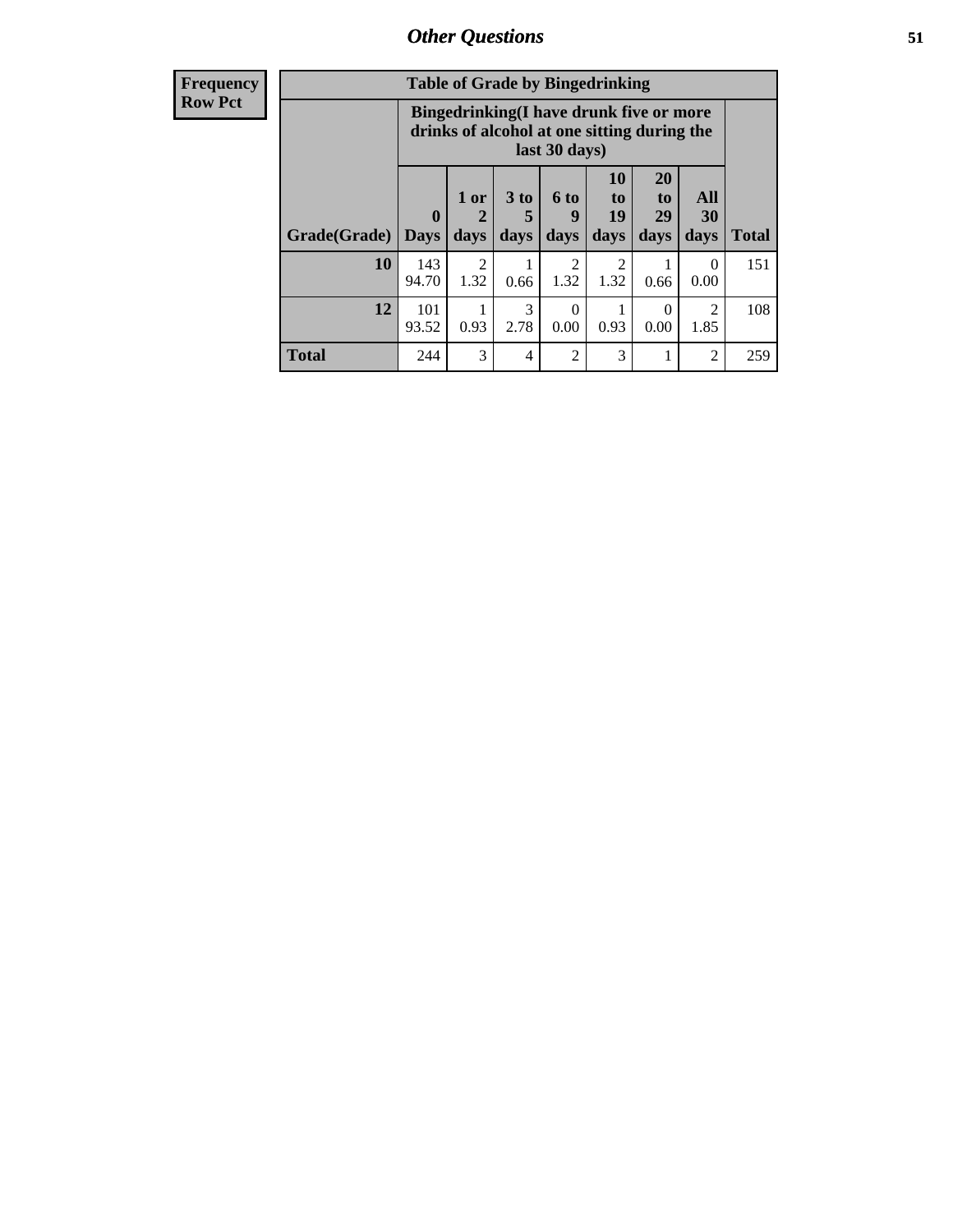| Frequency Row Pct | Table of Grade by Bingedrinking | | | | | | | |
|---|---|---|---|---|---|---|---|---|
| | Bingedrinking(I have drunk five or more drinks of alcohol at one sitting during the last 30 days) | | | | | | | |
| Grade(Grade) | 0 Days | 1 or 2 days | 3 to 5 days | 6 to 9 days | 10 to 19 days | 20 to 29 days | All 30 days | Total |
| 10 | 143 94.70 | 2 1.32 | 1 0.66 | 2 1.32 | 2 1.32 | 1 0.66 | 0 0.00 | 151 |
| 12 | 101 93.52 | 1 0.93 | 3 2.78 | 0 0.00 | 1 0.93 | 0 0.00 | 2 1.85 | 108 |
| Total | 244 | 3 | 4 | 2 | 3 | 1 | 2 | 259 |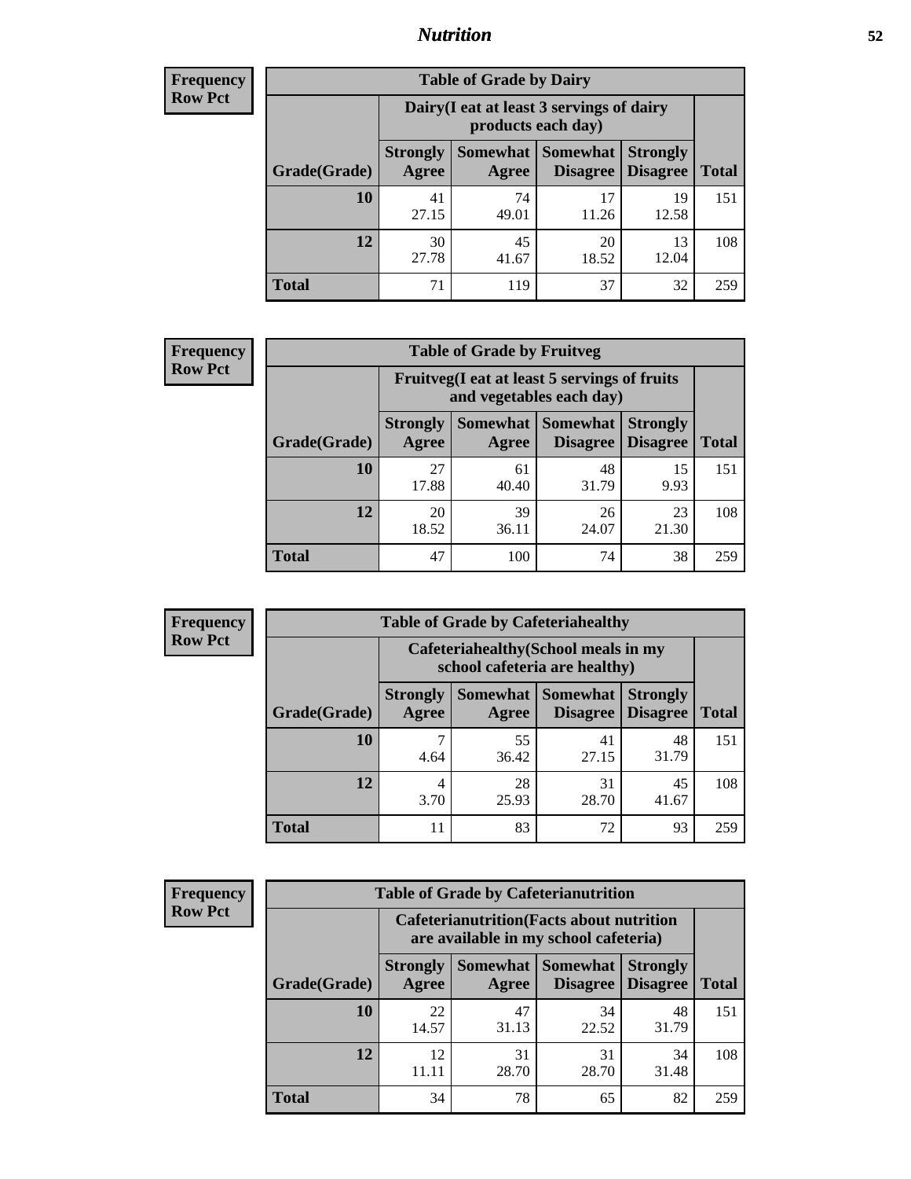## Nutrition

**Frequency**
**Row Pct**

| Table of Grade by Dairy | | | | | |
|---|---|---|---|---|---|
| | Dairy(I eat at least 3 servings of dairy products each day) | | | | |
| Grade(Grade) | Strongly Agree | Somewhat Agree | Somewhat Disagree | Strongly Disagree | Total |
| **10** | 41<br>27.15 | 74<br>49.01 | 17<br>11.26 | 19<br>12.58 | 151 |
| **12** | 30<br>27.78 | 45<br>41.67 | 20<br>18.52 | 13<br>12.04 | 108 |
| **Total** | 71 | 119 | 37 | 32 | 259 |

**Frequency**
**Row Pct**

| Table of Grade by Fruitveg | | | | | |
|---|---|---|---|---|---|
| | Fruitveg(I eat at least 5 servings of fruits and vegetables each day) | | | | |
| Grade(Grade) | Strongly Agree | Somewhat Agree | Somewhat Disagree | Strongly Disagree | Total |
| **10** | 27<br>17.88 | 61<br>40.40 | 48<br>31.79 | 15<br>9.93 | 151 |
| **12** | 20<br>18.52 | 39<br>36.11 | 26<br>24.07 | 23<br>21.30 | 108 |
| **Total** | 47 | 100 | 74 | 38 | 259 |

**Frequency**
**Row Pct**

| Table of Grade by Cafeteriahealthy | | | | | |
|---|---|---|---|---|---|
| | Cafeteriahealthy(School meals in my school cafeteria are healthy) | | | | |
| Grade(Grade) | Strongly Agree | Somewhat Agree | Somewhat Disagree | Strongly Disagree | Total |
| **10** | 7<br>4.64 | 55<br>36.42 | 41<br>27.15 | 48<br>31.79 | 151 |
| **12** | 4<br>3.70 | 28<br>25.93 | 31<br>28.70 | 45<br>41.67 | 108 |
| **Total** | 11 | 83 | 72 | 93 | 259 |

**Frequency**
**Row Pct**

| Table of Grade by Cafeterianutrition | | | | | |
|---|---|---|---|---|---|
| | Cafeterianutrition(Facts about nutrition are available in my school cafeteria) | | | | |
| Grade(Grade) | Strongly Agree | Somewhat Agree | Somewhat Disagree | Strongly Disagree | Total |
| **10** | 22<br>14.57 | 47<br>31.13 | 34<br>22.52 | 48<br>31.79 | 151 |
| **12** | 12<br>11.11 | 31<br>28.70 | 31<br>28.70 | 34<br>31.48 | 108 |
| **Total** | 34 | 78 | 65 | 82 | 259 |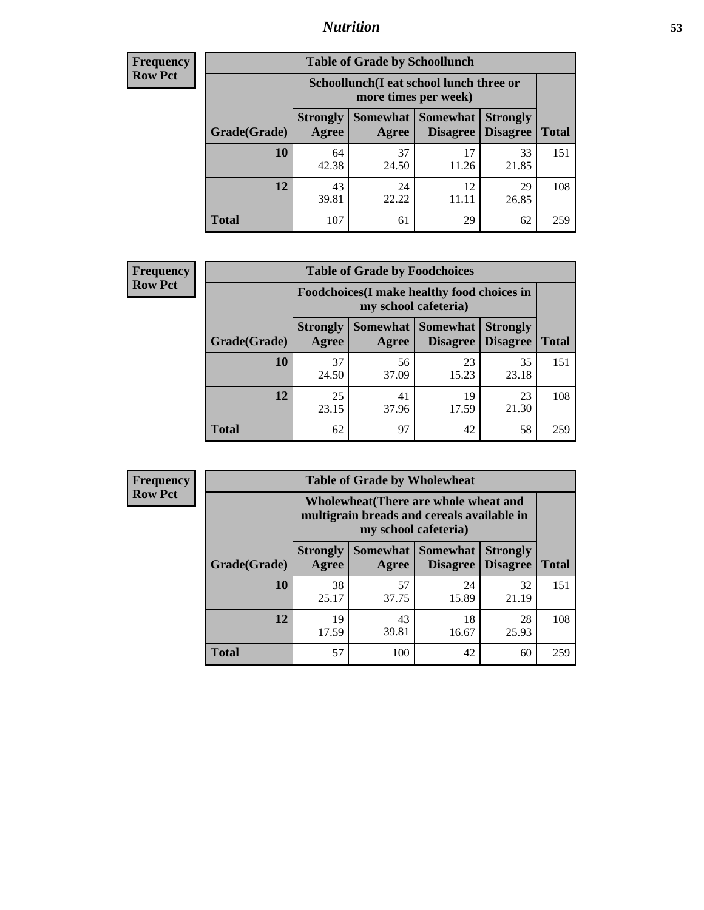## Nutrition

**Frequency**
**Row Pct**

| Table of Grade by Schoollunch | | | | | |
|---|---|---|---|---|---|
| | Schoollunch(I eat school lunch three or more times per week) | | | | |
| Grade(Grade) | Strongly Agree | Somewhat Agree | Somewhat Disagree | Strongly Disagree | Total |
| 10 | 64<br>42.38 | 37<br>24.50 | 17<br>11.26 | 33<br>21.85 | 151 |
| 12 | 43<br>39.81 | 24<br>22.22 | 12<br>11.11 | 29<br>26.85 | 108 |
| Total | 107 | 61 | 29 | 62 | 259 |

**Frequency**
**Row Pct**

| Table of Grade by Foodchoices | | | | | |
|---|---|---|---|---|---|
| | Foodchoices(I make healthy food choices in my school cafeteria) | | | | |
| Grade(Grade) | Strongly Agree | Somewhat Agree | Somewhat Disagree | Strongly Disagree | Total |
| 10 | 37<br>24.50 | 56<br>37.09 | 23<br>15.23 | 35<br>23.18 | 151 |
| 12 | 25<br>23.15 | 41<br>37.96 | 19<br>17.59 | 23<br>21.30 | 108 |
| Total | 62 | 97 | 42 | 58 | 259 |

**Frequency**
**Row Pct**

| Table of Grade by Wholewheat | | | | | |
|---|---|---|---|---|---|
| | Wholewheat(There are whole wheat and multigrain breads and cereals available in my school cafeteria) | | | | |
| Grade(Grade) | Strongly Agree | Somewhat Agree | Somewhat Disagree | Strongly Disagree | Total |
| 10 | 38<br>25.17 | 57<br>37.75 | 24<br>15.89 | 32<br>21.19 | 151 |
| 12 | 19<br>17.59 | 43<br>39.81 | 18<br>16.67 | 28<br>25.93 | 108 |
| Total | 57 | 100 | 42 | 60 | 259 |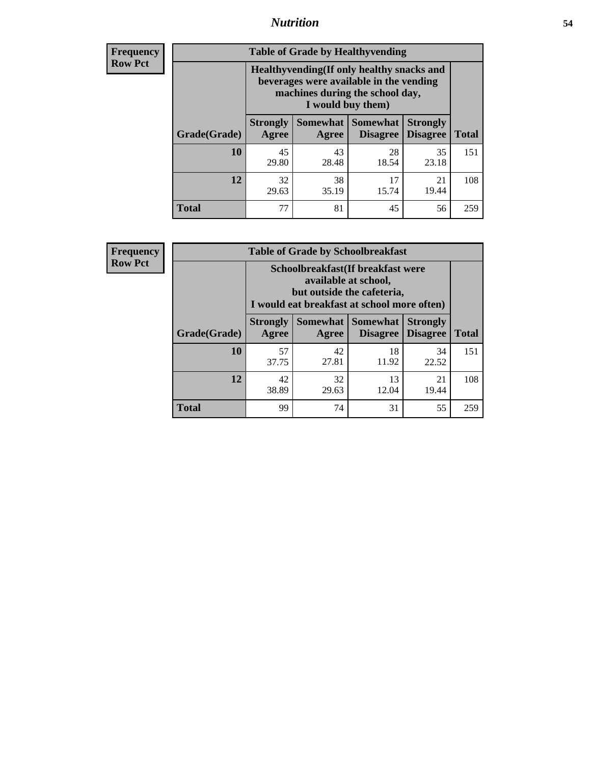## Nutrition

**Frequency**
**Row Pct**

| Table of Grade by Healthyvending | | | | | |
|---|---|---|---|---|---|
| | Healthyvending(If only healthy snacks and beverages were available in the vending machines during the school day, I would buy them) | | | | |
| Grade(Grade) | Strongly Agree | Somewhat Agree | Somewhat Disagree | Strongly Disagree | Total |
| **10** | 45<br>29.80 | 43<br>28.48 | 28<br>18.54 | 35<br>23.18 | 151 |
| **12** | 32<br>29.63 | 38<br>35.19 | 17<br>15.74 | 21<br>19.44 | 108 |
| **Total** | 77 | 81 | 45 | 56 | 259 |

**Frequency**
**Row Pct**

| Table of Grade by Schoolbreakfast | | | | | |
|---|---|---|---|---|---|
| | Schoolbreakfast(If breakfast were available at school, but outside the cafeteria, I would eat breakfast at school more often) | | | | |
| Grade(Grade) | Strongly Agree | Somewhat Agree | Somewhat Disagree | Strongly Disagree | Total |
| **10** | 57<br>37.75 | 42<br>27.81 | 18<br>11.92 | 34<br>22.52 | 151 |
| **12** | 42<br>38.89 | 32<br>29.63 | 13<br>12.04 | 21<br>19.44 | 108 |
| **Total** | 99 | 74 | 31 | 55 | 259 |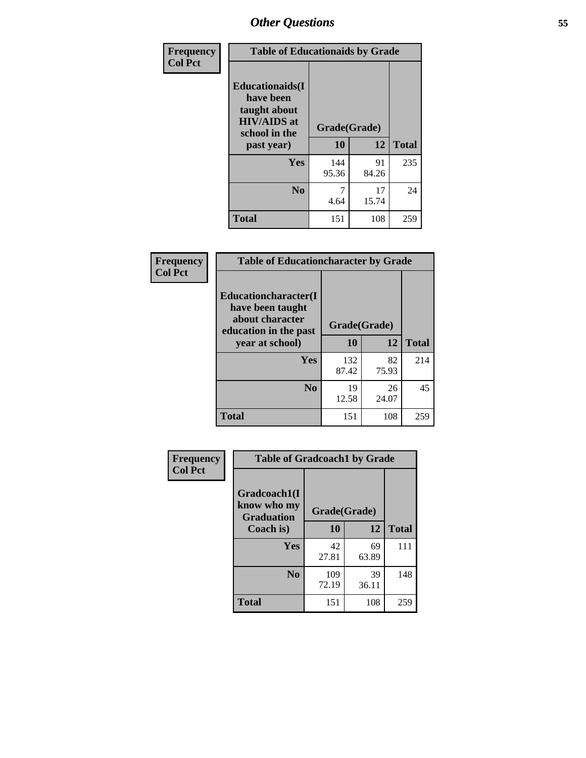| Frequency Col Pct |
|---|

**Table of Educationaids by Grade**

| Educationaids(I have been taught about HIV/AIDS at school in the past year) | Grade(Grade) 10 | 12 | Total |
|---|---|---|---|
| Yes | 144<br>95.36 | 91<br>84.26 | 235 |
| No | 7<br>4.64 | 17<br>15.74 | 24 |
| Total | 151 | 108 | 259 |

| Frequency Col Pct |
|---|

**Table of Educationcharacter by Grade**

| Educationcharacter(I have been taught about character education in the past year at school) | Grade(Grade) 10 | 12 | Total |
|---|---|---|---|
| Yes | 132<br>87.42 | 82<br>75.93 | 214 |
| No | 19<br>12.58 | 26<br>24.07 | 45 |
| Total | 151 | 108 | 259 |

| Frequency Col Pct |
|---|

**Table of Gradcoach1 by Grade**

| Gradcoach1(I know who my Graduation Coach is) | Grade(Grade) 10 | 12 | Total |
|---|---|---|---|
| Yes | 42<br>27.81 | 69<br>63.89 | 111 |
| No | 109<br>72.19 | 39<br>36.11 | 148 |
| Total | 151 | 108 | 259 |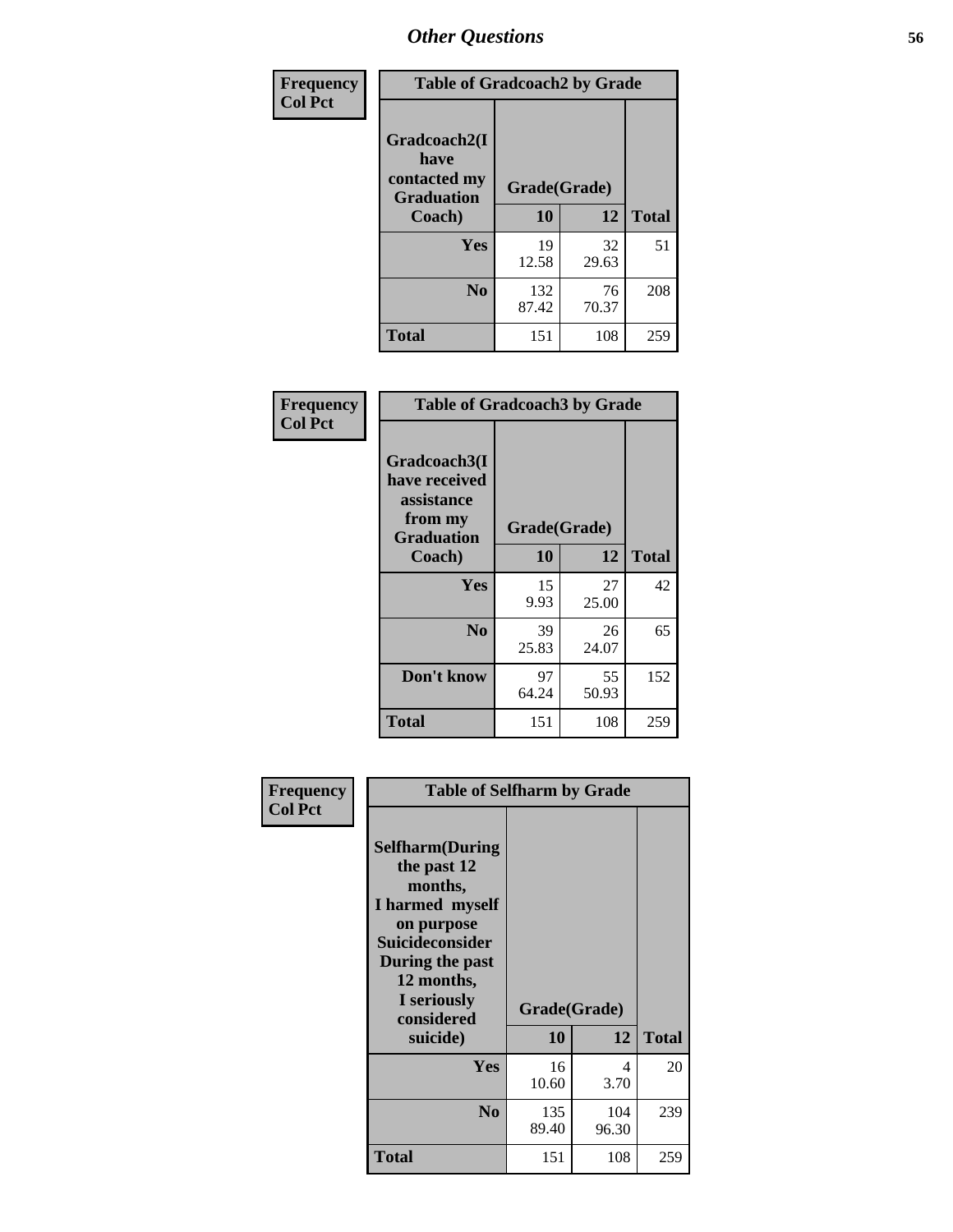# Other Questions

Frequency
Col Pct

| Table of Gradcoach2 by Grade | | | |
|---|---|---|---|
| Gradcoach2(I have contacted my Graduation Coach) | Grade(Grade) | | |
| | 10 | 12 | Total |
| Yes | 19<br>12.58 | 32<br>29.63 | 51 |
| No | 132<br>87.42 | 76<br>70.37 | 208 |
| Total | 151 | 108 | 259 |

Frequency
Col Pct

| Table of Gradcoach3 by Grade | | | |
|---|---|---|---|
| Gradcoach3(I have received assistance from my Graduation Coach) | Grade(Grade) | | |
| | 10 | 12 | Total |
| Yes | 15<br>9.93 | 27<br>25.00 | 42 |
| No | 39<br>25.83 | 26<br>24.07 | 65 |
| Don't know | 97<br>64.24 | 55<br>50.93 | 152 |
| Total | 151 | 108 | 259 |

Frequency
Col Pct

| Table of Selfharm by Grade | | | |
|---|---|---|---|
| Selfharm(During the past 12 months, I harmed myself on purpose Suicideconsider During the past 12 months, I seriously considered suicide) | Grade(Grade) | | |
| | 10 | 12 | Total |
| Yes | 16<br>10.60 | 4<br>3.70 | 20 |
| No | 135<br>89.40 | 104<br>96.30 | 239 |
| Total | 151 | 108 | 259 |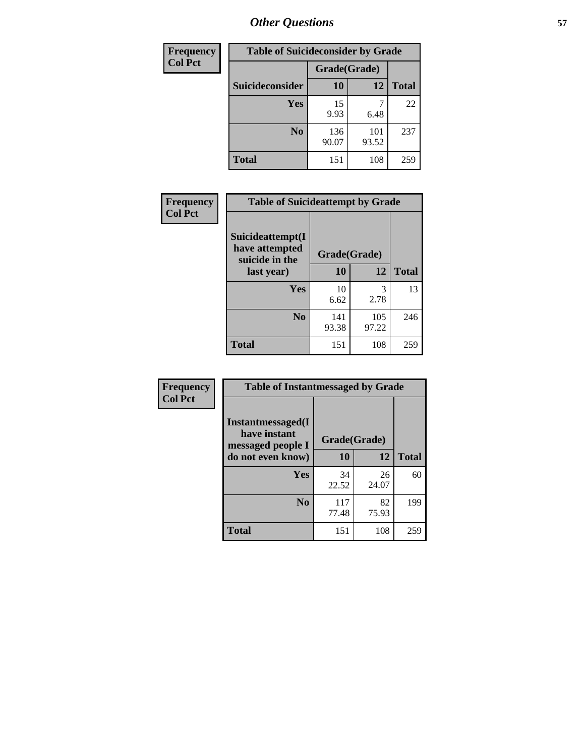## Other Questions

| Frequency<br>Col Pct |
|---|

**Table of Suicideconsider by Grade**

| Suicideconsider | Grade(Grade) 10 | 12 | Total |
|---|---|---|---|
| **Yes** | 15<br>9.93 | 7<br>6.48 | 22 |
| **No** | 136<br>90.07 | 101<br>93.52 | 237 |
| **Total** | 151 | 108 | 259 |

| Frequency<br>Col Pct |
|---|

**Table of Suicideattempt by Grade**

| Suicideattempt(I have attempted suicide in the last year) | Grade(Grade) 10 | 12 | Total |
|---|---|---|---|
| **Yes** | 10<br>6.62 | 3<br>2.78 | 13 |
| **No** | 141<br>93.38 | 105<br>97.22 | 246 |
| **Total** | 151 | 108 | 259 |

| Frequency<br>Col Pct |
|---|

**Table of Instantmessaged by Grade**

| Instantmessaged(I have instant messaged people I do not even know) | Grade(Grade) 10 | 12 | Total |
|---|---|---|---|
| **Yes** | 34<br>22.52 | 26<br>24.07 | 60 |
| **No** | 117<br>77.48 | 82<br>75.93 | 199 |
| **Total** | 151 | 108 | 259 |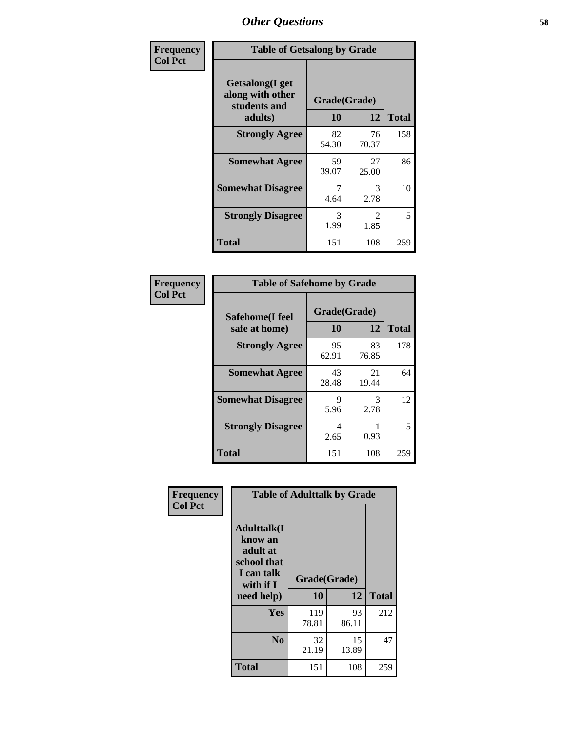## Other Questions

**Frequency**
**Col Pct**

**Table of Getsalong by Grade**

| Getsalong(I get along with other students and adults) | Grade(Grade) | | Total |
|---|---|---|---|
| | 10 | 12 | |
| **Strongly Agree** | 82<br>54.30 | 76<br>70.37 | 158 |
| **Somewhat Agree** | 59<br>39.07 | 27<br>25.00 | 86 |
| **Somewhat Disagree** | 7<br>4.64 | 3<br>2.78 | 10 |
| **Strongly Disagree** | 3<br>1.99 | 2<br>1.85 | 5 |
| **Total** | 151 | 108 | 259 |

**Frequency**
**Col Pct**

**Table of Safehome by Grade**

| Safehome(I feel safe at home) | Grade(Grade) | | Total |
|---|---|---|---|
| | 10 | 12 | |
| **Strongly Agree** | 95<br>62.91 | 83<br>76.85 | 178 |
| **Somewhat Agree** | 43<br>28.48 | 21<br>19.44 | 64 |
| **Somewhat Disagree** | 9<br>5.96 | 3<br>2.78 | 12 |
| **Strongly Disagree** | 4<br>2.65 | 1<br>0.93 | 5 |
| **Total** | 151 | 108 | 259 |

**Frequency**
**Col Pct**

**Table of Adulttalk by Grade**

| Adulttalk(I know an adult at school that I can talk with if I need help) | Grade(Grade) | | Total |
|---|---|---|---|
| | 10 | 12 | |
| **Yes** | 119<br>78.81 | 93<br>86.11 | 212 |
| **No** | 32<br>21.19 | 15<br>13.89 | 47 |
| **Total** | 151 | 108 | 259 |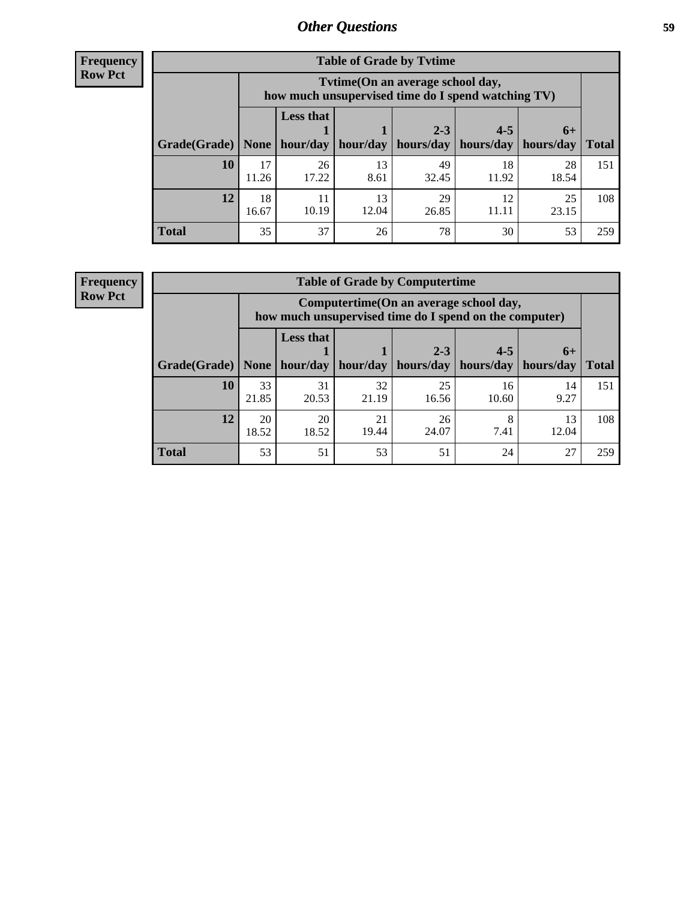## Other Questions

**Frequency**
**Row Pct**

| Table of Grade by Tvtime | | | | | | | |
|---|---|---|---|---|---|---|---|
| | Tvtime(On an average school day, how much unsupervised time do I spend watching TV) | | | | | | |
| Grade(Grade) | None | Less that 1 hour/day | 1 hour/day | 2-3 hours/day | 4-5 hours/day | 6+ hours/day | Total |
| **10** | 17<br>11.26 | 26<br>17.22 | 13<br>8.61 | 49<br>32.45 | 18<br>11.92 | 28<br>18.54 | 151 |
| **12** | 18<br>16.67 | 11<br>10.19 | 13<br>12.04 | 29<br>26.85 | 12<br>11.11 | 25<br>23.15 | 108 |
| **Total** | 35 | 37 | 26 | 78 | 30 | 53 | 259 |

**Frequency**
**Row Pct**

| Table of Grade by Computertime | | | | | | | |
|---|---|---|---|---|---|---|---|
| | Computertime(On an average school day, how much unsupervised time do I spend on the computer) | | | | | | |
| Grade(Grade) | None | Less that 1 hour/day | 1 hour/day | 2-3 hours/day | 4-5 hours/day | 6+ hours/day | Total |
| **10** | 33<br>21.85 | 31<br>20.53 | 32<br>21.19 | 25<br>16.56 | 16<br>10.60 | 14<br>9.27 | 151 |
| **12** | 20<br>18.52 | 20<br>18.52 | 21<br>19.44 | 26<br>24.07 | 8<br>7.41 | 13<br>12.04 | 108 |
| **Total** | 53 | 51 | 53 | 51 | 24 | 27 | 259 |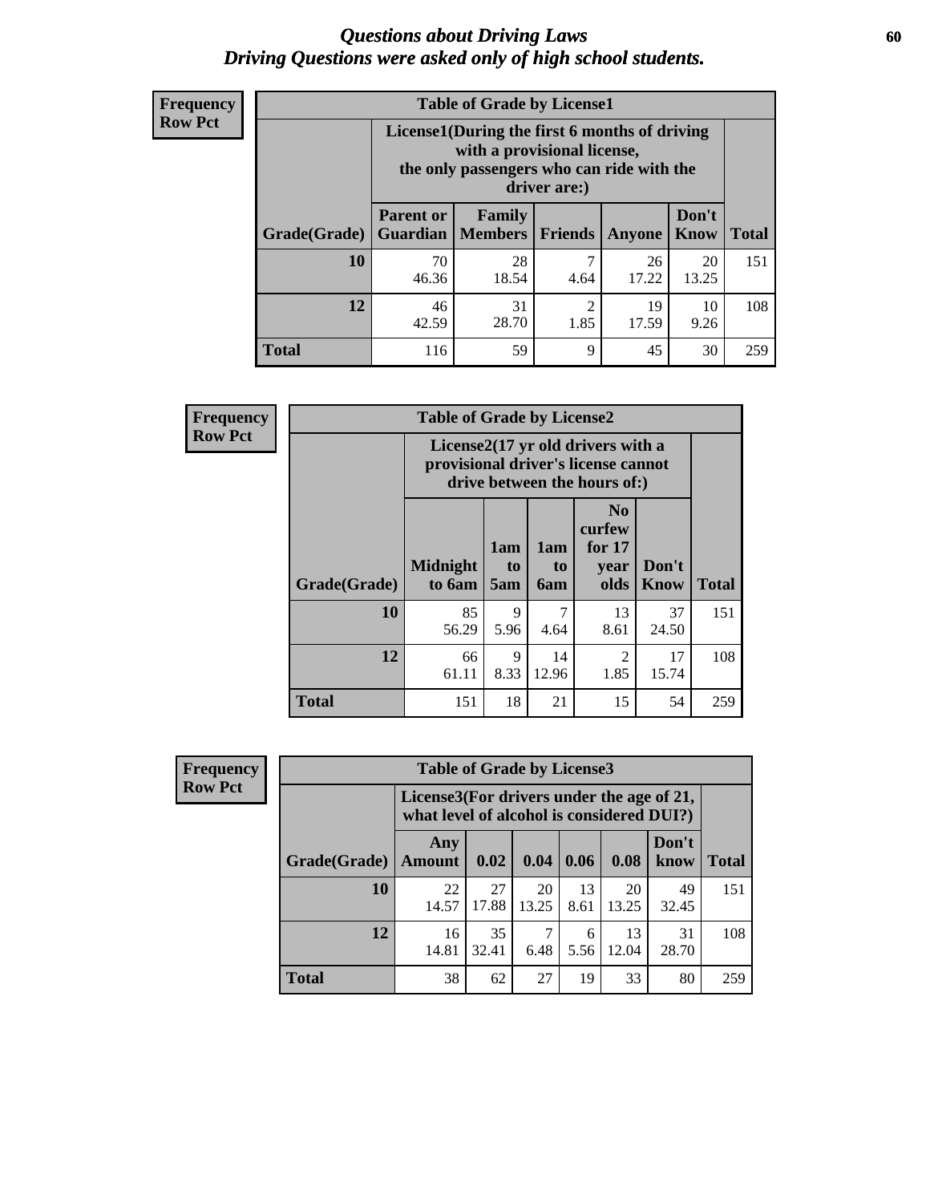# *Questions about Driving Laws*
## *Driving Questions were asked only of high school students.*

**Frequency**
**Row Pct**

| Table of Grade by License1 | | | | | | |
|---|---|---|---|---|---|---|
| | License1(During the first 6 months of driving with a provisional license, the only passengers who can ride with the driver are:) | | | | | |
| Grade(Grade) | Parent or Guardian | Family Members | Friends | Anyone | Don't Know | Total |
| 10 | 70<br>46.36 | 28<br>18.54 | 7<br>4.64 | 26<br>17.22 | 20<br>13.25 | 151 |
| 12 | 46<br>42.59 | 31<br>28.70 | 2<br>1.85 | 19<br>17.59 | 10<br>9.26 | 108 |
| Total | 116 | 59 | 9 | 45 | 30 | 259 |

**Frequency**
**Row Pct**

| Table of Grade by License2 | | | | | | |
|---|---|---|---|---|---|---|
| | License2(17 yr old drivers with a provisional driver's license cannot drive between the hours of:) | | | | | |
| Grade(Grade) | Midnight to 6am | 1am to 5am | 1am to 6am | No curfew for 17 year olds | Don't Know | Total |
| 10 | 85<br>56.29 | 9<br>5.96 | 7<br>4.64 | 13<br>8.61 | 37<br>24.50 | 151 |
| 12 | 66<br>61.11 | 9<br>8.33 | 14<br>12.96 | 2<br>1.85 | 17<br>15.74 | 108 |
| Total | 151 | 18 | 21 | 15 | 54 | 259 |

**Frequency**
**Row Pct**

| Table of Grade by License3 | | | | | | | |
|---|---|---|---|---|---|---|---|
| | License3(For drivers under the age of 21, what level of alcohol is considered DUI?) | | | | | | |
| Grade(Grade) | Any Amount | 0.02 | 0.04 | 0.06 | 0.08 | Don't know | Total |
| 10 | 22<br>14.57 | 27<br>17.88 | 20<br>13.25 | 13<br>8.61 | 20<br>13.25 | 49<br>32.45 | 151 |
| 12 | 16<br>14.81 | 35<br>32.41 | 7<br>6.48 | 6<br>5.56 | 13<br>12.04 | 31<br>28.70 | 108 |
| Total | 38 | 62 | 27 | 19 | 33 | 80 | 259 |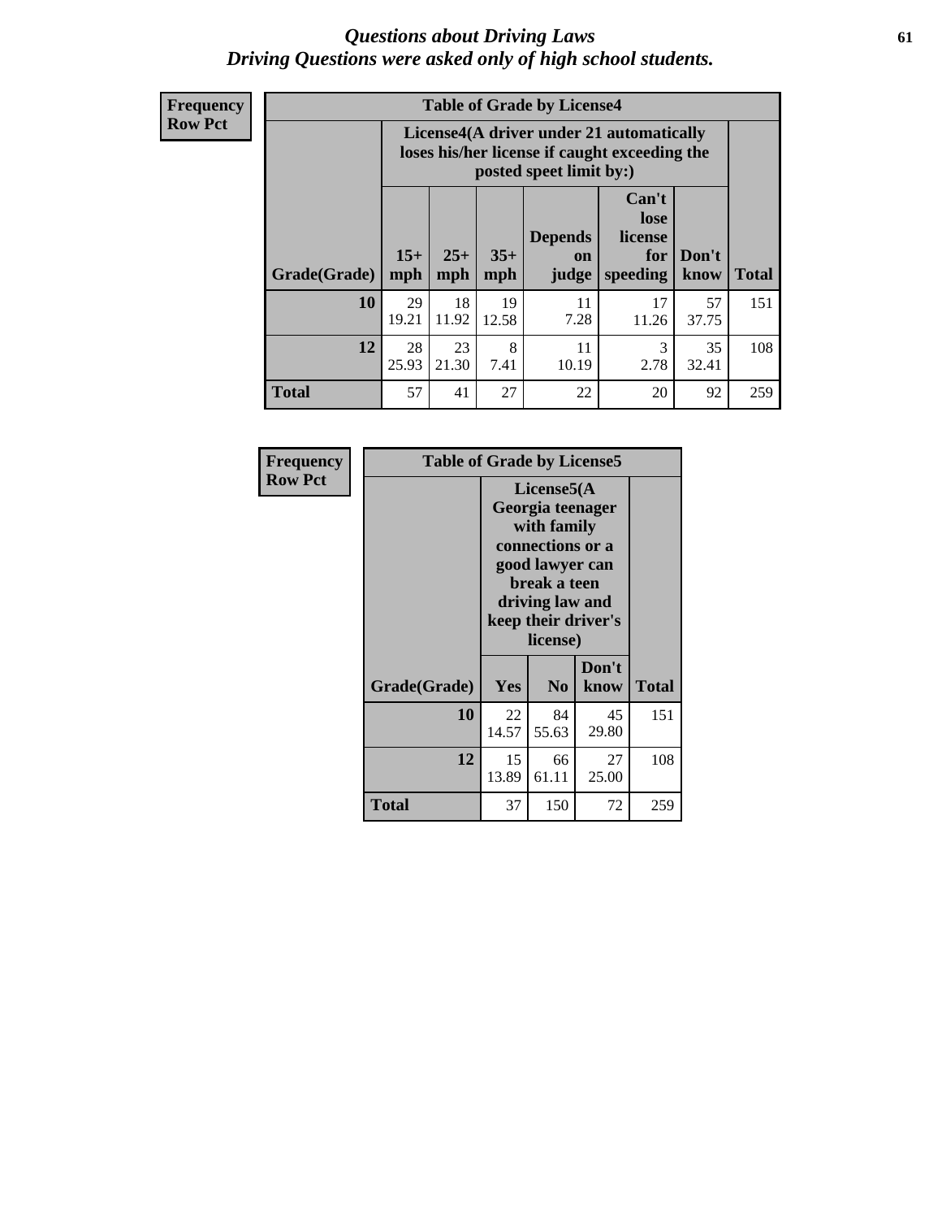# Questions about Driving Laws
## Driving Questions were asked only of high school students.

**Frequency**
**Row Pct**

**Table of Grade by License4**

| Grade(Grade) | License4(A driver under 21 automatically loses his/her license if caught exceeding the posted speet limit by:) | | | | | | Total |
|---|---|---|---|---|---|---|---|
| | 15+ mph | 25+ mph | 35+ mph | Depends on judge | Can't lose license for speeding | Don't know | |
| **10** | 29<br>19.21 | 18<br>11.92 | 19<br>12.58 | 11<br>7.28 | 17<br>11.26 | 57<br>37.75 | 151 |
| **12** | 28<br>25.93 | 23<br>21.30 | 8<br>7.41 | 11<br>10.19 | 3<br>2.78 | 35<br>32.41 | 108 |
| **Total** | 57 | 41 | 27 | 22 | 20 | 92 | 259 |

**Frequency**
**Row Pct**

**Table of Grade by License5**

| Grade(Grade) | License5(A Georgia teenager with family connections or a good lawyer can break a teen driving law and keep their driver's license) | | | Total |
|---|---|---|---|---|
| | Yes | No | Don't know | |
| **10** | 22<br>14.57 | 84<br>55.63 | 45<br>29.80 | 151 |
| **12** | 15<br>13.89 | 66<br>61.11 | 27<br>25.00 | 108 |
| **Total** | 37 | 150 | 72 | 259 |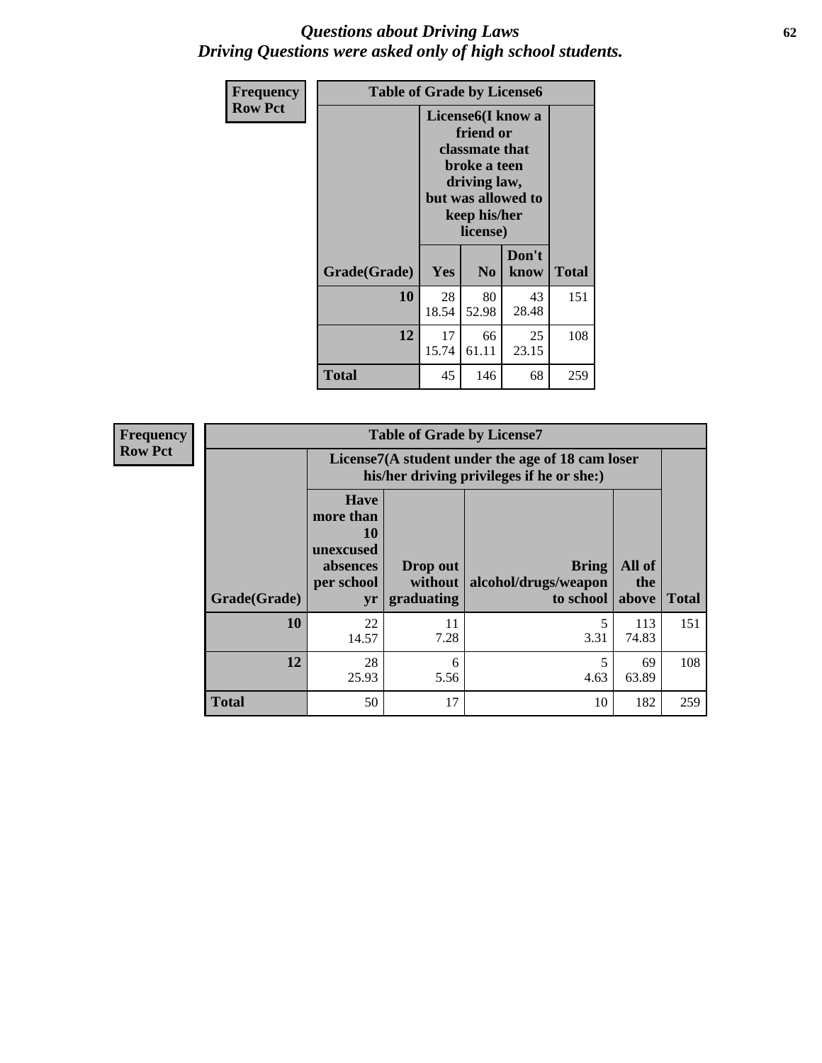# *Questions about Driving Laws*
## *Driving Questions were asked only of high school students.*

| Frequency<br>Row Pct | Table of Grade by License6 | | | |
|---|---|---|---|---|
| | License6(I know a friend or classmate that broke a teen driving law, but was allowed to keep his/her license) | | | |
| Grade(Grade) | Yes | No | Don't know | Total |
| 10 | 28<br>18.54 | 80<br>52.98 | 43<br>28.48 | 151 |
| 12 | 17<br>15.74 | 66<br>61.11 | 25<br>23.15 | 108 |
| Total | 45 | 146 | 68 | 259 |

| Frequency<br>Row Pct | Table of Grade by License7 | | | | |
|---|---|---|---|---|---|
| | License7(A student under the age of 18 cam loser his/her driving privileges if he or she:) | | | | |
| Grade(Grade) | Have more than 10 unexcused absences per school yr | Drop out without graduating | Bring alcohol/drugs/weapon to school | All of the above | Total |
| 10 | 22<br>14.57 | 11<br>7.28 | 5<br>3.31 | 113<br>74.83 | 151 |
| 12 | 28<br>25.93 | 6<br>5.56 | 5<br>4.63 | 69<br>63.89 | 108 |
| Total | 50 | 17 | 10 | 182 | 259 |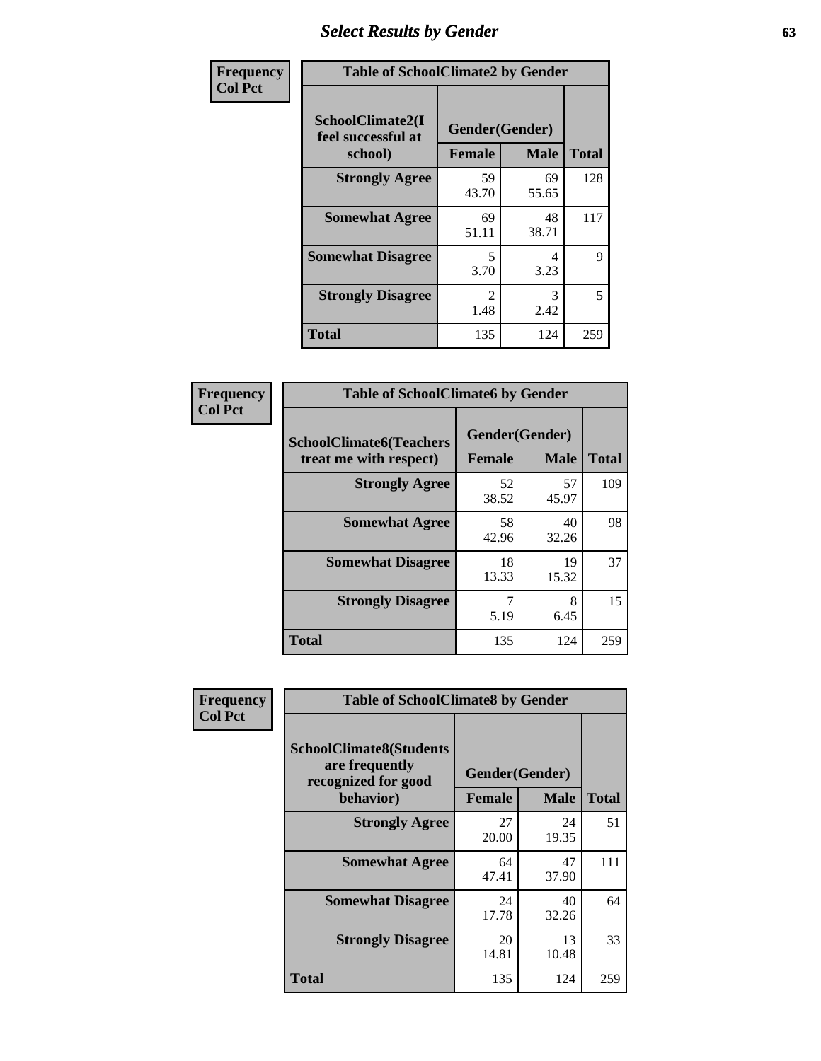## Select Results by Gender

**Frequency / Col Pct**

**Table of SchoolClimate2 by Gender**

| SchoolClimate2(I feel successful at school) | Gender(Gender) | | Total |
|---|---|---|---|
| | Female | Male | |
| Strongly Agree | 59<br>43.70 | 69<br>55.65 | 128 |
| Somewhat Agree | 69<br>51.11 | 48<br>38.71 | 117 |
| Somewhat Disagree | 5<br>3.70 | 4<br>3.23 | 9 |
| Strongly Disagree | 2<br>1.48 | 3<br>2.42 | 5 |
| Total | 135 | 124 | 259 |

**Frequency / Col Pct**

**Table of SchoolClimate6 by Gender**

| SchoolClimate6(Teachers treat me with respect) | Gender(Gender) | | Total |
|---|---|---|---|
| | Female | Male | |
| Strongly Agree | 52<br>38.52 | 57<br>45.97 | 109 |
| Somewhat Agree | 58<br>42.96 | 40<br>32.26 | 98 |
| Somewhat Disagree | 18<br>13.33 | 19<br>15.32 | 37 |
| Strongly Disagree | 7<br>5.19 | 8<br>6.45 | 15 |
| Total | 135 | 124 | 259 |

**Frequency / Col Pct**

**Table of SchoolClimate8 by Gender**

| SchoolClimate8(Students are frequently recognized for good behavior) | Gender(Gender) | | Total |
|---|---|---|---|
| | Female | Male | |
| Strongly Agree | 27<br>20.00 | 24<br>19.35 | 51 |
| Somewhat Agree | 64<br>47.41 | 47<br>37.90 | 111 |
| Somewhat Disagree | 24<br>17.78 | 40<br>32.26 | 64 |
| Strongly Disagree | 20<br>14.81 | 13<br>10.48 | 33 |
| Total | 135 | 124 | 259 |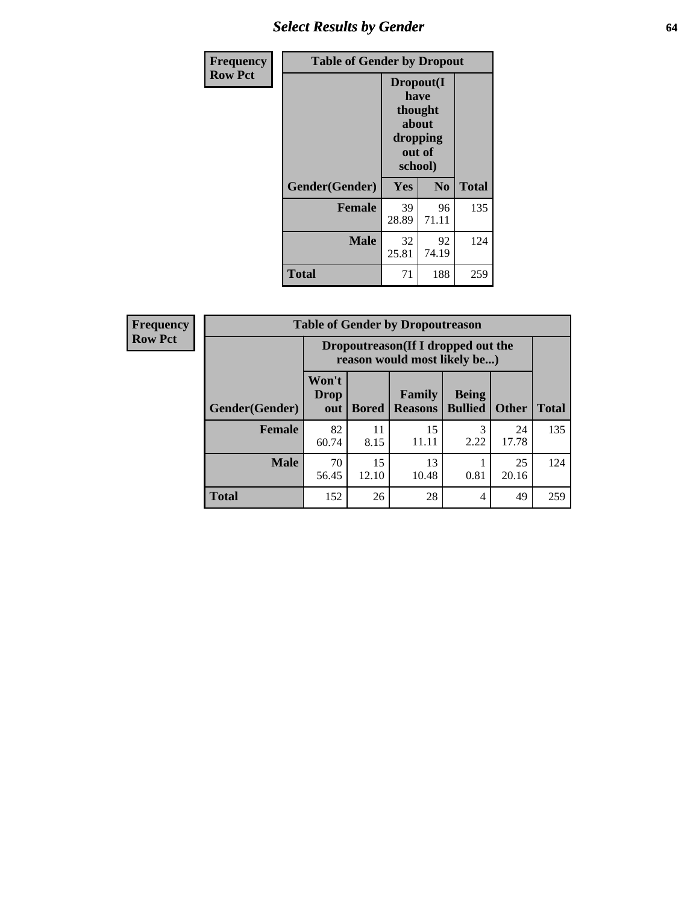## Select Results by Gender

**Frequency**
**Row Pct**

| Table of Gender by Dropout | | | |
|---|---|---|---|
| | Dropout(I have thought about dropping out of school) | | |
| Gender(Gender) | Yes | No | Total |
| **Female** | 39<br>28.89 | 96<br>71.11 | 135 |
| **Male** | 32<br>25.81 | 92<br>74.19 | 124 |
| **Total** | 71 | 188 | 259 |

**Frequency**
**Row Pct**

| Table of Gender by Dropoutreason | | | | | | |
|---|---|---|---|---|---|---|
| | Dropoutreason(If I dropped out the reason would most likely be...) | | | | | |
| Gender(Gender) | Won't Drop out | Bored | Family Reasons | Being Bullied | Other | Total |
| **Female** | 82<br>60.74 | 11<br>8.15 | 15<br>11.11 | 3<br>2.22 | 24<br>17.78 | 135 |
| **Male** | 70<br>56.45 | 15<br>12.10 | 13<br>10.48 | 1<br>0.81 | 25<br>20.16 | 124 |
| **Total** | 152 | 26 | 28 | 4 | 49 | 259 |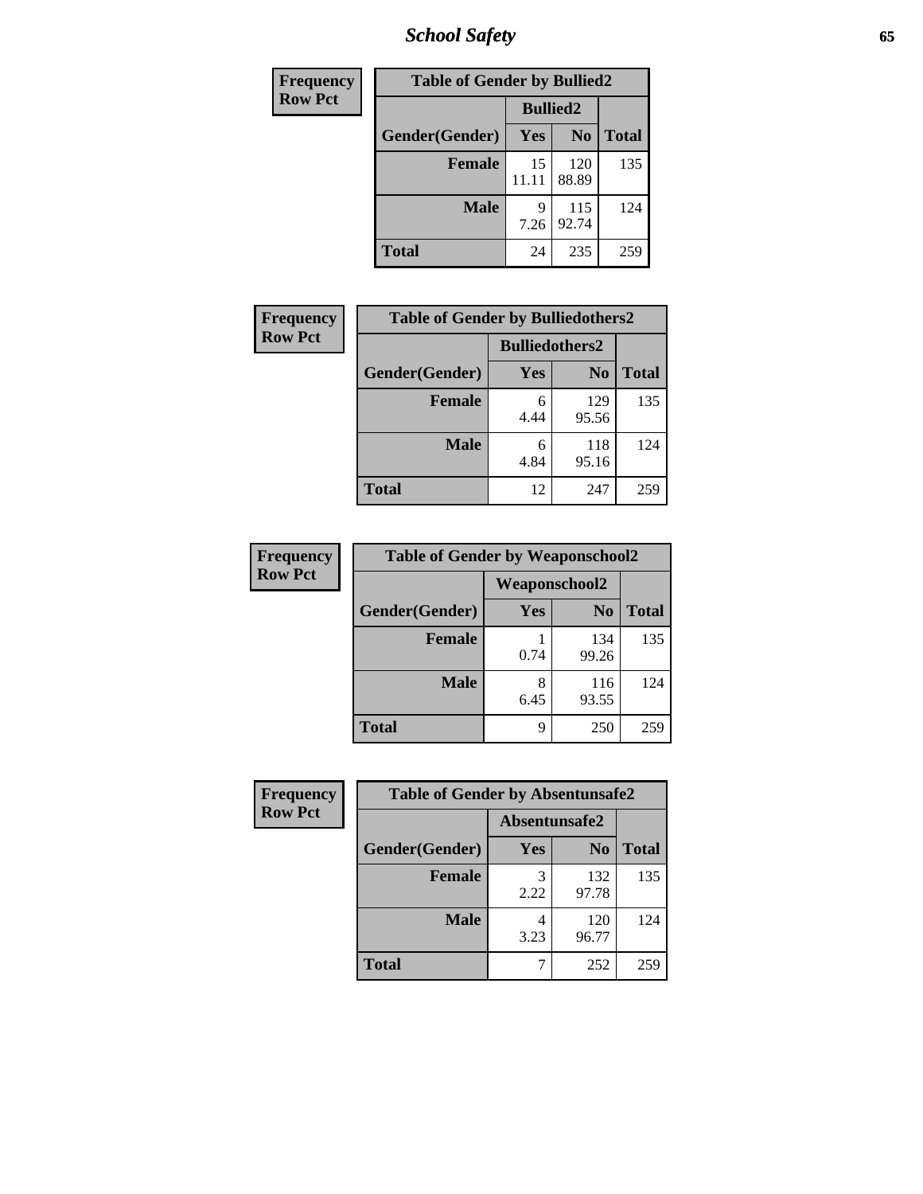| Frequency<br>Row Pct |
|---|

| Table of Gender by Bullied2 | | | |
|---|---|---|---|
| | Bullied2 | | |
| Gender(Gender) | Yes | No | Total |
| Female | 15<br>11.11 | 120<br>88.89 | 135 |
| Male | 9<br>7.26 | 115<br>92.74 | 124 |
| Total | 24 | 235 | 259 |

| Frequency<br>Row Pct |
|---|

| Table of Gender by Bulliedothers2 | | | |
|---|---|---|---|
| | Bulliedothers2 | | |
| Gender(Gender) | Yes | No | Total |
| Female | 6<br>4.44 | 129<br>95.56 | 135 |
| Male | 6<br>4.84 | 118<br>95.16 | 124 |
| Total | 12 | 247 | 259 |

| Frequency<br>Row Pct |
|---|

| Table of Gender by Weaponschool2 | | | |
|---|---|---|---|
| | Weaponschool2 | | |
| Gender(Gender) | Yes | No | Total |
| Female | 1<br>0.74 | 134<br>99.26 | 135 |
| Male | 8<br>6.45 | 116<br>93.55 | 124 |
| Total | 9 | 250 | 259 |

| Frequency<br>Row Pct |
|---|

| Table of Gender by Absentunsafe2 | | | |
|---|---|---|---|
| | Absentunsafe2 | | |
| Gender(Gender) | Yes | No | Total |
| Female | 3<br>2.22 | 132<br>97.78 | 135 |
| Male | 4<br>3.23 | 120<br>96.77 | 124 |
| Total | 7 | 252 | 259 |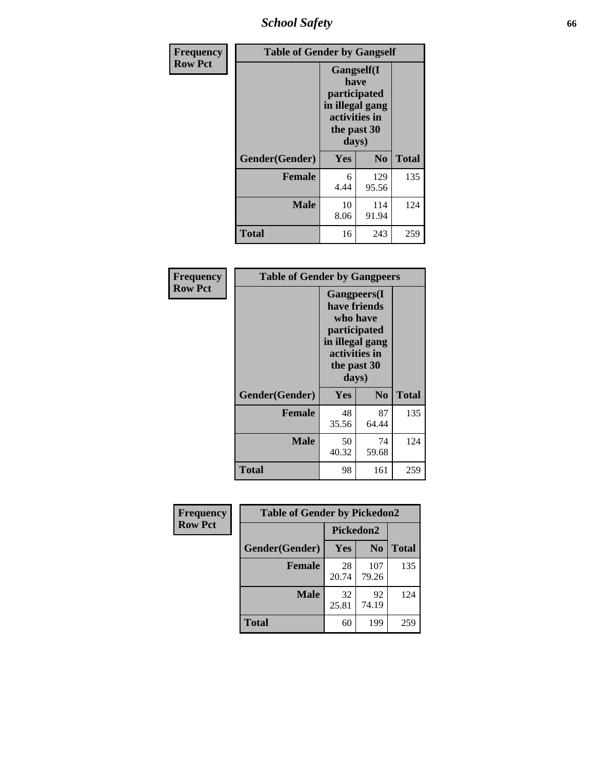# School Safety

**Frequency**
**Row Pct**

| Table of Gender by Gangself | | | |
|---|---|---|---|
| | Gangself(I have participated in illegal gang activities in the past 30 days) | | |
| Gender(Gender) | Yes | No | Total |
| Female | 6<br>4.44 | 129<br>95.56 | 135 |
| Male | 10<br>8.06 | 114<br>91.94 | 124 |
| Total | 16 | 243 | 259 |

**Frequency**
**Row Pct**

| Table of Gender by Gangpeers | | | |
|---|---|---|---|
| | Gangpeers(I have friends who have participated in illegal gang activities in the past 30 days) | | |
| Gender(Gender) | Yes | No | Total |
| Female | 48<br>35.56 | 87<br>64.44 | 135 |
| Male | 50<br>40.32 | 74<br>59.68 | 124 |
| Total | 98 | 161 | 259 |

**Frequency**
**Row Pct**

| Table of Gender by Pickedon2 | | | |
|---|---|---|---|
| | Pickedon2 | | |
| Gender(Gender) | Yes | No | Total |
| Female | 28<br>20.74 | 107<br>79.26 | 135 |
| Male | 32<br>25.81 | 92<br>74.19 | 124 |
| Total | 60 | 199 | 259 |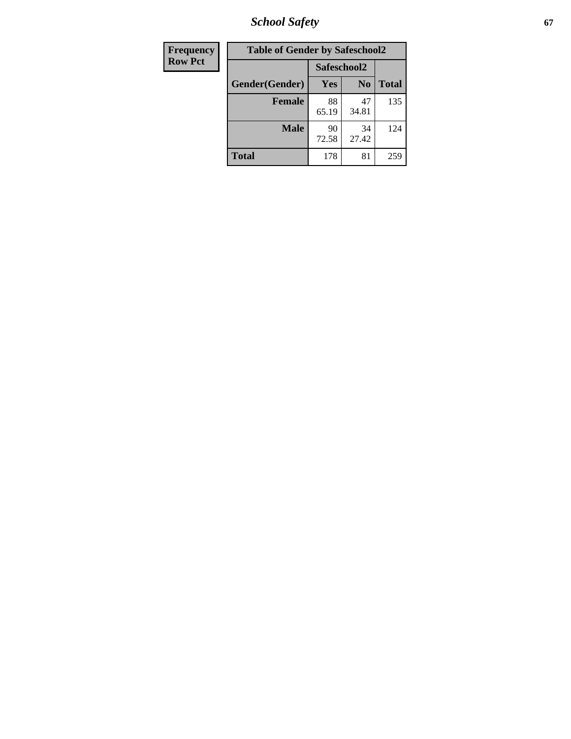| Frequency |
|---|
| Row Pct |

| Table of Gender by Safeschool2 | | | |
|---|---|---|---|
| | Safeschool2 | | |
| Gender(Gender) | Yes | No | Total |
| Female | 88<br>65.19 | 47<br>34.81 | 135 |
| Male | 90<br>72.58 | 34<br>27.42 | 124 |
| Total | 178 | 81 | 259 |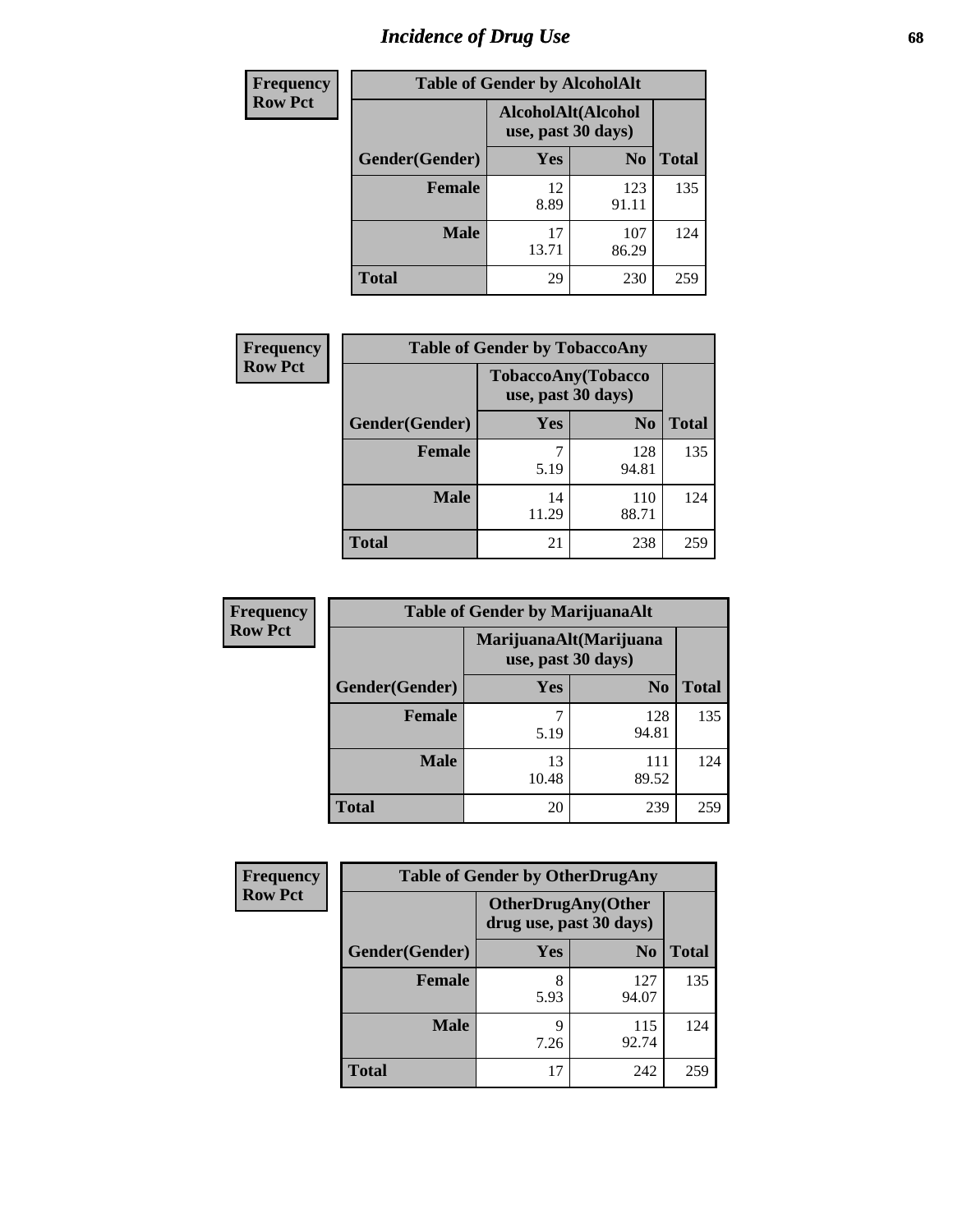# Incidence of Drug Use

| Frequency Row Pct | Table of Gender by AlcoholAlt | | |
|---|---|---|---|
| | AlcoholAlt(Alcohol use, past 30 days) | | |
| Gender(Gender) | Yes | No | Total |
| Female | 12<br>8.89 | 123<br>91.11 | 135 |
| Male | 17<br>13.71 | 107<br>86.29 | 124 |
| Total | 29 | 230 | 259 |

| Frequency Row Pct | Table of Gender by TobaccoAny | | |
|---|---|---|---|
| | TobaccoAny(Tobacco use, past 30 days) | | |
| Gender(Gender) | Yes | No | Total |
| Female | 7<br>5.19 | 128<br>94.81 | 135 |
| Male | 14<br>11.29 | 110<br>88.71 | 124 |
| Total | 21 | 238 | 259 |

| Frequency Row Pct | Table of Gender by MarijuanaAlt | | |
|---|---|---|---|
| | MarijuanaAlt(Marijuana use, past 30 days) | | |
| Gender(Gender) | Yes | No | Total |
| Female | 7<br>5.19 | 128<br>94.81 | 135 |
| Male | 13<br>10.48 | 111<br>89.52 | 124 |
| Total | 20 | 239 | 259 |

| Frequency Row Pct | Table of Gender by OtherDrugAny | | |
|---|---|---|---|
| | OtherDrugAny(Other drug use, past 30 days) | | |
| Gender(Gender) | Yes | No | Total |
| Female | 8<br>5.93 | 127<br>94.07 | 135 |
| Male | 9<br>7.26 | 115<br>92.74 | 124 |
| Total | 17 | 242 | 259 |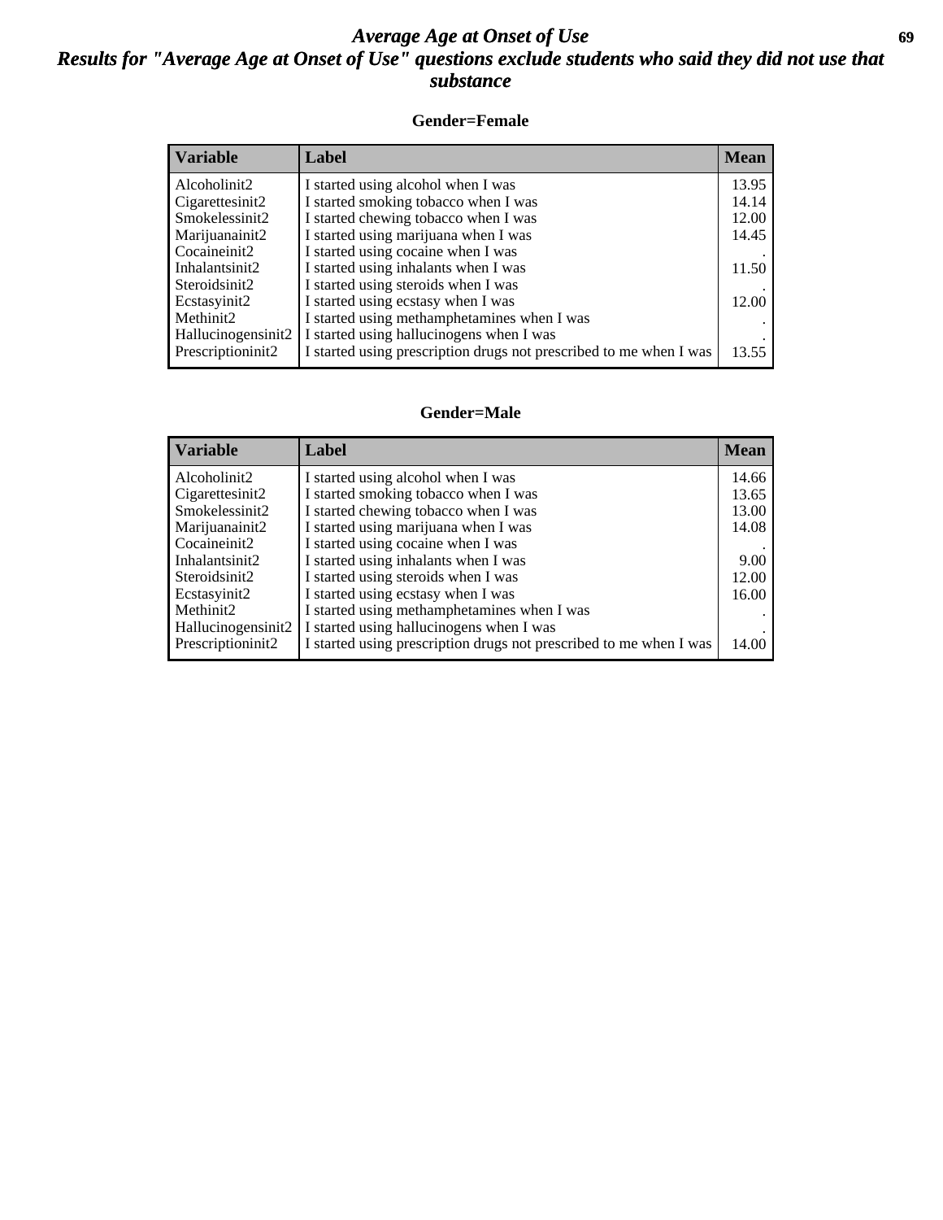# *Average Age at Onset of Use*
## *Results for "Average Age at Onset of Use" questions exclude students who said they did not use that substance*

### Gender=Female

| Variable | Label | Mean |
|---|---|---|
| Alcoholinit2 | I started using alcohol when I was | 13.95 |
| Cigarettesinit2 | I started smoking tobacco when I was | 14.14 |
| Smokelessinit2 | I started chewing tobacco when I was | 12.00 |
| Marijuanainit2 | I started using marijuana when I was | 14.45 |
| Cocaineinit2 | I started using cocaine when I was | . |
| Inhalantsinit2 | I started using inhalants when I was | 11.50 |
| Steroidsinit2 | I started using steroids when I was | . |
| Ecstasyinit2 | I started using ecstasy when I was | 12.00 |
| Methinit2 | I started using methamphetamines when I was | . |
| Hallucinogensinit2 | I started using hallucinogens when I was | . |
| Prescriptioninit2 | I started using prescription drugs not prescribed to me when I was | 13.55 |

### Gender=Male

| Variable | Label | Mean |
|---|---|---|
| Alcoholinit2 | I started using alcohol when I was | 14.66 |
| Cigarettesinit2 | I started smoking tobacco when I was | 13.65 |
| Smokelessinit2 | I started chewing tobacco when I was | 13.00 |
| Marijuanainit2 | I started using marijuana when I was | 14.08 |
| Cocaineinit2 | I started using cocaine when I was | . |
| Inhalantsinit2 | I started using inhalants when I was | 9.00 |
| Steroidsinit2 | I started using steroids when I was | 12.00 |
| Ecstasyinit2 | I started using ecstasy when I was | 16.00 |
| Methinit2 | I started using methamphetamines when I was | . |
| Hallucinogensinit2 | I started using hallucinogens when I was | . |
| Prescriptioninit2 | I started using prescription drugs not prescribed to me when I was | 14.00 |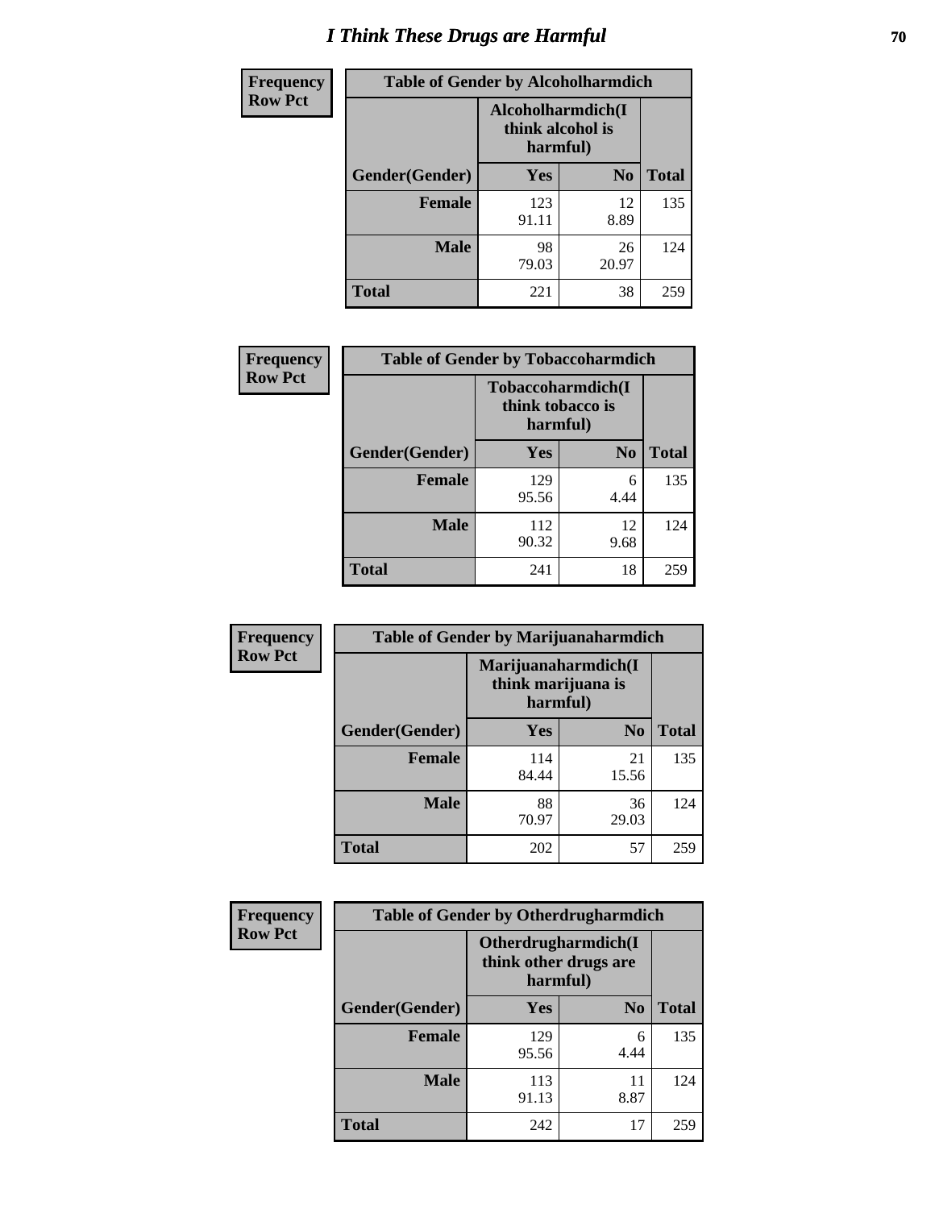# I Think These Drugs are Harmful

**Frequency**
**Row Pct**

| Table of Gender by Alcoholharmdich | | | |
|---|---|---|---|
| | Alcoholharmdich(I think alcohol is harmful) | | |
| Gender(Gender) | Yes | No | Total |
| **Female** | 123<br>91.11 | 12<br>8.89 | 135 |
| **Male** | 98<br>79.03 | 26<br>20.97 | 124 |
| **Total** | 221 | 38 | 259 |

**Frequency**
**Row Pct**

| Table of Gender by Tobaccoharmdich | | | |
|---|---|---|---|
| | Tobaccoharmdich(I think tobacco is harmful) | | |
| Gender(Gender) | Yes | No | Total |
| **Female** | 129<br>95.56 | 6<br>4.44 | 135 |
| **Male** | 112<br>90.32 | 12<br>9.68 | 124 |
| **Total** | 241 | 18 | 259 |

**Frequency**
**Row Pct**

| Table of Gender by Marijuanaharmdich | | | |
|---|---|---|---|
| | Marijuanaharmdich(I think marijuana is harmful) | | |
| Gender(Gender) | Yes | No | Total |
| **Female** | 114<br>84.44 | 21<br>15.56 | 135 |
| **Male** | 88<br>70.97 | 36<br>29.03 | 124 |
| **Total** | 202 | 57 | 259 |

**Frequency**
**Row Pct**

| Table of Gender by Otherdrugharmdich | | | |
|---|---|---|---|
| | Otherdrugharmdich(I think other drugs are harmful) | | |
| Gender(Gender) | Yes | No | Total |
| **Female** | 129<br>95.56 | 6<br>4.44 | 135 |
| **Male** | 113<br>91.13 | 11<br>8.87 | 124 |
| **Total** | 242 | 17 | 259 |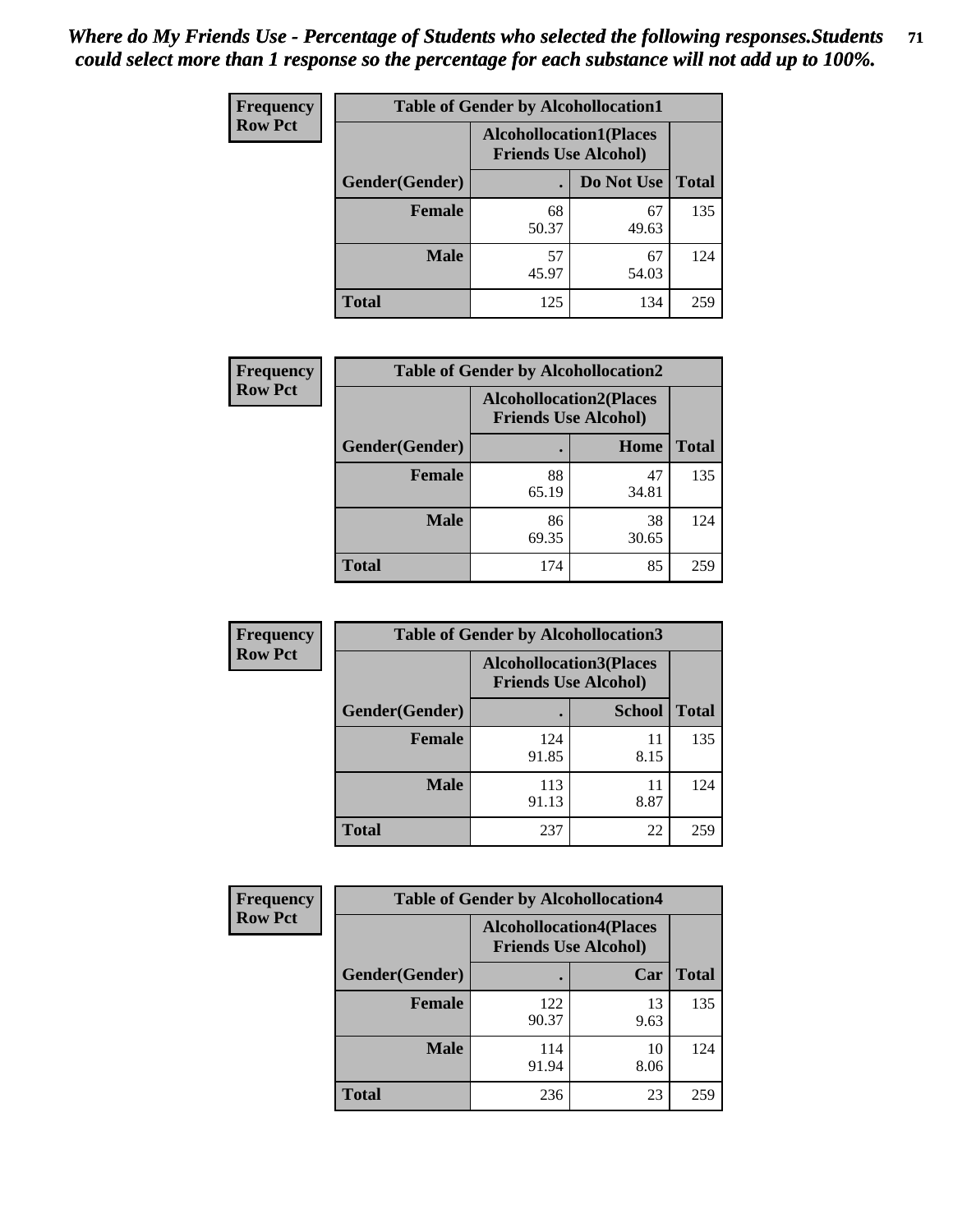*Where do My Friends Use - Percentage of Students who selected the following responses.Students could select more than 1 response so the percentage for each substance will not add up to 100%.*

**Frequency Row Pct**

| Table of Gender by Alcohollocation1 | | | |
|---|---|---|---|
| | Alcohollocation1(Places Friends Use Alcohol) | | |
| Gender(Gender) | . | Do Not Use | Total |
| Female | 68<br>50.37 | 67<br>49.63 | 135 |
| Male | 57<br>45.97 | 67<br>54.03 | 124 |
| Total | 125 | 134 | 259 |

**Frequency Row Pct**

| Table of Gender by Alcohollocation2 | | | |
|---|---|---|---|
| | Alcohollocation2(Places Friends Use Alcohol) | | |
| Gender(Gender) | . | Home | Total |
| Female | 88<br>65.19 | 47<br>34.81 | 135 |
| Male | 86<br>69.35 | 38<br>30.65 | 124 |
| Total | 174 | 85 | 259 |

**Frequency Row Pct**

| Table of Gender by Alcohollocation3 | | | |
|---|---|---|---|
| | Alcohollocation3(Places Friends Use Alcohol) | | |
| Gender(Gender) | . | School | Total |
| Female | 124<br>91.85 | 11<br>8.15 | 135 |
| Male | 113<br>91.13 | 11<br>8.87 | 124 |
| Total | 237 | 22 | 259 |

**Frequency Row Pct**

| Table of Gender by Alcohollocation4 | | | |
|---|---|---|---|
| | Alcohollocation4(Places Friends Use Alcohol) | | |
| Gender(Gender) | . | Car | Total |
| Female | 122<br>90.37 | 13<br>9.63 | 135 |
| Male | 114<br>91.94 | 10<br>8.06 | 124 |
| Total | 236 | 23 | 259 |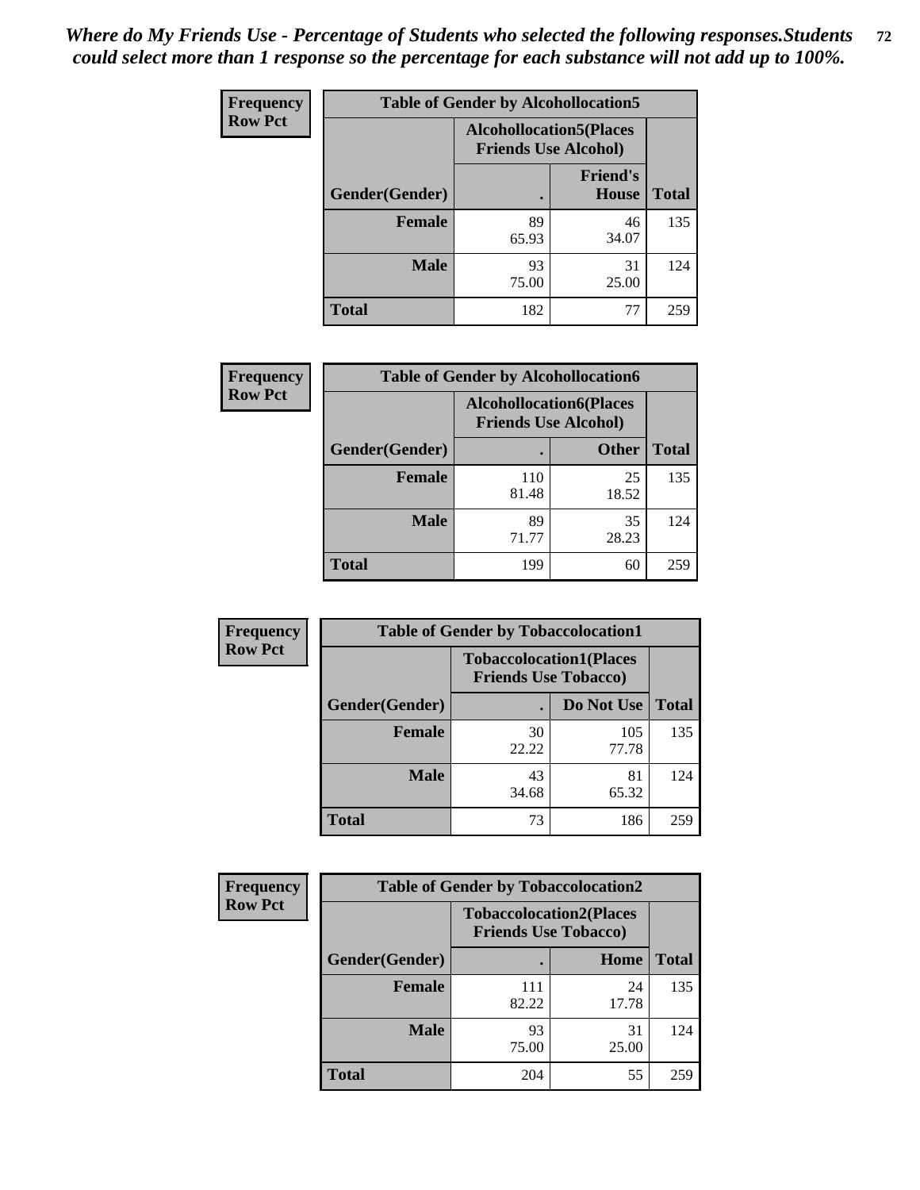*Where do My Friends Use - Percentage of Students who selected the following responses.Students could select more than 1 response so the percentage for each substance will not add up to 100%.*

**Frequency / Row Pct**

| Table of Gender by Alcohollocation5 | | | |
|---|---|---|---|
| | Alcohollocation5(Places Friends Use Alcohol) | | |
| Gender(Gender) | . | Friend's House | Total |
| **Female** | 89<br>65.93 | 46<br>34.07 | 135 |
| **Male** | 93<br>75.00 | 31<br>25.00 | 124 |
| **Total** | 182 | 77 | 259 |

**Frequency / Row Pct**

| Table of Gender by Alcohollocation6 | | | |
|---|---|---|---|
| | Alcohollocation6(Places Friends Use Alcohol) | | |
| Gender(Gender) | . | Other | Total |
| **Female** | 110<br>81.48 | 25<br>18.52 | 135 |
| **Male** | 89<br>71.77 | 35<br>28.23 | 124 |
| **Total** | 199 | 60 | 259 |

**Frequency / Row Pct**

| Table of Gender by Tobaccolocation1 | | | |
|---|---|---|---|
| | Tobaccolocation1(Places Friends Use Tobacco) | | |
| Gender(Gender) | . | Do Not Use | Total |
| **Female** | 30<br>22.22 | 105<br>77.78 | 135 |
| **Male** | 43<br>34.68 | 81<br>65.32 | 124 |
| **Total** | 73 | 186 | 259 |

**Frequency / Row Pct**

| Table of Gender by Tobaccolocation2 | | | |
|---|---|---|---|
| | Tobaccolocation2(Places Friends Use Tobacco) | | |
| Gender(Gender) | . | Home | Total |
| **Female** | 111<br>82.22 | 24<br>17.78 | 135 |
| **Male** | 93<br>75.00 | 31<br>25.00 | 124 |
| **Total** | 204 | 55 | 259 |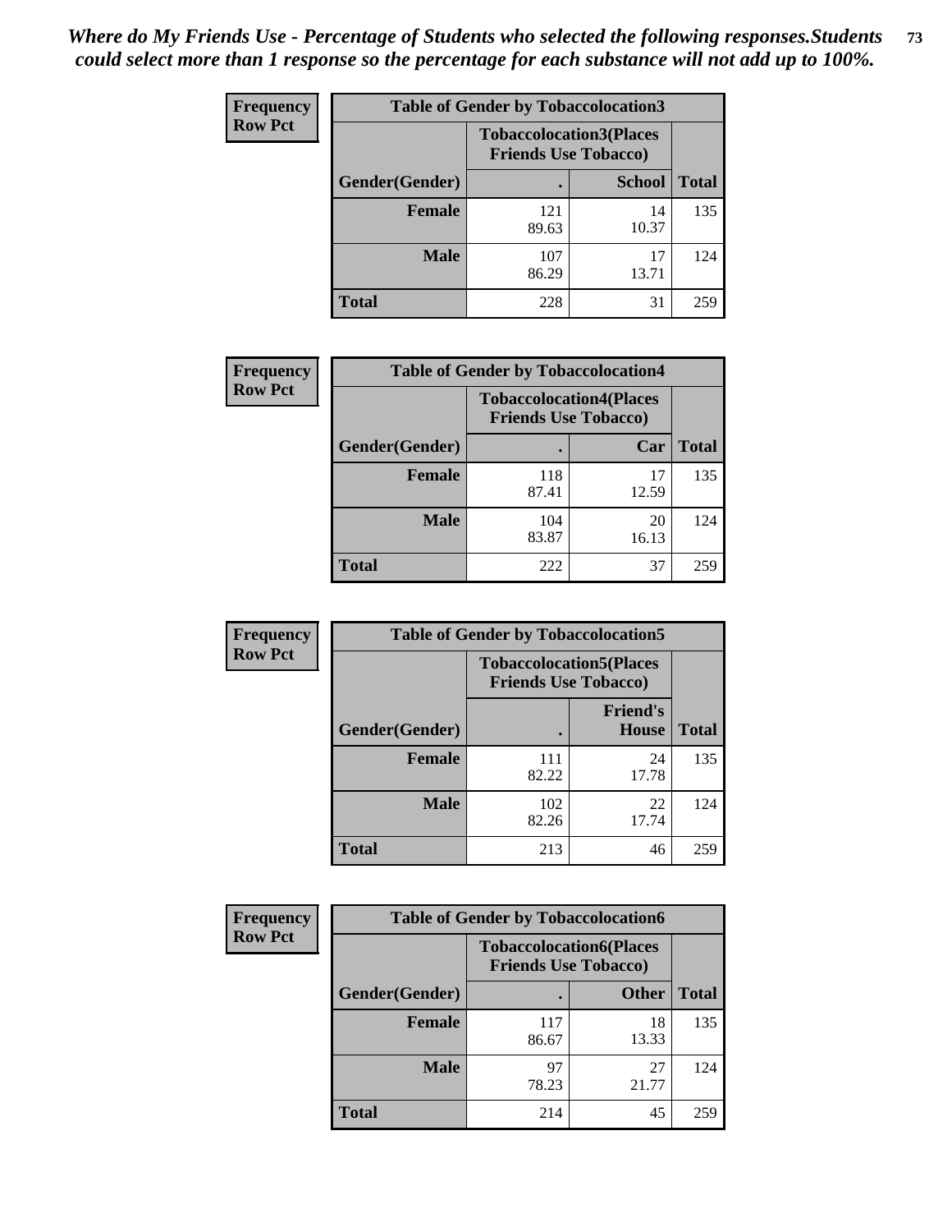*Where do My Friends Use - Percentage of Students who selected the following responses.Students could select more than 1 response so the percentage for each substance will not add up to 100%.*

**Frequency Row Pct**

| Table of Gender by Tobaccolocation3 | | | |
|---|---|---|---|
| | Tobaccolocation3(Places Friends Use Tobacco) | | |
| Gender(Gender) | . | School | Total |
| Female | 121<br>89.63 | 14<br>10.37 | 135 |
| Male | 107<br>86.29 | 17<br>13.71 | 124 |
| Total | 228 | 31 | 259 |

**Frequency Row Pct**

| Table of Gender by Tobaccolocation4 | | | |
|---|---|---|---|
| | Tobaccolocation4(Places Friends Use Tobacco) | | |
| Gender(Gender) | . | Car | Total |
| Female | 118<br>87.41 | 17<br>12.59 | 135 |
| Male | 104<br>83.87 | 20<br>16.13 | 124 |
| Total | 222 | 37 | 259 |

**Frequency Row Pct**

| Table of Gender by Tobaccolocation5 | | | |
|---|---|---|---|
| | Tobaccolocation5(Places Friends Use Tobacco) | | |
| Gender(Gender) | . | Friend's House | Total |
| Female | 111<br>82.22 | 24<br>17.78 | 135 |
| Male | 102<br>82.26 | 22<br>17.74 | 124 |
| Total | 213 | 46 | 259 |

**Frequency Row Pct**

| Table of Gender by Tobaccolocation6 | | | |
|---|---|---|---|
| | Tobaccolocation6(Places Friends Use Tobacco) | | |
| Gender(Gender) | . | Other | Total |
| Female | 117<br>86.67 | 18<br>13.33 | 135 |
| Male | 97<br>78.23 | 27<br>21.77 | 124 |
| Total | 214 | 45 | 259 |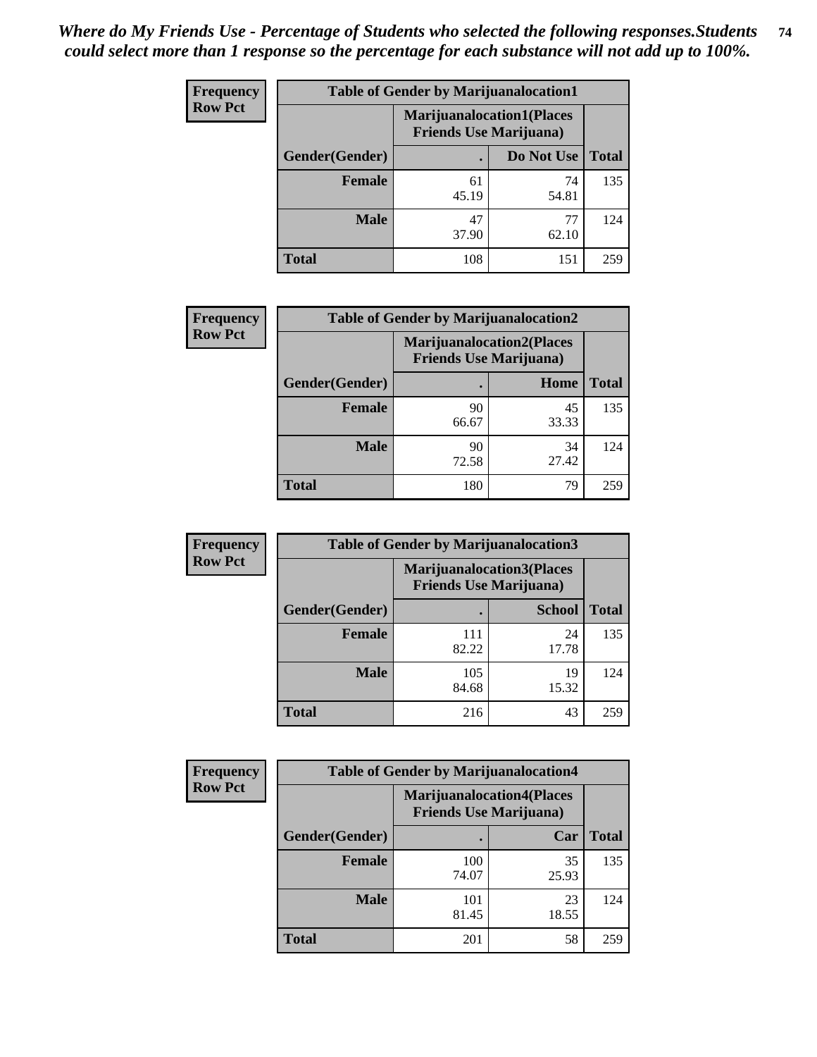*Where do My Friends Use - Percentage of Students who selected the following responses.Students could select more than 1 response so the percentage for each substance will not add up to 100%.*

**Frequency Row Pct**

| Table of Gender by Marijuanalocation1 | | | |
|---|---|---|---|
| | Marijuanalocation1(Places Friends Use Marijuana) | | |
| Gender(Gender) | . | Do Not Use | Total |
| Female | 61<br>45.19 | 74<br>54.81 | 135 |
| Male | 47<br>37.90 | 77<br>62.10 | 124 |
| Total | 108 | 151 | 259 |

**Frequency Row Pct**

| Table of Gender by Marijuanalocation2 | | | |
|---|---|---|---|
| | Marijuanalocation2(Places Friends Use Marijuana) | | |
| Gender(Gender) | . | Home | Total |
| Female | 90<br>66.67 | 45<br>33.33 | 135 |
| Male | 90<br>72.58 | 34<br>27.42 | 124 |
| Total | 180 | 79 | 259 |

**Frequency Row Pct**

| Table of Gender by Marijuanalocation3 | | | |
|---|---|---|---|
| | Marijuanalocation3(Places Friends Use Marijuana) | | |
| Gender(Gender) | . | School | Total |
| Female | 111<br>82.22 | 24<br>17.78 | 135 |
| Male | 105<br>84.68 | 19<br>15.32 | 124 |
| Total | 216 | 43 | 259 |

**Frequency Row Pct**

| Table of Gender by Marijuanalocation4 | | | |
|---|---|---|---|
| | Marijuanalocation4(Places Friends Use Marijuana) | | |
| Gender(Gender) | . | Car | Total |
| Female | 100<br>74.07 | 35<br>25.93 | 135 |
| Male | 101<br>81.45 | 23<br>18.55 | 124 |
| Total | 201 | 58 | 259 |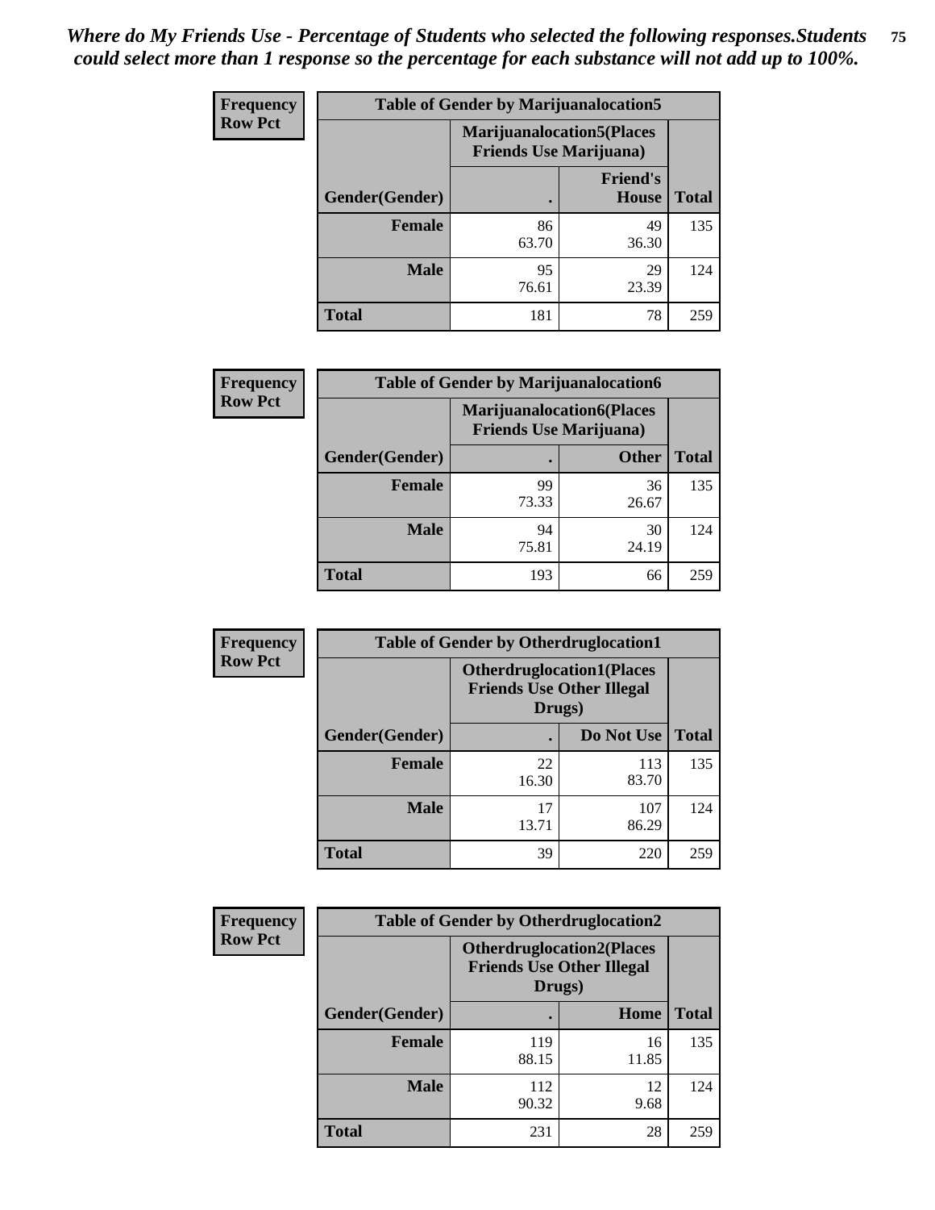*Where do My Friends Use - Percentage of Students who selected the following responses.Students could select more than 1 response so the percentage for each substance will not add up to 100%.*

**Frequency**
**Row Pct**

| Table of Gender by Marijuanalocation5 | | | |
|---|---|---|---|
| | Marijuanalocation5(Places Friends Use Marijuana) | | |
| Gender(Gender) | . | Friend's House | Total |
| **Female** | 86<br>63.70 | 49<br>36.30 | 135 |
| **Male** | 95<br>76.61 | 29<br>23.39 | 124 |
| **Total** | 181 | 78 | 259 |

**Frequency**
**Row Pct**

| Table of Gender by Marijuanalocation6 | | | |
|---|---|---|---|
| | Marijuanalocation6(Places Friends Use Marijuana) | | |
| Gender(Gender) | . | Other | Total |
| **Female** | 99<br>73.33 | 36<br>26.67 | 135 |
| **Male** | 94<br>75.81 | 30<br>24.19 | 124 |
| **Total** | 193 | 66 | 259 |

**Frequency**
**Row Pct**

| Table of Gender by Otherdruglocation1 | | | |
|---|---|---|---|
| | Otherdruglocation1(Places Friends Use Other Illegal Drugs) | | |
| Gender(Gender) | . | Do Not Use | Total |
| **Female** | 22<br>16.30 | 113<br>83.70 | 135 |
| **Male** | 17<br>13.71 | 107<br>86.29 | 124 |
| **Total** | 39 | 220 | 259 |

**Frequency**
**Row Pct**

| Table of Gender by Otherdruglocation2 | | | |
|---|---|---|---|
| | Otherdruglocation2(Places Friends Use Other Illegal Drugs) | | |
| Gender(Gender) | . | Home | Total |
| **Female** | 119<br>88.15 | 16<br>11.85 | 135 |
| **Male** | 112<br>90.32 | 12<br>9.68 | 124 |
| **Total** | 231 | 28 | 259 |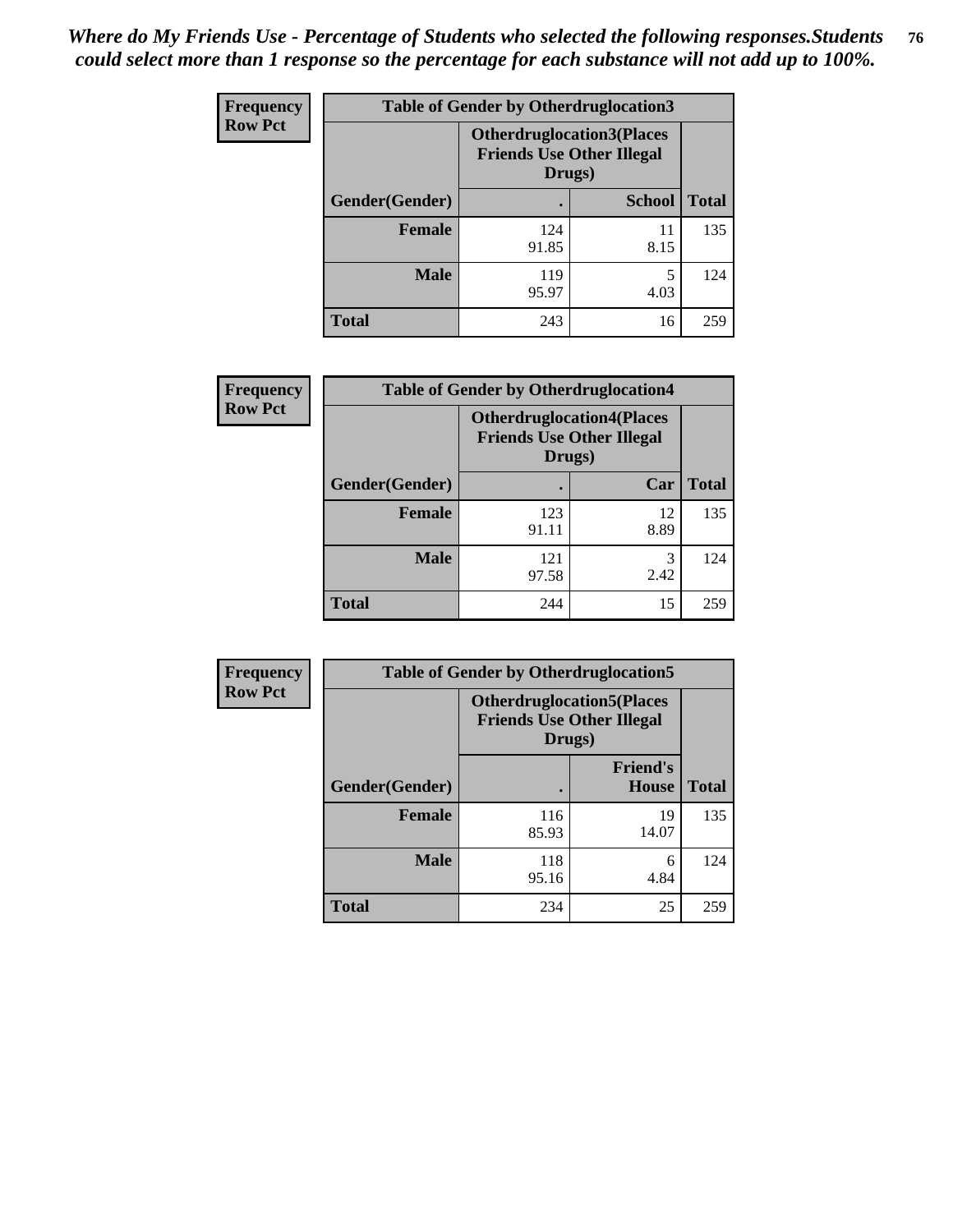*Where do My Friends Use - Percentage of Students who selected the following responses.Students could select more than 1 response so the percentage for each substance will not add up to 100%.*

**Frequency**
**Row Pct**

| Table of Gender by Otherdruglocation3 | | | |
|---|---|---|---|
| | **Otherdruglocation3(Places Friends Use Other Illegal Drugs)** | | |
| **Gender(Gender)** | **.** | **School** | **Total** |
| **Female** | 124<br>91.85 | 11<br>8.15 | 135 |
| **Male** | 119<br>95.97 | 5<br>4.03 | 124 |
| **Total** | 243 | 16 | 259 |

**Frequency**
**Row Pct**

| Table of Gender by Otherdruglocation4 | | | |
|---|---|---|---|
| | **Otherdruglocation4(Places Friends Use Other Illegal Drugs)** | | |
| **Gender(Gender)** | **.** | **Car** | **Total** |
| **Female** | 123<br>91.11 | 12<br>8.89 | 135 |
| **Male** | 121<br>97.58 | 3<br>2.42 | 124 |
| **Total** | 244 | 15 | 259 |

**Frequency**
**Row Pct**

| Table of Gender by Otherdruglocation5 | | | |
|---|---|---|---|
| | **Otherdruglocation5(Places Friends Use Other Illegal Drugs)** | | |
| **Gender(Gender)** | **.** | **Friend's House** | **Total** |
| **Female** | 116<br>85.93 | 19<br>14.07 | 135 |
| **Male** | 118<br>95.16 | 6<br>4.84 | 124 |
| **Total** | 234 | 25 | 259 |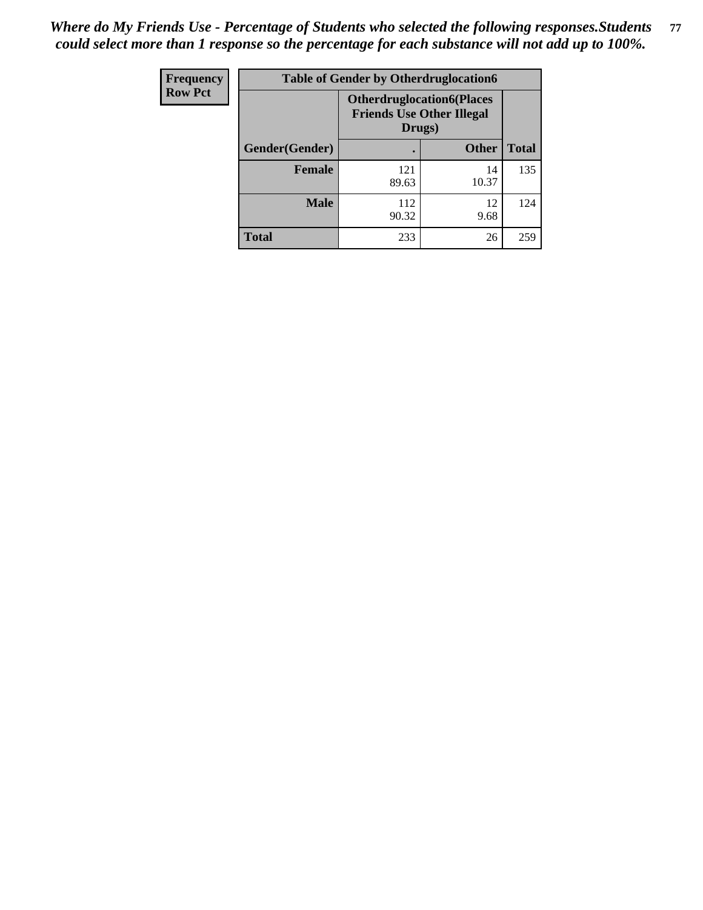*Where do My Friends Use - Percentage of Students who selected the following responses.Students could select more than 1 response so the percentage for each substance will not add up to 100%.*

| Frequency Row Pct | Table of Gender by Otherdruglocation6 | | |
|---|---|---|---|
| | Otherdruglocation6(Places Friends Use Other Illegal Drugs) | | |
| Gender(Gender) | . | Other | Total |
| Female | 121<br>89.63 | 14<br>10.37 | 135 |
| Male | 112<br>90.32 | 12<br>9.68 | 124 |
| Total | 233 | 26 | 259 |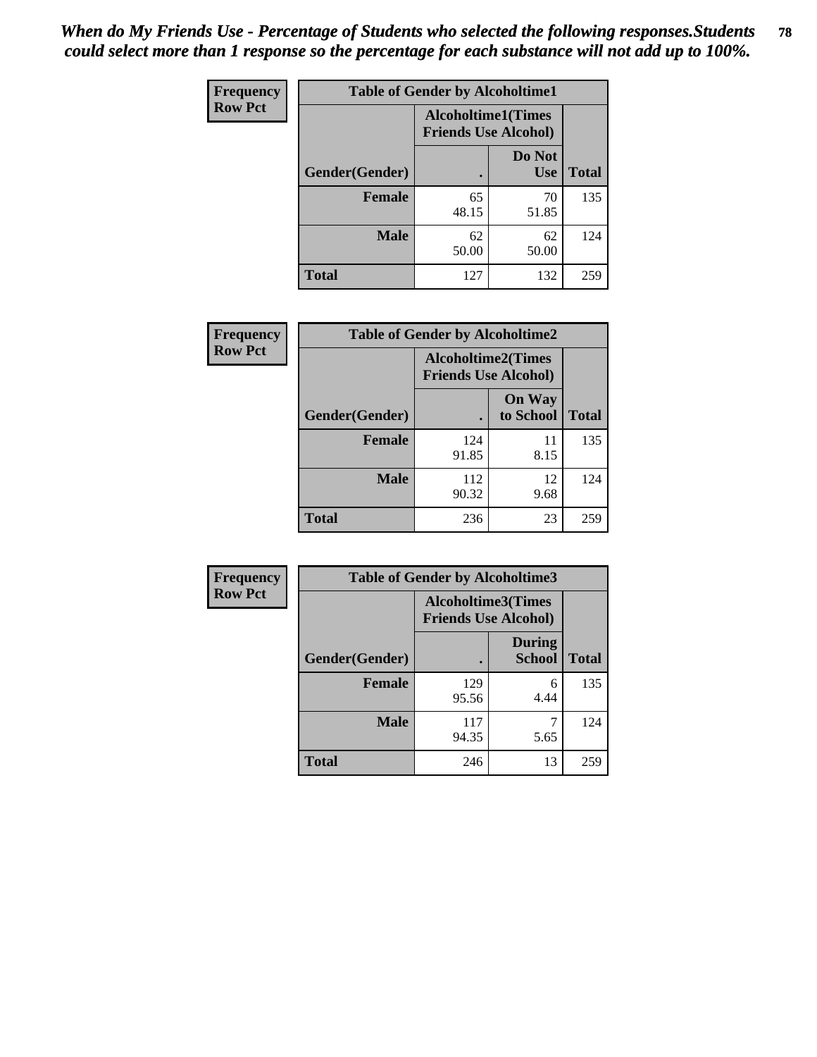*When do My Friends Use - Percentage of Students who selected the following responses.Students could select more than 1 response so the percentage for each substance will not add up to 100%.*

**Frequency**
**Row Pct**

| Table of Gender by Alcoholtime1 | | | |
|---|---|---|---|
| | Alcoholtime1(Times Friends Use Alcohol) | | |
| Gender(Gender) | . | Do Not Use | Total |
| **Female** | 65<br>48.15 | 70<br>51.85 | 135 |
| **Male** | 62<br>50.00 | 62<br>50.00 | 124 |
| **Total** | 127 | 132 | 259 |

**Frequency**
**Row Pct**

| Table of Gender by Alcoholtime2 | | | |
|---|---|---|---|
| | Alcoholtime2(Times Friends Use Alcohol) | | |
| Gender(Gender) | . | On Way to School | Total |
| **Female** | 124<br>91.85 | 11<br>8.15 | 135 |
| **Male** | 112<br>90.32 | 12<br>9.68 | 124 |
| **Total** | 236 | 23 | 259 |

**Frequency**
**Row Pct**

| Table of Gender by Alcoholtime3 | | | |
|---|---|---|---|
| | Alcoholtime3(Times Friends Use Alcohol) | | |
| Gender(Gender) | . | During School | Total |
| **Female** | 129<br>95.56 | 6<br>4.44 | 135 |
| **Male** | 117<br>94.35 | 7<br>5.65 | 124 |
| **Total** | 246 | 13 | 259 |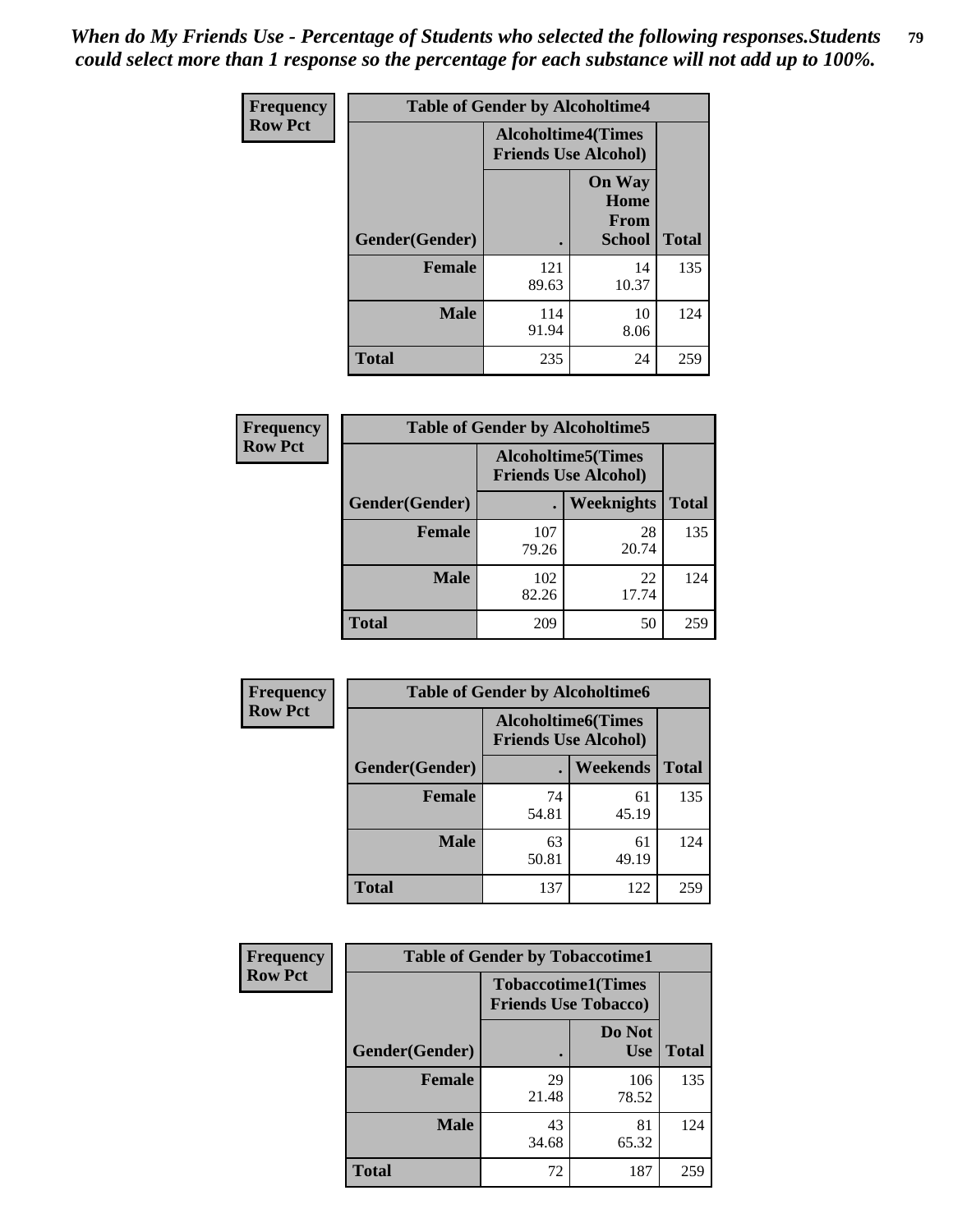*When do My Friends Use - Percentage of Students who selected the following responses.Students could select more than 1 response so the percentage for each substance will not add up to 100%.*

**Frequency**
**Row Pct**

| Table of Gender by Alcoholtime4 | | | |
|---|---|---|---|
| | Alcoholtime4(Times Friends Use Alcohol) | | |
| Gender(Gender) | . | On Way Home From School | Total |
| **Female** | 121<br>89.63 | 14<br>10.37 | 135 |
| **Male** | 114<br>91.94 | 10<br>8.06 | 124 |
| **Total** | 235 | 24 | 259 |

**Frequency**
**Row Pct**

| Table of Gender by Alcoholtime5 | | | |
|---|---|---|---|
| | Alcoholtime5(Times Friends Use Alcohol) | | |
| Gender(Gender) | . | Weeknights | Total |
| **Female** | 107<br>79.26 | 28<br>20.74 | 135 |
| **Male** | 102<br>82.26 | 22<br>17.74 | 124 |
| **Total** | 209 | 50 | 259 |

**Frequency**
**Row Pct**

| Table of Gender by Alcoholtime6 | | | |
|---|---|---|---|
| | Alcoholtime6(Times Friends Use Alcohol) | | |
| Gender(Gender) | . | Weekends | Total |
| **Female** | 74<br>54.81 | 61<br>45.19 | 135 |
| **Male** | 63<br>50.81 | 61<br>49.19 | 124 |
| **Total** | 137 | 122 | 259 |

**Frequency**
**Row Pct**

| Table of Gender by Tobaccotime1 | | | |
|---|---|---|---|
| | Tobaccotime1(Times Friends Use Tobacco) | | |
| Gender(Gender) | . | Do Not Use | Total |
| **Female** | 29<br>21.48 | 106<br>78.52 | 135 |
| **Male** | 43<br>34.68 | 81<br>65.32 | 124 |
| **Total** | 72 | 187 | 259 |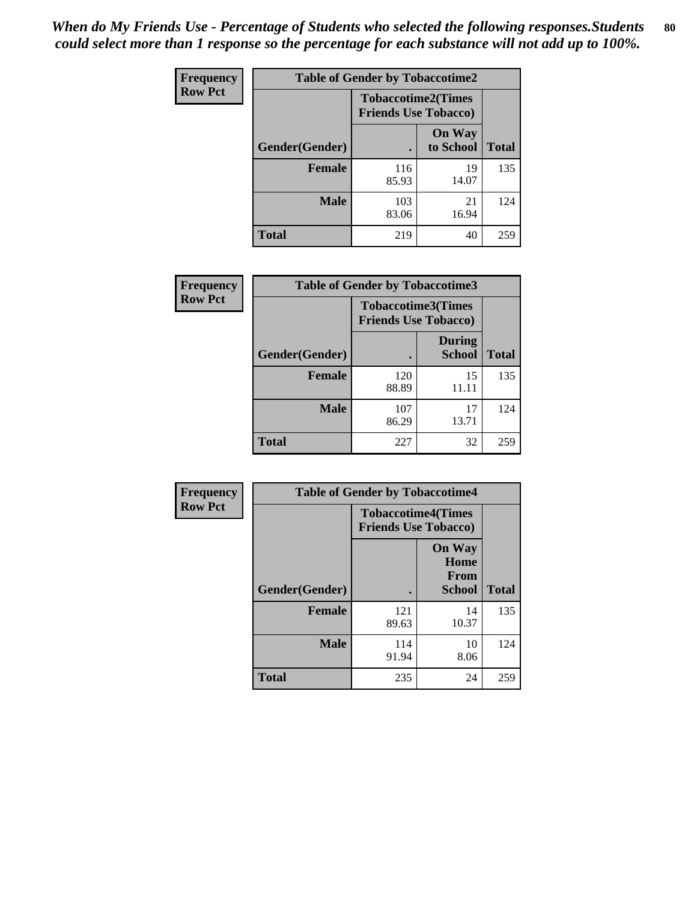*When do My Friends Use - Percentage of Students who selected the following responses.Students could select more than 1 response so the percentage for each substance will not add up to 100%.*

**Frequency**
**Row Pct**

| Table of Gender by Tobaccotime2 | | | |
|---|---|---|---|
| | Tobaccotime2(Times Friends Use Tobacco) | | |
| Gender(Gender) | . | On Way to School | Total |
| **Female** | 116<br>85.93 | 19<br>14.07 | 135 |
| **Male** | 103<br>83.06 | 21<br>16.94 | 124 |
| **Total** | 219 | 40 | 259 |

**Frequency**
**Row Pct**

| Table of Gender by Tobaccotime3 | | | |
|---|---|---|---|
| | Tobaccotime3(Times Friends Use Tobacco) | | |
| Gender(Gender) | . | During School | Total |
| **Female** | 120<br>88.89 | 15<br>11.11 | 135 |
| **Male** | 107<br>86.29 | 17<br>13.71 | 124 |
| **Total** | 227 | 32 | 259 |

**Frequency**
**Row Pct**

| Table of Gender by Tobaccotime4 | | | |
|---|---|---|---|
| | Tobaccotime4(Times Friends Use Tobacco) | | |
| Gender(Gender) | . | On Way Home From School | Total |
| **Female** | 121<br>89.63 | 14<br>10.37 | 135 |
| **Male** | 114<br>91.94 | 10<br>8.06 | 124 |
| **Total** | 235 | 24 | 259 |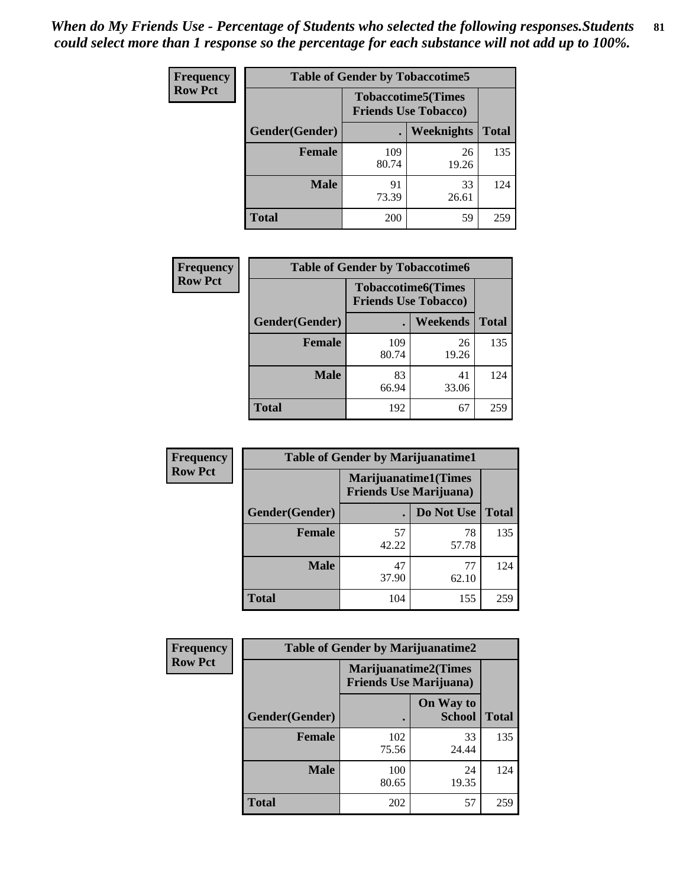*When do My Friends Use - Percentage of Students who selected the following responses.Students could select more than 1 response so the percentage for each substance will not add up to 100%.*

**Frequency**
**Row Pct**

| Table of Gender by Tobaccotime5 | | | |
|---|---|---|---|
| | Tobaccotime5(Times Friends Use Tobacco) | | |
| Gender(Gender) | . | Weeknights | Total |
| **Female** | 109<br>80.74 | 26<br>19.26 | 135 |
| **Male** | 91<br>73.39 | 33<br>26.61 | 124 |
| **Total** | 200 | 59 | 259 |

**Frequency**
**Row Pct**

| Table of Gender by Tobaccotime6 | | | |
|---|---|---|---|
| | Tobaccotime6(Times Friends Use Tobacco) | | |
| Gender(Gender) | . | Weekends | Total |
| **Female** | 109<br>80.74 | 26<br>19.26 | 135 |
| **Male** | 83<br>66.94 | 41<br>33.06 | 124 |
| **Total** | 192 | 67 | 259 |

**Frequency**
**Row Pct**

| Table of Gender by Marijuanatime1 | | | |
|---|---|---|---|
| | Marijuanatime1(Times Friends Use Marijuana) | | |
| Gender(Gender) | . | Do Not Use | Total |
| **Female** | 57<br>42.22 | 78<br>57.78 | 135 |
| **Male** | 47<br>37.90 | 77<br>62.10 | 124 |
| **Total** | 104 | 155 | 259 |

**Frequency**
**Row Pct**

| Table of Gender by Marijuanatime2 | | | |
|---|---|---|---|
| | Marijuanatime2(Times Friends Use Marijuana) | | |
| Gender(Gender) | . | On Way to School | Total |
| **Female** | 102<br>75.56 | 33<br>24.44 | 135 |
| **Male** | 100<br>80.65 | 24<br>19.35 | 124 |
| **Total** | 202 | 57 | 259 |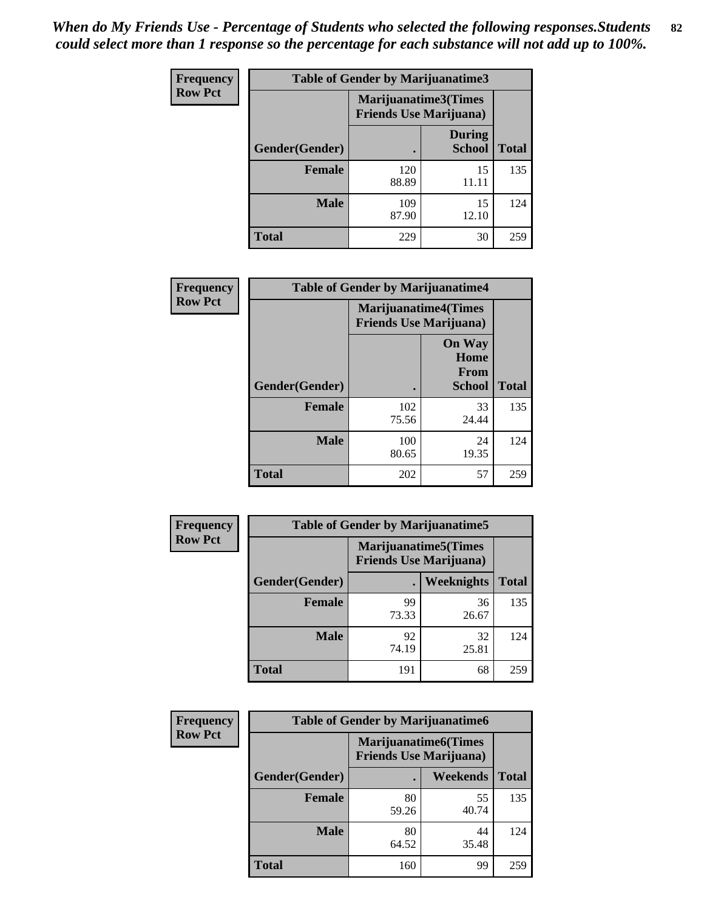*When do My Friends Use - Percentage of Students who selected the following responses.Students could select more than 1 response so the percentage for each substance will not add up to 100%.*

**Frequency**
**Row Pct**

| Table of Gender by Marijuanatime3 | | | |
|---|---|---|---|
| | Marijuanatime3(Times Friends Use Marijuana) | | |
| Gender(Gender) | . | During School | Total |
| Female | 120<br>88.89 | 15<br>11.11 | 135 |
| Male | 109<br>87.90 | 15<br>12.10 | 124 |
| Total | 229 | 30 | 259 |

**Frequency**
**Row Pct**

| Table of Gender by Marijuanatime4 | | | |
|---|---|---|---|
| | Marijuanatime4(Times Friends Use Marijuana) | | |
| Gender(Gender) | . | On Way Home From School | Total |
| Female | 102<br>75.56 | 33<br>24.44 | 135 |
| Male | 100<br>80.65 | 24<br>19.35 | 124 |
| Total | 202 | 57 | 259 |

**Frequency**
**Row Pct**

| Table of Gender by Marijuanatime5 | | | |
|---|---|---|---|
| | Marijuanatime5(Times Friends Use Marijuana) | | |
| Gender(Gender) | . | Weeknights | Total |
| Female | 99<br>73.33 | 36<br>26.67 | 135 |
| Male | 92<br>74.19 | 32<br>25.81 | 124 |
| Total | 191 | 68 | 259 |

**Frequency**
**Row Pct**

| Table of Gender by Marijuanatime6 | | | |
|---|---|---|---|
| | Marijuanatime6(Times Friends Use Marijuana) | | |
| Gender(Gender) | . | Weekends | Total |
| Female | 80<br>59.26 | 55<br>40.74 | 135 |
| Male | 80<br>64.52 | 44<br>35.48 | 124 |
| Total | 160 | 99 | 259 |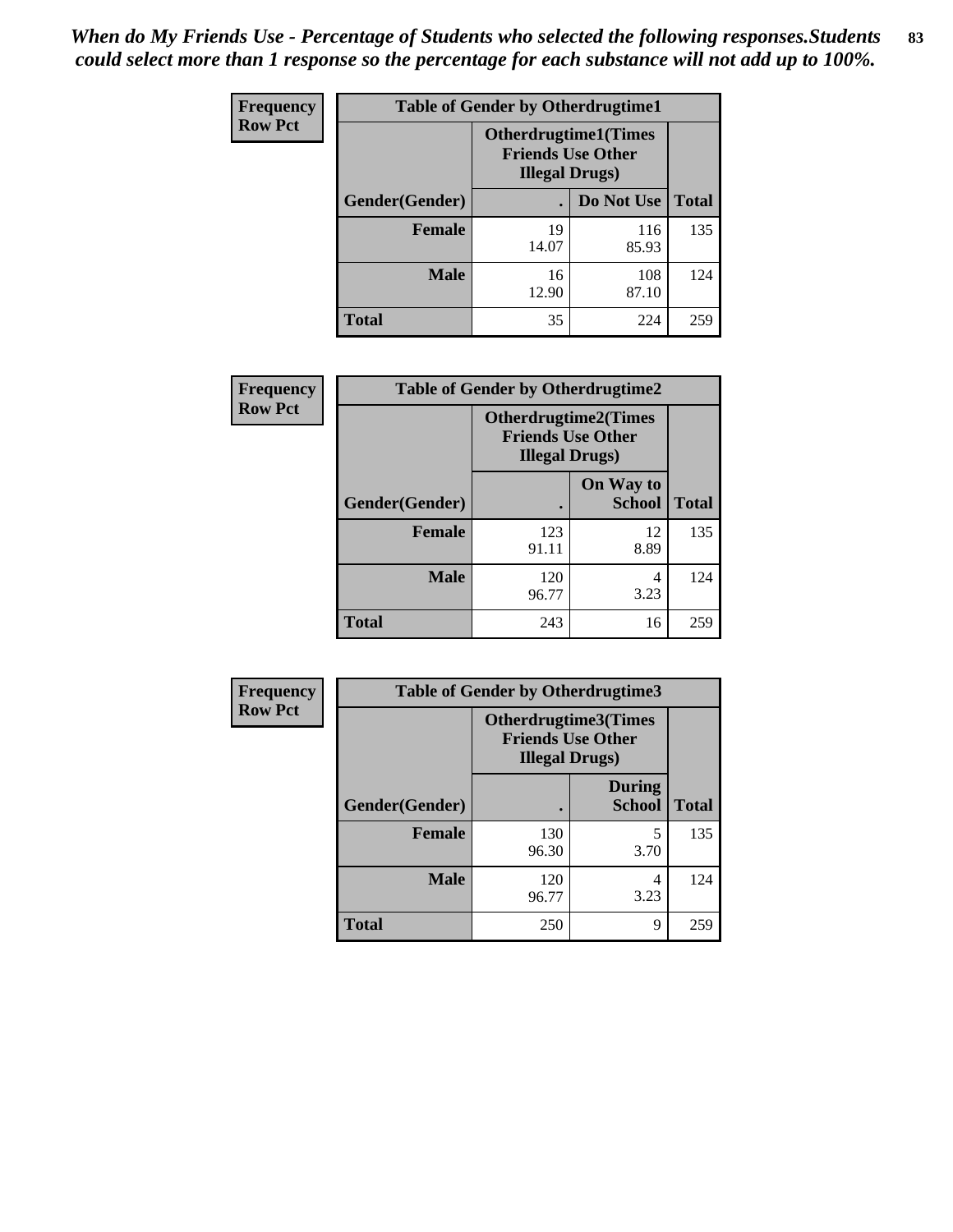*When do My Friends Use - Percentage of Students who selected the following responses.Students could select more than 1 response so the percentage for each substance will not add up to 100%.*

**Frequency**
**Row Pct**

| Table of Gender by Otherdrugtime1 | | | |
|---|---|---|---|
| | Otherdrugtime1(Times Friends Use Other Illegal Drugs) | | |
| Gender(Gender) | . | Do Not Use | Total |
| Female | 19<br>14.07 | 116<br>85.93 | 135 |
| Male | 16<br>12.90 | 108<br>87.10 | 124 |
| Total | 35 | 224 | 259 |

**Frequency**
**Row Pct**

| Table of Gender by Otherdrugtime2 | | | |
|---|---|---|---|
| | Otherdrugtime2(Times Friends Use Other Illegal Drugs) | | |
| Gender(Gender) | . | On Way to School | Total |
| Female | 123<br>91.11 | 12<br>8.89 | 135 |
| Male | 120<br>96.77 | 4<br>3.23 | 124 |
| Total | 243 | 16 | 259 |

**Frequency**
**Row Pct**

| Table of Gender by Otherdrugtime3 | | | |
|---|---|---|---|
| | Otherdrugtime3(Times Friends Use Other Illegal Drugs) | | |
| Gender(Gender) | . | During School | Total |
| Female | 130<br>96.30 | 5<br>3.70 | 135 |
| Male | 120<br>96.77 | 4<br>3.23 | 124 |
| Total | 250 | 9 | 259 |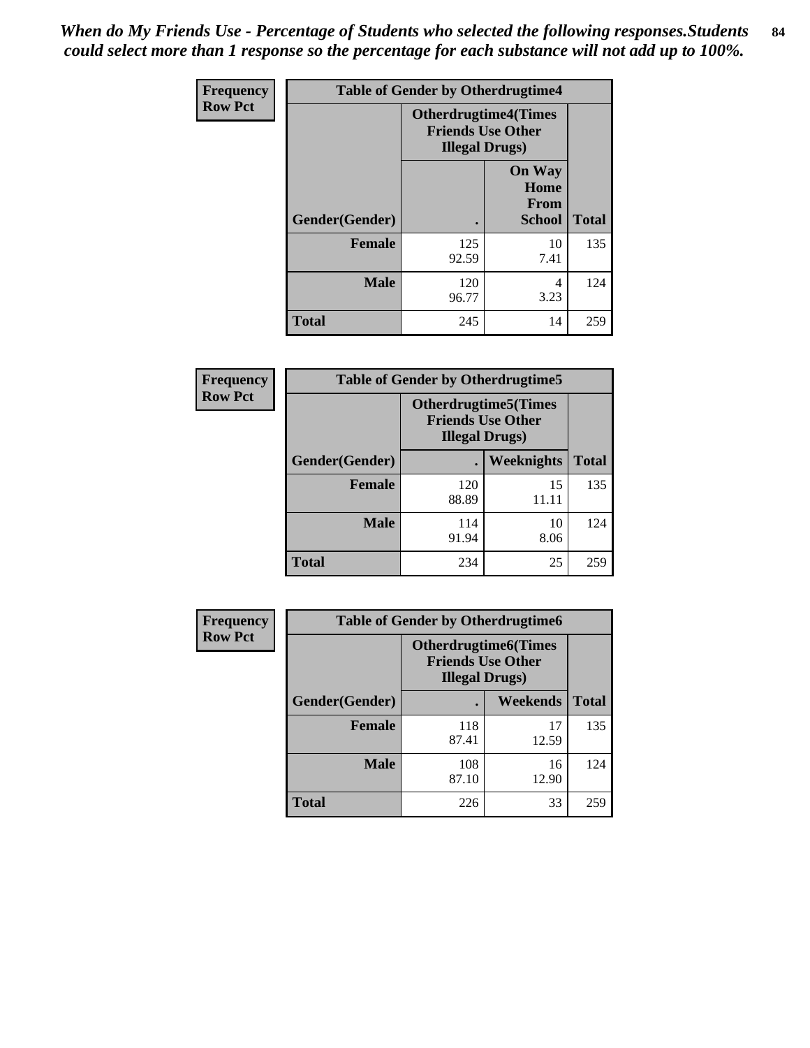*When do My Friends Use - Percentage of Students who selected the following responses.Students could select more than 1 response so the percentage for each substance will not add up to 100%.*

**Frequency**
**Row Pct**

| Table of Gender by Otherdrugtime4 | | | |
|---|---|---|---|
| | Otherdrugtime4(Times Friends Use Other Illegal Drugs) | | |
| Gender(Gender) | . | On Way Home From School | Total |
| **Female** | 125<br>92.59 | 10<br>7.41 | 135 |
| **Male** | 120<br>96.77 | 4<br>3.23 | 124 |
| **Total** | 245 | 14 | 259 |

**Frequency**
**Row Pct**

| Table of Gender by Otherdrugtime5 | | | |
|---|---|---|---|
| | Otherdrugtime5(Times Friends Use Other Illegal Drugs) | | |
| Gender(Gender) | . | Weeknights | Total |
| **Female** | 120<br>88.89 | 15<br>11.11 | 135 |
| **Male** | 114<br>91.94 | 10<br>8.06 | 124 |
| **Total** | 234 | 25 | 259 |

**Frequency**
**Row Pct**

| Table of Gender by Otherdrugtime6 | | | |
|---|---|---|---|
| | Otherdrugtime6(Times Friends Use Other Illegal Drugs) | | |
| Gender(Gender) | . | Weekends | Total |
| **Female** | 118<br>87.41 | 17<br>12.59 | 135 |
| **Male** | 108<br>87.10 | 16<br>12.90 | 124 |
| **Total** | 226 | 33 | 259 |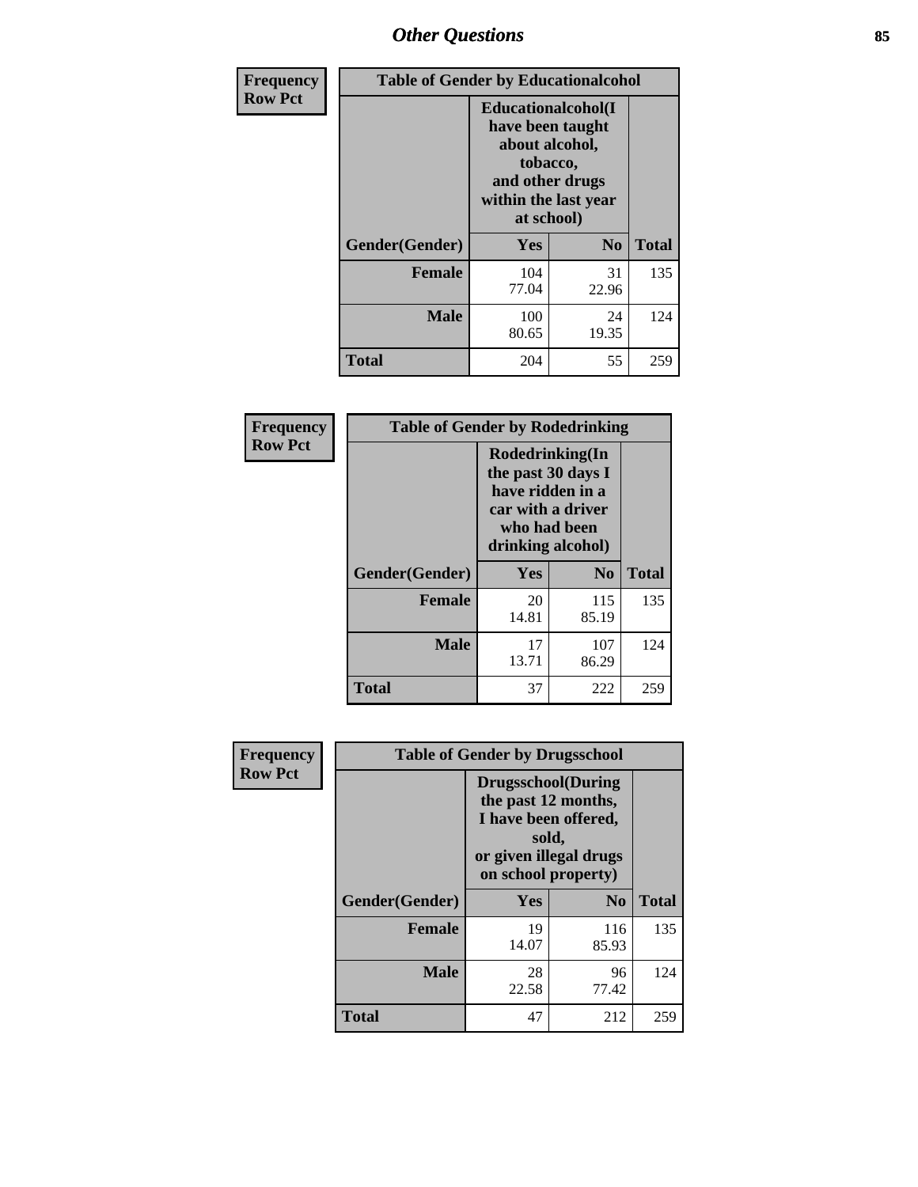# Other Questions

**Frequency**
**Row Pct**

| Table of Gender by Educationalcohol | | | |
|---|---|---|---|
| | Educationalcohol(I have been taught about alcohol, tobacco, and other drugs within the last year at school) | | |
| Gender(Gender) | Yes | No | Total |
| Female | 104<br>77.04 | 31<br>22.96 | 135 |
| Male | 100<br>80.65 | 24<br>19.35 | 124 |
| Total | 204 | 55 | 259 |

**Frequency**
**Row Pct**

| Table of Gender by Rodedrinking | | | |
|---|---|---|---|
| | Rodedrinking(In the past 30 days I have ridden in a car with a driver who had been drinking alcohol) | | |
| Gender(Gender) | Yes | No | Total |
| Female | 20<br>14.81 | 115<br>85.19 | 135 |
| Male | 17<br>13.71 | 107<br>86.29 | 124 |
| Total | 37 | 222 | 259 |

**Frequency**
**Row Pct**

| Table of Gender by Drugsschool | | | |
|---|---|---|---|
| | Drugsschool(During the past 12 months, I have been offered, sold, or given illegal drugs on school property) | | |
| Gender(Gender) | Yes | No | Total |
| Female | 19<br>14.07 | 116<br>85.93 | 135 |
| Male | 28<br>22.58 | 96<br>77.42 | 124 |
| Total | 47 | 212 | 259 |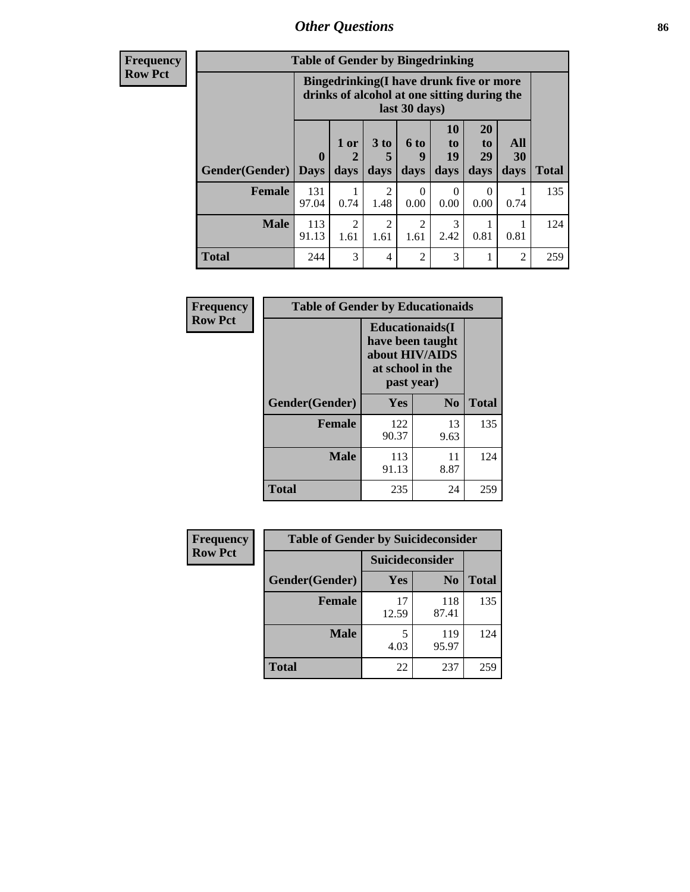# Other Questions

| Frequency Row Pct | | | | | | | | |
|---|---|---|---|---|---|---|---|---|

**Table of Gender by Bingedrinking**

| | Bingedrinking(I have drunk five or more drinks of alcohol at one sitting during the last 30 days) | | | | | | | |
|---|---|---|---|---|---|---|---|---|
| Gender(Gender) | 0 Days | 1 or 2 days | 3 to 5 days | 6 to 9 days | 10 to 19 days | 20 to 29 days | All 30 days | Total |
| **Female** | 131<br>97.04 | 1<br>0.74 | 2<br>1.48 | 0<br>0.00 | 0<br>0.00 | 0<br>0.00 | 1<br>0.74 | 135 |
| **Male** | 113<br>91.13 | 2<br>1.61 | 2<br>1.61 | 2<br>1.61 | 3<br>2.42 | 1<br>0.81 | 1<br>0.81 | 124 |
| **Total** | 244 | 3 | 4 | 2 | 3 | 1 | 2 | 259 |

**Frequency Row Pct**

**Table of Gender by Educationaids**

| | Educationaids(I have been taught about HIV/AIDS at school in the past year) | | |
|---|---|---|---|
| Gender(Gender) | Yes | No | Total |
| **Female** | 122<br>90.37 | 13<br>9.63 | 135 |
| **Male** | 113<br>91.13 | 11<br>8.87 | 124 |
| **Total** | 235 | 24 | 259 |

**Frequency Row Pct**

**Table of Gender by Suicideconsider**

| | Suicideconsider | | |
|---|---|---|---|
| Gender(Gender) | Yes | No | Total |
| **Female** | 17<br>12.59 | 118<br>87.41 | 135 |
| **Male** | 5<br>4.03 | 119<br>95.97 | 124 |
| **Total** | 22 | 237 | 259 |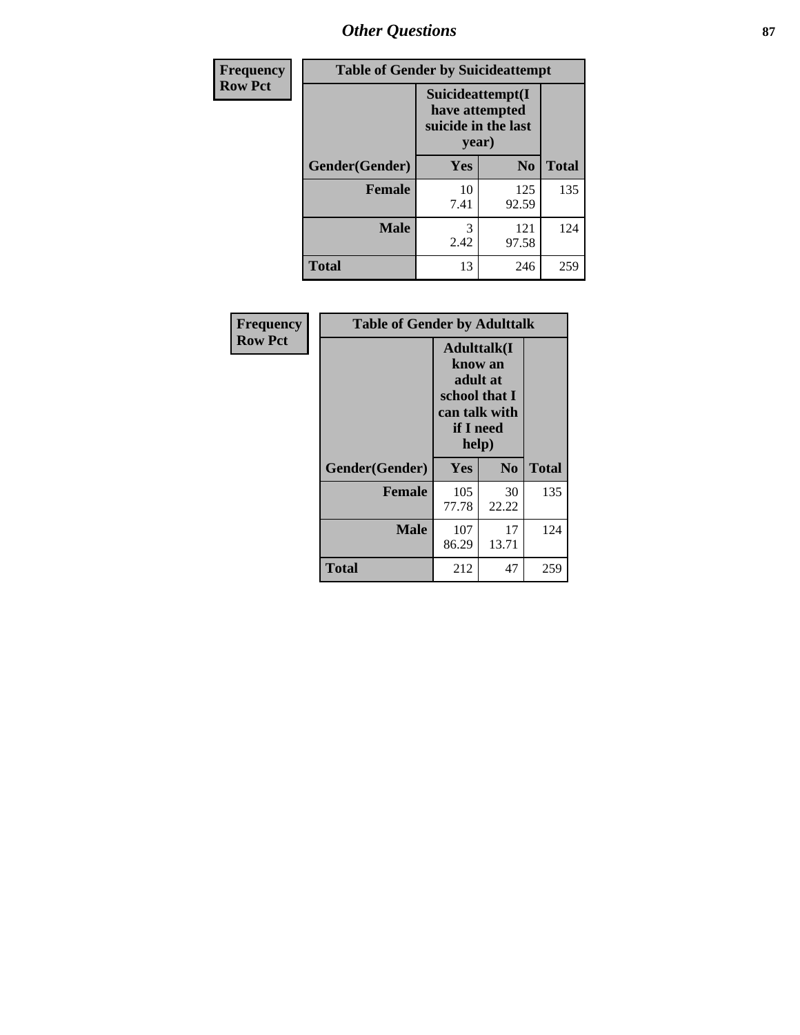| Frequency Row Pct |
|---|

| Table of Gender by Suicideattempt | | | |
|---|---|---|---|
| | Suicideattempt(I have attempted suicide in the last year) | | |
| Gender(Gender) | Yes | No | Total |
| Female | 10<br>7.41 | 125<br>92.59 | 135 |
| Male | 3<br>2.42 | 121<br>97.58 | 124 |
| Total | 13 | 246 | 259 |

| Frequency Row Pct |
|---|

| Table of Gender by Adulttalk | | | |
|---|---|---|---|
| | Adulttalk(I know an adult at school that I can talk with if I need help) | | |
| Gender(Gender) | Yes | No | Total |
| Female | 105<br>77.78 | 30<br>22.22 | 135 |
| Male | 107<br>86.29 | 17<br>13.71 | 124 |
| Total | 212 | 47 | 259 |